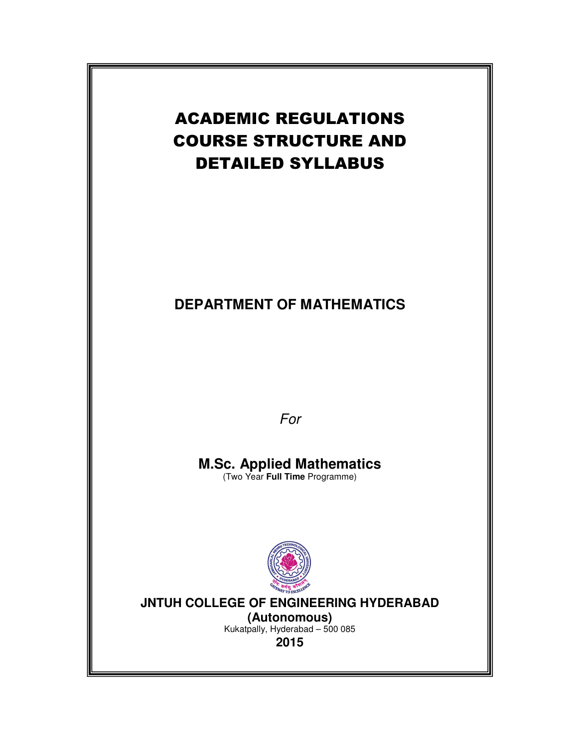# ACADEMIC REGULATIONS COURSE STRUCTURE AND DETAILED SYLLABUS

## DEPARTMENT OF MATHEMATICS

*For*

**M.Sc. Applied Mathematics**

(Two Year **Full Time** Programme)

**JNTUH COLLEGE OF ENGINEERING HYDERABAD**

**(Autonomous)**

Kukatpally, Hyderabad – 500 085

**2015**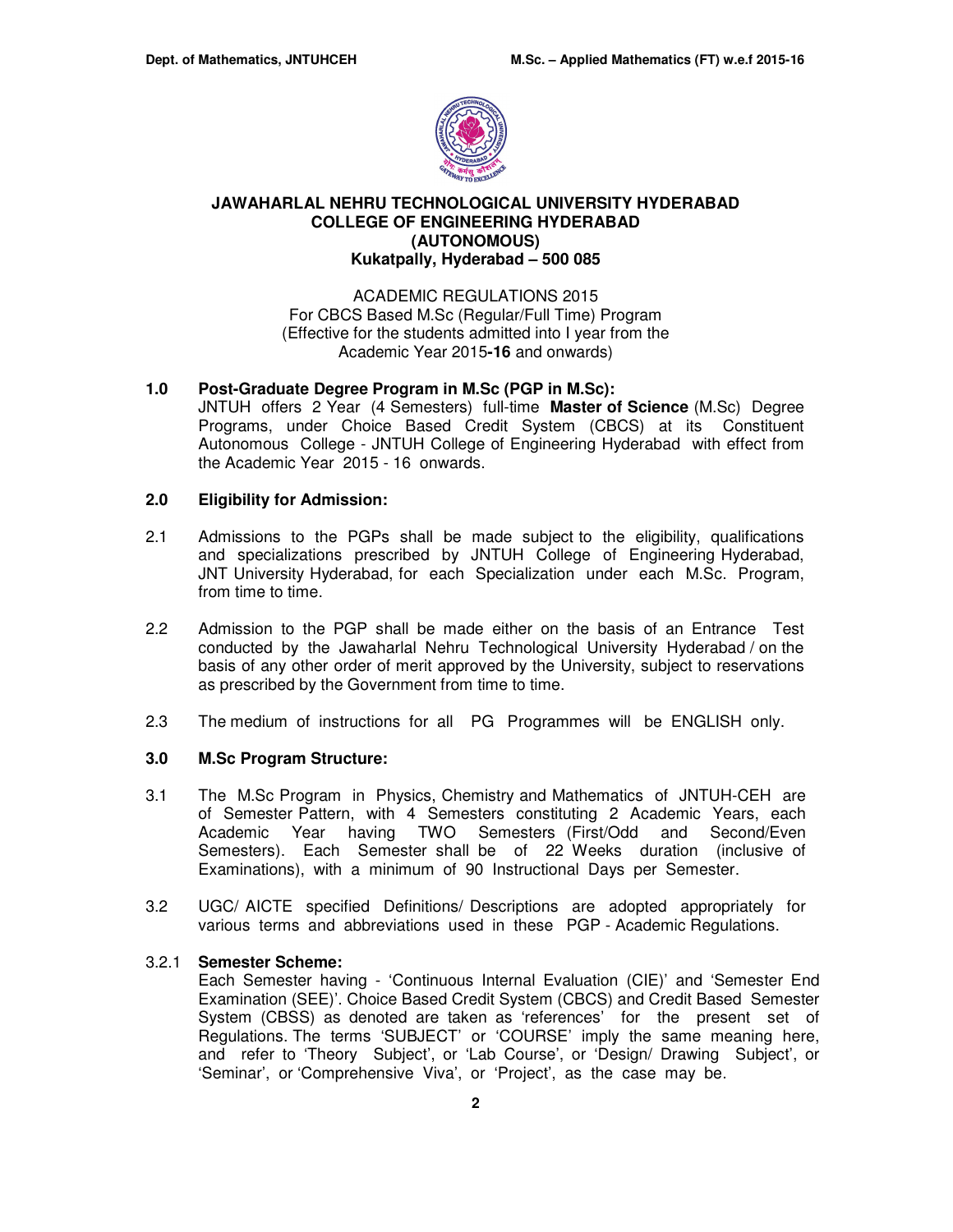**JAWAHARLAL NEHRU TECHNOLOGICAL UNIVERSITY HYDERABAD**
**COLLEGE OF ENGINEERING HYDERABAD**
**(AUTONOMOUS)**
**Kukatpally, Hyderabad – 500 085**

ACADEMIC REGULATIONS 2015
For CBCS Based M.Sc (Regular/Full Time) Program
(Effective for the students admitted into I year from the Academic Year 2015**-16** and onwards)

## 1.0 Post-Graduate Degree Program in M.Sc (PGP in M.Sc):

JNTUH offers 2 Year (4 Semesters) full-time **Master of Science** (M.Sc) Degree Programs, under Choice Based Credit System (CBCS) at its Constituent Autonomous College - JNTUH College of Engineering Hyderabad with effect from the Academic Year 2015 - 16 onwards.

## 2.0 Eligibility for Admission:

2.1 Admissions to the PGPs shall be made subject to the eligibility, qualifications and specializations prescribed by JNTUH College of Engineering Hyderabad, JNT University Hyderabad, for each Specialization under each M.Sc. Program, from time to time.

2.2 Admission to the PGP shall be made either on the basis of an Entrance Test conducted by the Jawaharlal Nehru Technological University Hyderabad / on the basis of any other order of merit approved by the University, subject to reservations as prescribed by the Government from time to time.

2.3 The medium of instructions for all PG Programmes will be ENGLISH only.

## 3.0 M.Sc Program Structure:

3.1 The M.Sc Program in Physics, Chemistry and Mathematics of JNTUH-CEH are of Semester Pattern, with 4 Semesters constituting 2 Academic Years, each Academic Year having TWO Semesters (First/Odd and Second/Even Semesters). Each Semester shall be of 22 Weeks duration (inclusive of Examinations), with a minimum of 90 Instructional Days per Semester.

3.2 UGC/ AICTE specified Definitions/ Descriptions are adopted appropriately for various terms and abbreviations used in these PGP - Academic Regulations.

### 3.2.1 Semester Scheme:

Each Semester having - 'Continuous Internal Evaluation (CIE)' and 'Semester End Examination (SEE)'. Choice Based Credit System (CBCS) and Credit Based Semester System (CBSS) as denoted are taken as 'references' for the present set of Regulations. The terms 'SUBJECT' or 'COURSE' imply the same meaning here, and refer to 'Theory Subject', or 'Lab Course', or 'Design/ Drawing Subject', or 'Seminar', or 'Comprehensive Viva', or 'Project', as the case may be.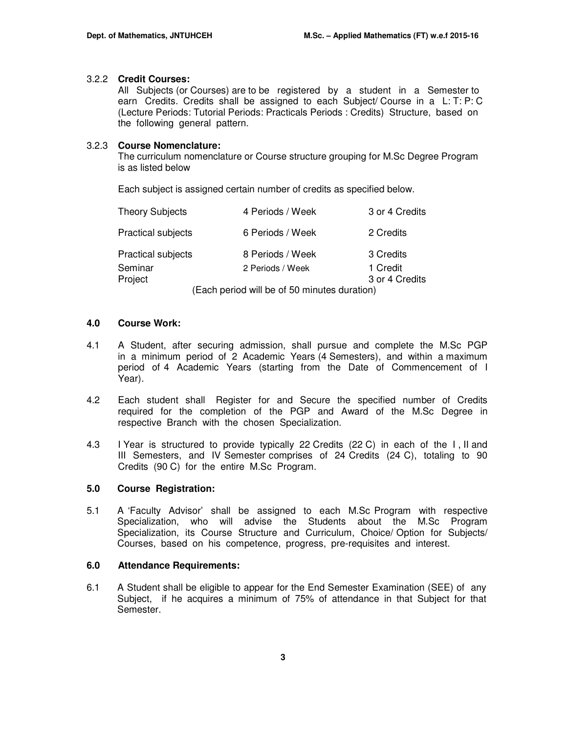### 3.2.2 **Credit Courses:**

All Subjects (or Courses) are to be registered by a student in a Semester to earn Credits. Credits shall be assigned to each Subject/ Course in a L: T: P: C (Lecture Periods: Tutorial Periods: Practicals Periods : Credits) Structure, based on the following general pattern.

### 3.2.3 **Course Nomenclature:**

The curriculum nomenclature or Course structure grouping for M.Sc Degree Program is as listed below

Each subject is assigned certain number of credits as specified below.

| | | |
|---|---|---|
| Theory Subjects | 4 Periods / Week | 3 or 4 Credits |
| Practical subjects | 6 Periods / Week | 2 Credits |
| Practical subjects | 8 Periods / Week | 3 Credits |
| Seminar | 2 Periods / Week | 1 Credit |
| Project | | 3 or 4 Credits |

(Each period will be of 50 minutes duration)

## 4.0 Course Work:

4.1 A Student, after securing admission, shall pursue and complete the M.Sc PGP in a minimum period of 2 Academic Years (4 Semesters), and within a maximum period of 4 Academic Years (starting from the Date of Commencement of I Year).

4.2 Each student shall Register for and Secure the specified number of Credits required for the completion of the PGP and Award of the M.Sc Degree in respective Branch with the chosen Specialization.

4.3 I Year is structured to provide typically 22 Credits (22 C) in each of the I , II and III Semesters, and IV Semester comprises of 24 Credits (24 C), totaling to 90 Credits (90 C) for the entire M.Sc Program.

## 5.0 Course Registration:

5.1 A 'Faculty Advisor' shall be assigned to each M.Sc Program with respective Specialization, who will advise the Students about the M.Sc Program Specialization, its Course Structure and Curriculum, Choice/ Option for Subjects/ Courses, based on his competence, progress, pre-requisites and interest.

## 6.0 Attendance Requirements:

6.1 A Student shall be eligible to appear for the End Semester Examination (SEE) of any Subject, if he acquires a minimum of 75% of attendance in that Subject for that Semester.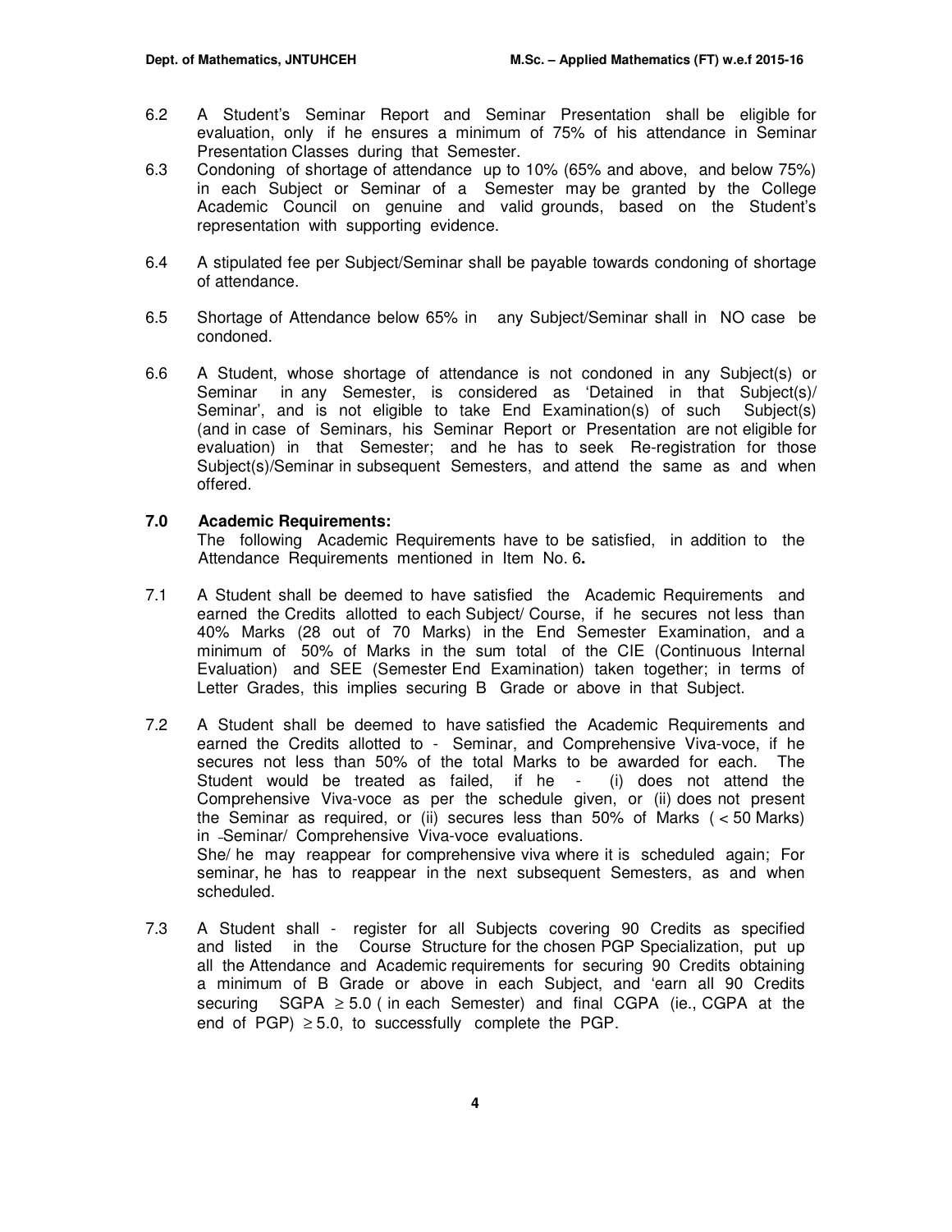6.2 A Student's Seminar Report and Seminar Presentation shall be eligible for evaluation, only if he ensures a minimum of 75% of his attendance in Seminar Presentation Classes during that Semester.

6.3 Condoning of shortage of attendance up to 10% (65% and above, and below 75%) in each Subject or Seminar of a Semester may be granted by the College Academic Council on genuine and valid grounds, based on the Student's representation with supporting evidence.

6.4 A stipulated fee per Subject/Seminar shall be payable towards condoning of shortage of attendance.

6.5 Shortage of Attendance below 65% in any Subject/Seminar shall in NO case be condoned.

6.6 A Student, whose shortage of attendance is not condoned in any Subject(s) or Seminar in any Semester, is considered as 'Detained in that Subject(s)/ Seminar', and is not eligible to take End Examination(s) of such Subject(s) (and in case of Seminars, his Seminar Report or Presentation are not eligible for evaluation) in that Semester; and he has to seek Re-registration for those Subject(s)/Seminar in subsequent Semesters, and attend the same as and when offered.

**7.0 Academic Requirements:**

The following Academic Requirements have to be satisfied, in addition to the Attendance Requirements mentioned in Item No. 6**.**

7.1 A Student shall be deemed to have satisfied the Academic Requirements and earned the Credits allotted to each Subject/ Course, if he secures not less than 40% Marks (28 out of 70 Marks) in the End Semester Examination, and a minimum of 50% of Marks in the sum total of the CIE (Continuous Internal Evaluation) and SEE (Semester End Examination) taken together; in terms of Letter Grades, this implies securing B Grade or above in that Subject.

7.2 A Student shall be deemed to have satisfied the Academic Requirements and earned the Credits allotted to - Seminar, and Comprehensive Viva-voce, if he secures not less than 50% of the total Marks to be awarded for each. The Student would be treated as failed, if he - (i) does not attend the Comprehensive Viva-voce as per the schedule given, or (ii) does not present the Seminar as required, or (ii) secures less than 50% of Marks ( < 50 Marks) in -Seminar/ Comprehensive Viva-voce evaluations.
She/ he may reappear for comprehensive viva where it is scheduled again; For seminar, he has to reappear in the next subsequent Semesters, as and when scheduled.

7.3 A Student shall - register for all Subjects covering 90 Credits as specified and listed in the Course Structure for the chosen PGP Specialization, put up all the Attendance and Academic requirements for securing 90 Credits obtaining a minimum of B Grade or above in each Subject, and 'earn all 90 Credits securing SGPA $\geq$ 5.0 ( in each Semester) and final CGPA (ie., CGPA at the end of PGP) $\geq$ 5.0, to successfully complete the PGP.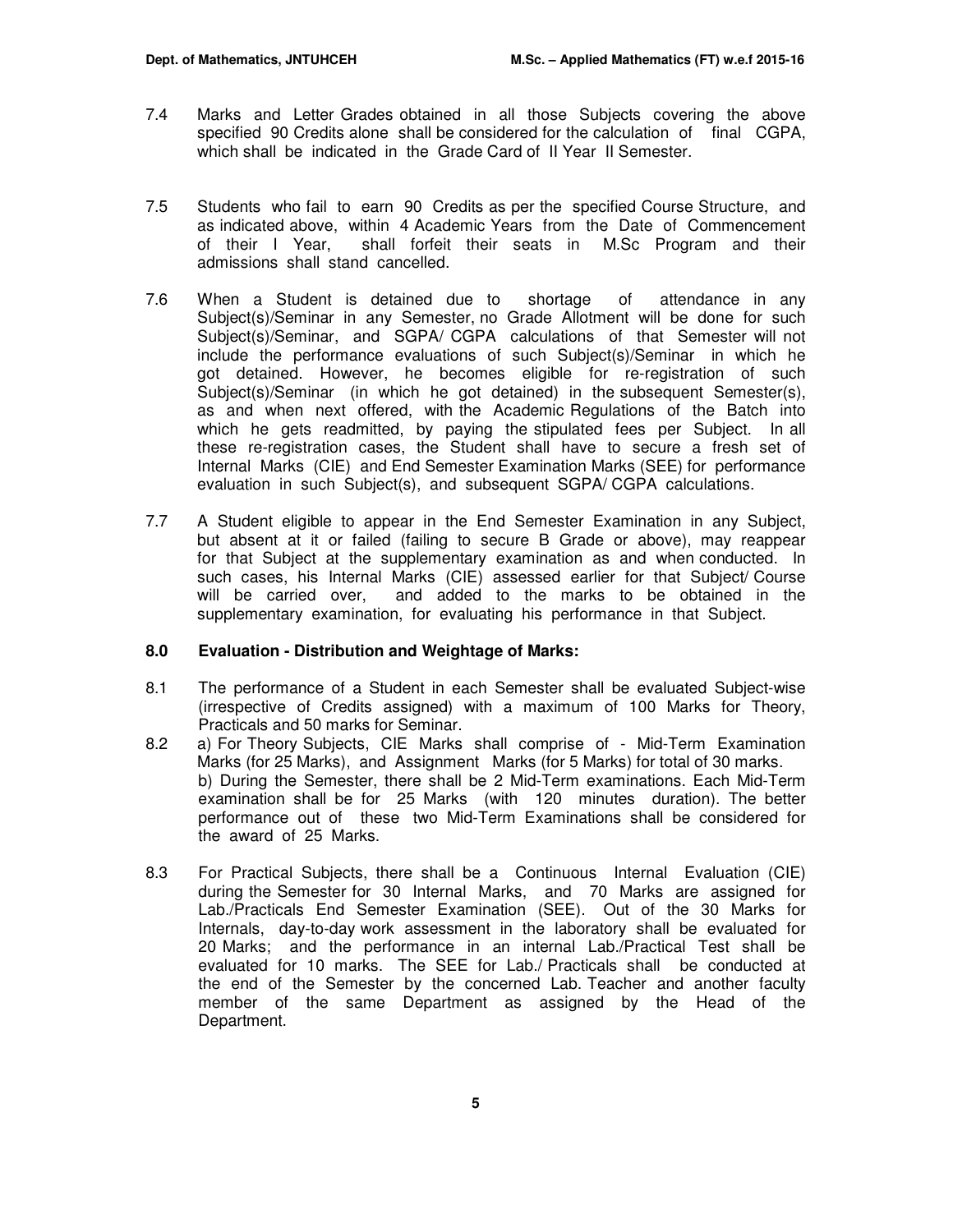7.4 Marks and Letter Grades obtained in all those Subjects covering the above specified 90 Credits alone shall be considered for the calculation of final CGPA, which shall be indicated in the Grade Card of II Year II Semester.

7.5 Students who fail to earn 90 Credits as per the specified Course Structure, and as indicated above, within 4 Academic Years from the Date of Commencement of their I Year, shall forfeit their seats in M.Sc Program and their admissions shall stand cancelled.

7.6 When a Student is detained due to shortage of attendance in any Subject(s)/Seminar in any Semester, no Grade Allotment will be done for such Subject(s)/Seminar, and SGPA/ CGPA calculations of that Semester will not include the performance evaluations of such Subject(s)/Seminar in which he got detained. However, he becomes eligible for re-registration of such Subject(s)/Seminar (in which he got detained) in the subsequent Semester(s), as and when next offered, with the Academic Regulations of the Batch into which he gets readmitted, by paying the stipulated fees per Subject. In all these re-registration cases, the Student shall have to secure a fresh set of Internal Marks (CIE) and End Semester Examination Marks (SEE) for performance evaluation in such Subject(s), and subsequent SGPA/ CGPA calculations.

7.7 A Student eligible to appear in the End Semester Examination in any Subject, but absent at it or failed (failing to secure B Grade or above), may reappear for that Subject at the supplementary examination as and when conducted. In such cases, his Internal Marks (CIE) assessed earlier for that Subject/ Course will be carried over, and added to the marks to be obtained in the supplementary examination, for evaluating his performance in that Subject.

### 8.0 Evaluation - Distribution and Weightage of Marks:

8.1 The performance of a Student in each Semester shall be evaluated Subject-wise (irrespective of Credits assigned) with a maximum of 100 Marks for Theory, Practicals and 50 marks for Seminar.

8.2 a) For Theory Subjects, CIE Marks shall comprise of - Mid-Term Examination Marks (for 25 Marks), and Assignment Marks (for 5 Marks) for total of 30 marks.
b) During the Semester, there shall be 2 Mid-Term examinations. Each Mid-Term examination shall be for 25 Marks (with 120 minutes duration). The better performance out of these two Mid-Term Examinations shall be considered for the award of 25 Marks.

8.3 For Practical Subjects, there shall be a Continuous Internal Evaluation (CIE) during the Semester for 30 Internal Marks, and 70 Marks are assigned for Lab./Practicals End Semester Examination (SEE). Out of the 30 Marks for Internals, day-to-day work assessment in the laboratory shall be evaluated for 20 Marks; and the performance in an internal Lab./Practical Test shall be evaluated for 10 marks. The SEE for Lab./ Practicals shall be conducted at the end of the Semester by the concerned Lab. Teacher and another faculty member of the same Department as assigned by the Head of the Department.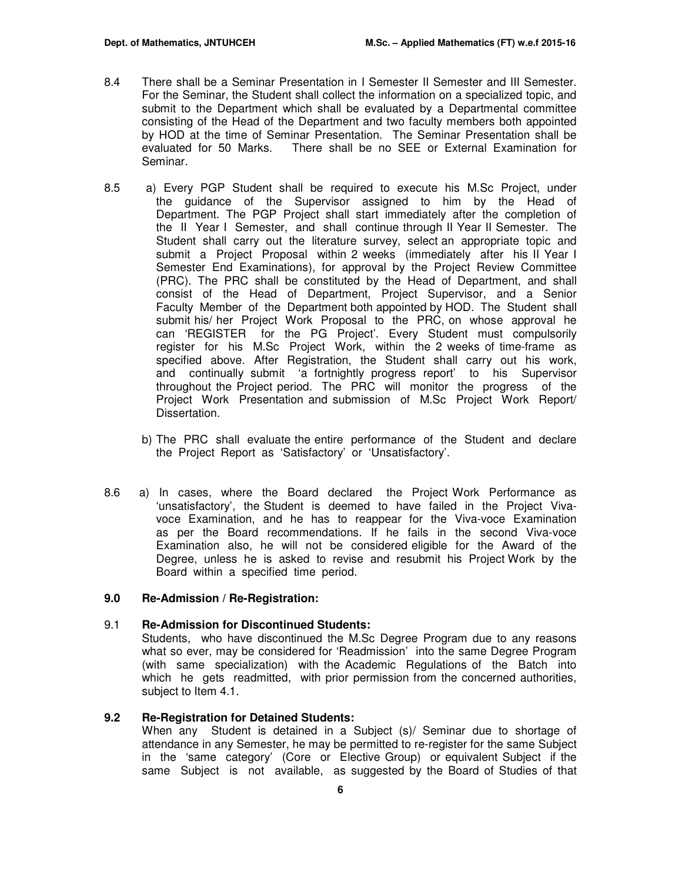8.4 There shall be a Seminar Presentation in I Semester II Semester and III Semester. For the Seminar, the Student shall collect the information on a specialized topic, and submit to the Department which shall be evaluated by a Departmental committee consisting of the Head of the Department and two faculty members both appointed by HOD at the time of Seminar Presentation. The Seminar Presentation shall be evaluated for 50 Marks. There shall be no SEE or External Examination for Seminar.

8.5 a) Every PGP Student shall be required to execute his M.Sc Project, under the guidance of the Supervisor assigned to him by the Head of Department. The PGP Project shall start immediately after the completion of the II Year I Semester, and shall continue through II Year II Semester. The Student shall carry out the literature survey, select an appropriate topic and submit a Project Proposal within 2 weeks (immediately after his II Year I Semester End Examinations), for approval by the Project Review Committee (PRC). The PRC shall be constituted by the Head of Department, and shall consist of the Head of Department, Project Supervisor, and a Senior Faculty Member of the Department both appointed by HOD. The Student shall submit his/ her Project Work Proposal to the PRC, on whose approval he can 'REGISTER for the PG Project'. Every Student must compulsorily register for his M.Sc Project Work, within the 2 weeks of time-frame as specified above. After Registration, the Student shall carry out his work, and continually submit 'a fortnightly progress report' to his Supervisor throughout the Project period. The PRC will monitor the progress of the Project Work Presentation and submission of M.Sc Project Work Report/ Dissertation.

b) The PRC shall evaluate the entire performance of the Student and declare the Project Report as 'Satisfactory' or 'Unsatisfactory'.

8.6 a) In cases, where the Board declared the Project Work Performance as 'unsatisfactory', the Student is deemed to have failed in the Project Viva-voce Examination, and he has to reappear for the Viva-voce Examination as per the Board recommendations. If he fails in the second Viva-voce Examination also, he will not be considered eligible for the Award of the Degree, unless he is asked to revise and resubmit his Project Work by the Board within a specified time period.

## 9.0 Re-Admission / Re-Registration:

### 9.1 Re-Admission for Discontinued Students:

Students, who have discontinued the M.Sc Degree Program due to any reasons what so ever, may be considered for 'Readmission' into the same Degree Program (with same specialization) with the Academic Regulations of the Batch into which he gets readmitted, with prior permission from the concerned authorities, subject to Item 4.1.

### 9.2 Re-Registration for Detained Students:

When any Student is detained in a Subject (s)/ Seminar due to shortage of attendance in any Semester, he may be permitted to re-register for the same Subject in the 'same category' (Core or Elective Group) or equivalent Subject if the same Subject is not available, as suggested by the Board of Studies of that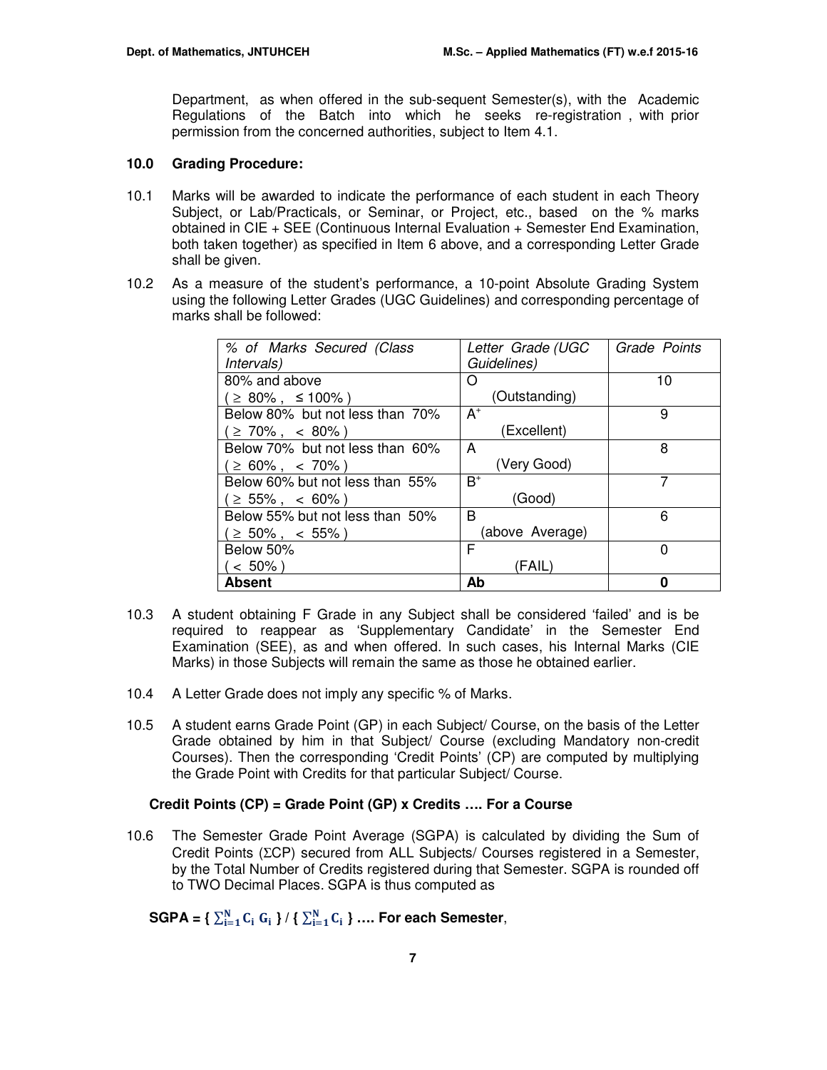Department, as when offered in the sub-sequent Semester(s), with the Academic Regulations of the Batch into which he seeks re-registration , with prior permission from the concerned authorities, subject to Item 4.1.

**10.0 Grading Procedure:**

10.1 Marks will be awarded to indicate the performance of each student in each Theory Subject, or Lab/Practicals, or Seminar, or Project, etc., based on the % marks obtained in CIE + SEE (Continuous Internal Evaluation + Semester End Examination, both taken together) as specified in Item 6 above, and a corresponding Letter Grade shall be given.

10.2 As a measure of the student's performance, a 10-point Absolute Grading System using the following Letter Grades (UGC Guidelines) and corresponding percentage of marks shall be followed:

| *% of Marks Secured (Class Intervals)* | *Letter Grade (UGC Guidelines)* | *Grade Points* |
|---|---|---|
| 80% and above ( ≥ 80% , ≤ 100% ) | O (Outstanding) | 10 |
| Below 80% but not less than 70% ( ≥ 70% , < 80% ) | $A^+$ (Excellent) | 9 |
| Below 70% but not less than 60% ( ≥ 60% , < 70% ) | A (Very Good) | 8 |
| Below 60% but not less than 55% ( ≥ 55% , < 60% ) | $B^+$ (Good) | 7 |
| Below 55% but not less than 50% ( ≥ 50% , < 55% ) | B (above Average) | 6 |
| Below 50% ( < 50% ) | F (FAIL) | 0 |
| **Absent** | **Ab** | **0** |

10.3 A student obtaining F Grade in any Subject shall be considered 'failed' and is be required to reappear as 'Supplementary Candidate' in the Semester End Examination (SEE), as and when offered. In such cases, his Internal Marks (CIE Marks) in those Subjects will remain the same as those he obtained earlier.

10.4 A Letter Grade does not imply any specific % of Marks.

10.5 A student earns Grade Point (GP) in each Subject/ Course, on the basis of the Letter Grade obtained by him in that Subject/ Course (excluding Mandatory non-credit Courses). Then the corresponding 'Credit Points' (CP) are computed by multiplying the Grade Point with Credits for that particular Subject/ Course.

**Credit Points (CP) = Grade Point (GP) x Credits …. For a Course**

10.6 The Semester Grade Point Average (SGPA) is calculated by dividing the Sum of Credit Points (ΣCP) secured from ALL Subjects/ Courses registered in a Semester, by the Total Number of Credits registered during that Semester. SGPA is rounded off to TWO Decimal Places. SGPA is thus computed as

**SGPA = $\{ \sum_{i=1}^{N} C_i \; G_i \} / \{ \sum_{i=1}^{N} C_i \}$ …. For each Semester**,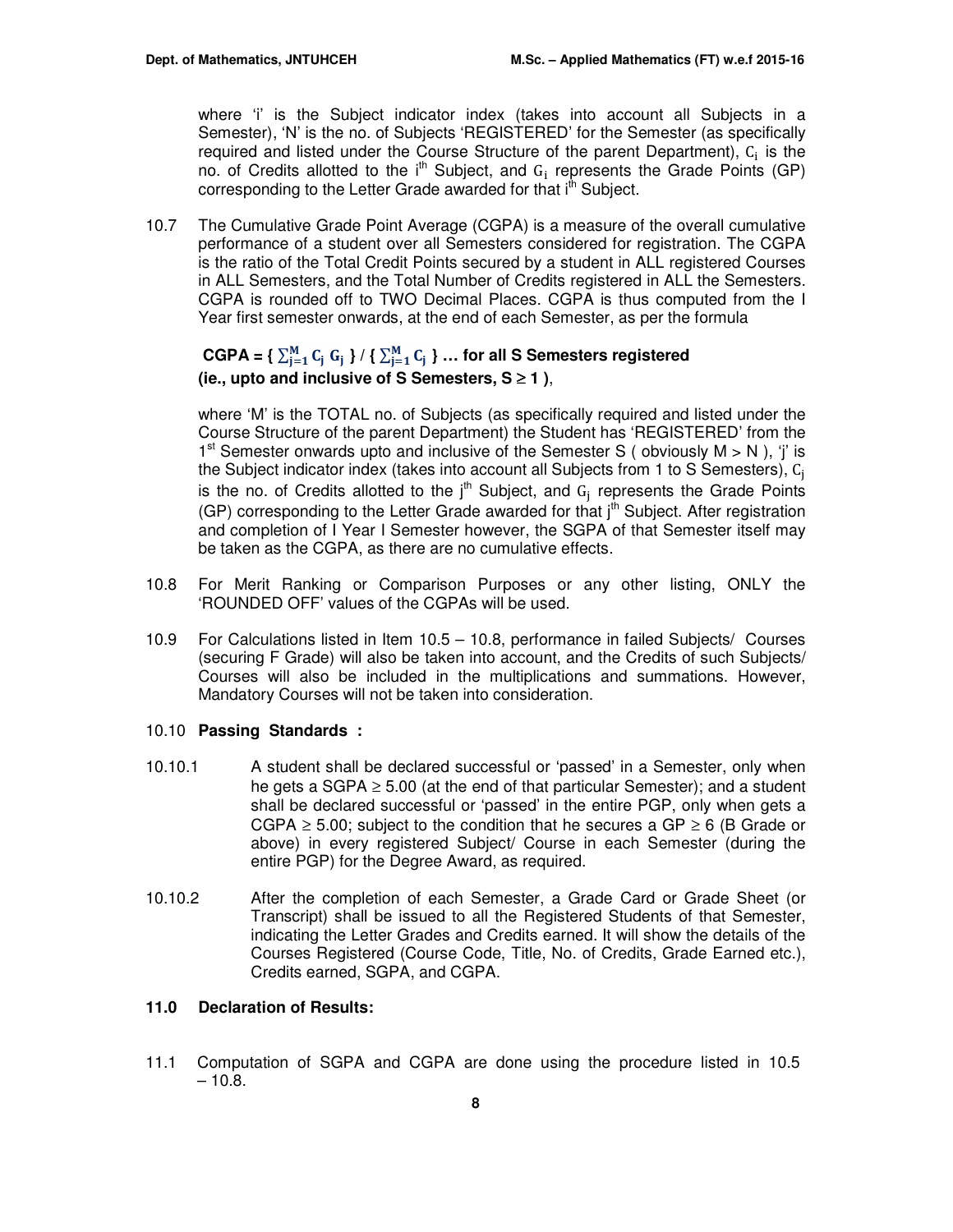where 'i' is the Subject indicator index (takes into account all Subjects in a Semester), 'N' is the no. of Subjects 'REGISTERED' for the Semester (as specifically required and listed under the Course Structure of the parent Department), $C_i$ is the no. of Credits allotted to the i[th] Subject, and $G_i$ represents the Grade Points (GP) corresponding to the Letter Grade awarded for that i[th] Subject.

10.7 The Cumulative Grade Point Average (CGPA) is a measure of the overall cumulative performance of a student over all Semesters considered for registration. The CGPA is the ratio of the Total Credit Points secured by a student in ALL registered Courses in ALL Semesters, and the Total Number of Credits registered in ALL the Semesters. CGPA is rounded off to TWO Decimal Places. CGPA is thus computed from the I Year first semester onwards, at the end of each Semester, as per the formula

**CGPA = { $\sum_{j=1}^{M} C_j \; G_j$ } / { $\sum_{j=1}^{M} C_j$ } … for all S Semesters registered (ie., upto and inclusive of S Semesters, $S \geq 1$ )**,

where 'M' is the TOTAL no. of Subjects (as specifically required and listed under the Course Structure of the parent Department) the Student has 'REGISTERED' from the 1[st] Semester onwards upto and inclusive of the Semester S ( obviously $M > N$ ), 'j' is the Subject indicator index (takes into account all Subjects from 1 to S Semesters), $C_j$ is the no. of Credits allotted to the j[th] Subject, and $G_j$ represents the Grade Points (GP) corresponding to the Letter Grade awarded for that j[th] Subject. After registration and completion of I Year I Semester however, the SGPA of that Semester itself may be taken as the CGPA, as there are no cumulative effects.

10.8 For Merit Ranking or Comparison Purposes or any other listing, ONLY the 'ROUNDED OFF' values of the CGPAs will be used.

10.9 For Calculations listed in Item 10.5 – 10.8, performance in failed Subjects/ Courses (securing F Grade) will also be taken into account, and the Credits of such Subjects/ Courses will also be included in the multiplications and summations. However, Mandatory Courses will not be taken into consideration.

10.10 **Passing Standards :**

10.10.1 A student shall be declared successful or 'passed' in a Semester, only when he gets a SGPA $\geq$ 5.00 (at the end of that particular Semester); and a student shall be declared successful or 'passed' in the entire PGP, only when gets a CGPA $\geq$ 5.00; subject to the condition that he secures a GP $\geq$ 6 (B Grade or above) in every registered Subject/ Course in each Semester (during the entire PGP) for the Degree Award, as required.

10.10.2 After the completion of each Semester, a Grade Card or Grade Sheet (or Transcript) shall be issued to all the Registered Students of that Semester, indicating the Letter Grades and Credits earned. It will show the details of the Courses Registered (Course Code, Title, No. of Credits, Grade Earned etc.), Credits earned, SGPA, and CGPA.

## 11.0 Declaration of Results:

11.1 Computation of SGPA and CGPA are done using the procedure listed in 10.5 – 10.8.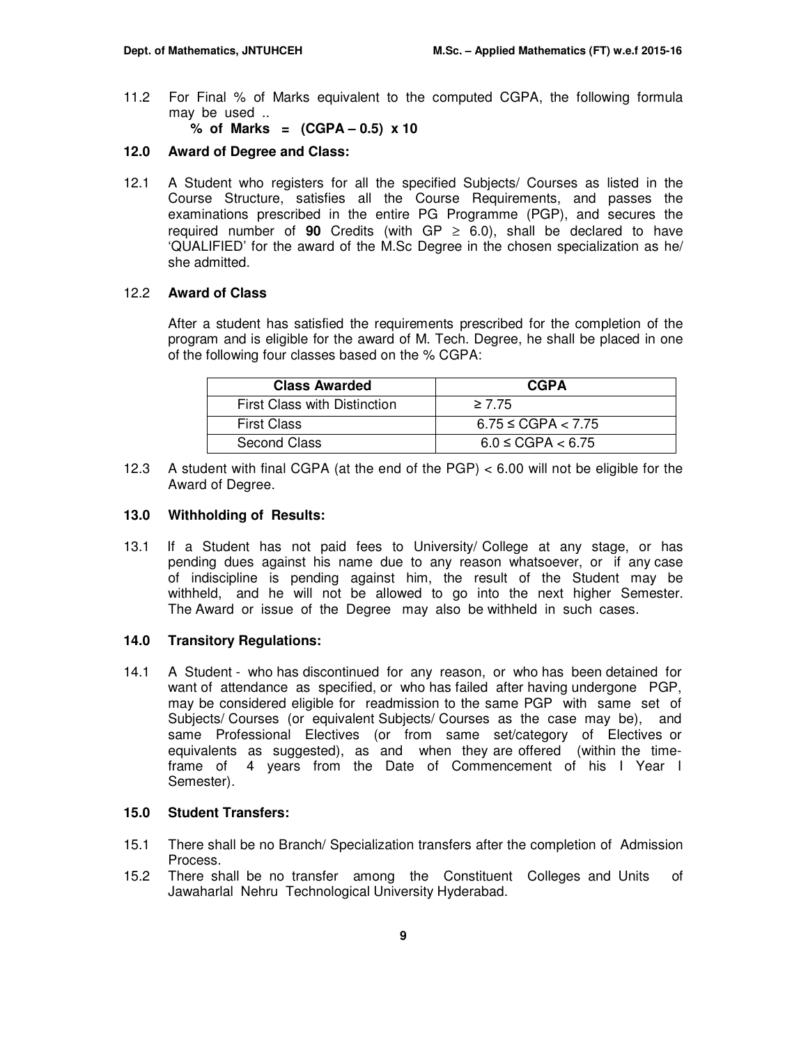11.2 For Final % of Marks equivalent to the computed CGPA, the following formula may be used ..

**% of Marks = (CGPA – 0.5) x 10**

### 12.0 Award of Degree and Class:

12.1 A Student who registers for all the specified Subjects/ Courses as listed in the Course Structure, satisfies all the Course Requirements, and passes the examinations prescribed in the entire PG Programme (PGP), and secures the required number of **90** Credits (with GP $\geq$ 6.0), shall be declared to have 'QUALIFIED' for the award of the M.Sc Degree in the chosen specialization as he/ she admitted.

12.2 **Award of Class**

After a student has satisfied the requirements prescribed for the completion of the program and is eligible for the award of M. Tech. Degree, he shall be placed in one of the following four classes based on the % CGPA:

| Class Awarded | CGPA |
|---|---|
| First Class with Distinction | $\geq$ 7.75 |
| First Class | $6.75 \leq \text{CGPA} < 7.75$ |
| Second Class | $6.0 \leq \text{CGPA} < 6.75$ |

12.3 A student with final CGPA (at the end of the PGP) < 6.00 will not be eligible for the Award of Degree.

### 13.0 Withholding of Results:

13.1 If a Student has not paid fees to University/ College at any stage, or has pending dues against his name due to any reason whatsoever, or if any case of indiscipline is pending against him, the result of the Student may be withheld, and he will not be allowed to go into the next higher Semester. The Award or issue of the Degree may also be withheld in such cases.

### 14.0 Transitory Regulations:

14.1 A Student - who has discontinued for any reason, or who has been detained for want of attendance as specified, or who has failed after having undergone PGP, may be considered eligible for readmission to the same PGP with same set of Subjects/ Courses (or equivalent Subjects/ Courses as the case may be), and same Professional Electives (or from same set/category of Electives or equivalents as suggested), as and when they are offered (within the time-frame of 4 years from the Date of Commencement of his I Year I Semester).

### 15.0 Student Transfers:

15.1 There shall be no Branch/ Specialization transfers after the completion of Admission Process.

15.2 There shall be no transfer among the Constituent Colleges and Units of Jawaharlal Nehru Technological University Hyderabad.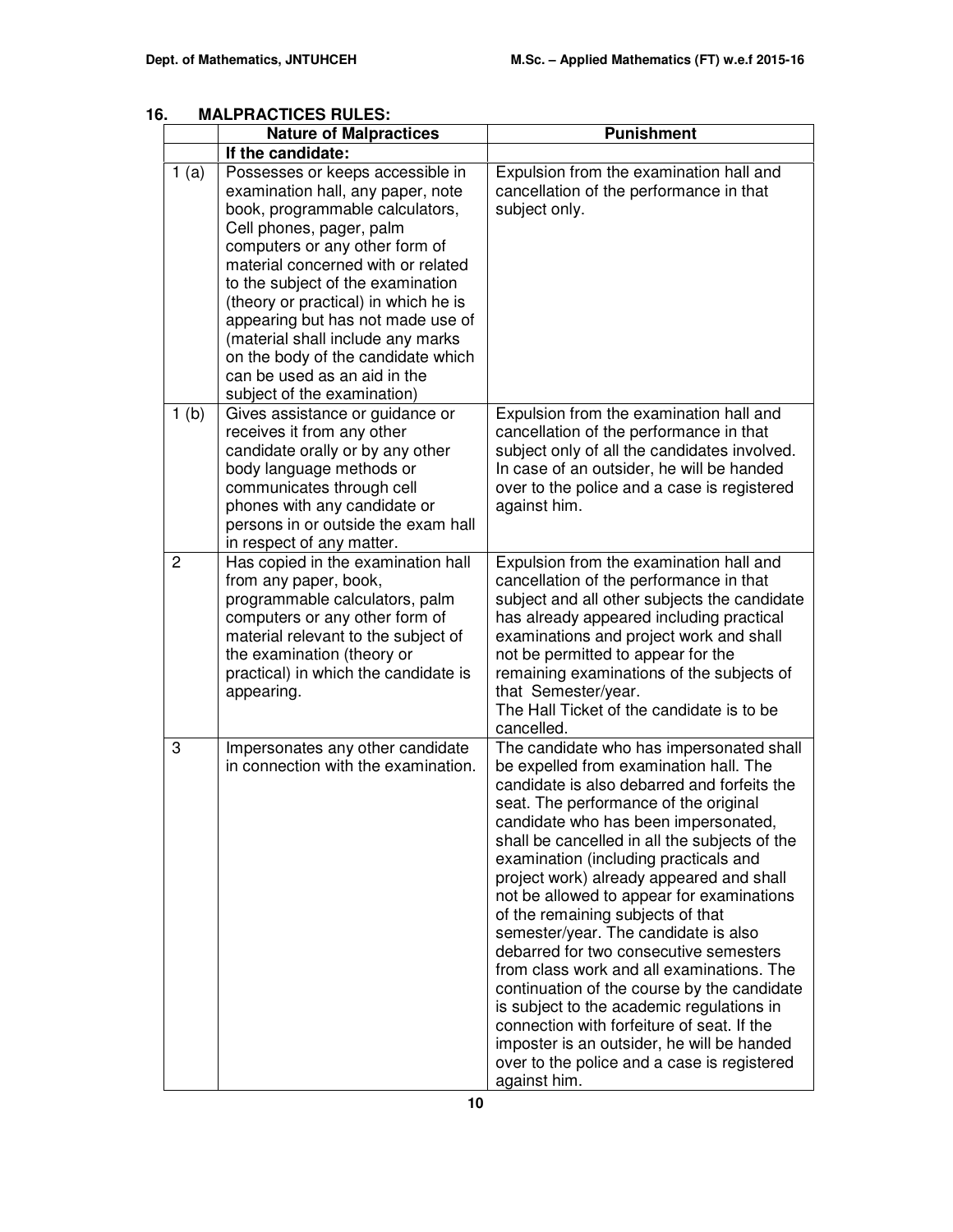## 16. MALPRACTICES RULES:

| | Nature of Malpractices | Punishment |
|---|---|---|
| | **If the candidate:** | |
| 1 (a) | Possesses or keeps accessible in examination hall, any paper, note book, programmable calculators, Cell phones, pager, palm computers or any other form of material concerned with or related to the subject of the examination (theory or practical) in which he is appearing but has not made use of (material shall include any marks on the body of the candidate which can be used as an aid in the subject of the examination) | Expulsion from the examination hall and cancellation of the performance in that subject only. |
| 1 (b) | Gives assistance or guidance or receives it from any other candidate orally or by any other body language methods or communicates through cell phones with any candidate or persons in or outside the exam hall in respect of any matter. | Expulsion from the examination hall and cancellation of the performance in that subject only of all the candidates involved. In case of an outsider, he will be handed over to the police and a case is registered against him. |
| 2 | Has copied in the examination hall from any paper, book, programmable calculators, palm computers or any other form of material relevant to the subject of the examination (theory or practical) in which the candidate is appearing. | Expulsion from the examination hall and cancellation of the performance in that subject and all other subjects the candidate has already appeared including practical examinations and project work and shall not be permitted to appear for the remaining examinations of the subjects of that Semester/year. The Hall Ticket of the candidate is to be cancelled. |
| 3 | Impersonates any other candidate in connection with the examination. | The candidate who has impersonated shall be expelled from examination hall. The candidate is also debarred and forfeits the seat. The performance of the original candidate who has been impersonated, shall be cancelled in all the subjects of the examination (including practicals and project work) already appeared and shall not be allowed to appear for examinations of the remaining subjects of that semester/year. The candidate is also debarred for two consecutive semesters from class work and all examinations. The continuation of the course by the candidate is subject to the academic regulations in connection with forfeiture of seat. If the imposter is an outsider, he will be handed over to the police and a case is registered against him. |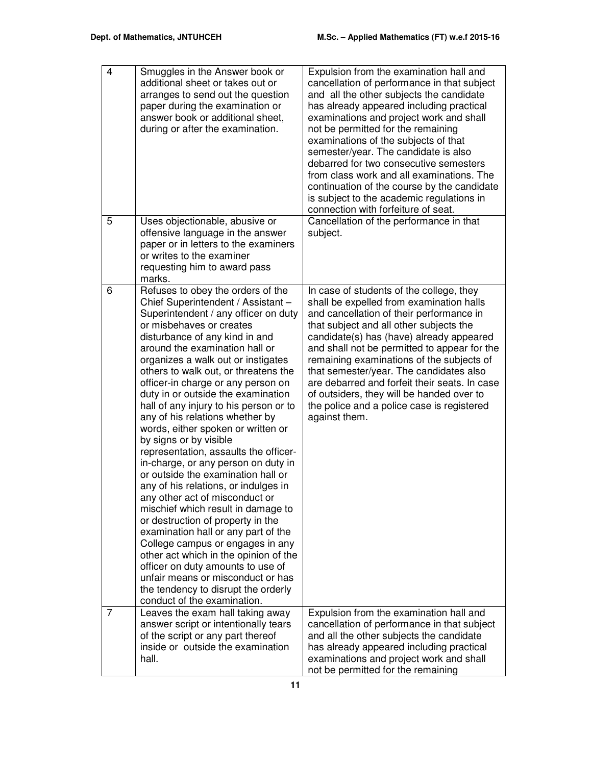| | | |
|---|---|---|
| 4 | Smuggles in the Answer book or additional sheet or takes out or arranges to send out the question paper during the examination or answer book or additional sheet, during or after the examination. | Expulsion from the examination hall and cancellation of performance in that subject and all the other subjects the candidate has already appeared including practical examinations and project work and shall not be permitted for the remaining examinations of the subjects of that semester/year. The candidate is also debarred for two consecutive semesters from class work and all examinations. The continuation of the course by the candidate is subject to the academic regulations in connection with forfeiture of seat. |
| 5 | Uses objectionable, abusive or offensive language in the answer paper or in letters to the examiners or writes to the examiner requesting him to award pass marks. | Cancellation of the performance in that subject. |
| 6 | Refuses to obey the orders of the Chief Superintendent / Assistant – Superintendent / any officer on duty or misbehaves or creates disturbance of any kind in and around the examination hall or organizes a walk out or instigates others to walk out, or threatens the officer-in charge or any person on duty in or outside the examination hall of any injury to his person or to any of his relations whether by words, either spoken or written or by signs or by visible representation, assaults the officer-in-charge, or any person on duty in or outside the examination hall or any of his relations, or indulges in any other act of misconduct or mischief which result in damage to or destruction of property in the examination hall or any part of the College campus or engages in any other act which in the opinion of the officer on duty amounts to use of unfair means or misconduct or has the tendency to disrupt the orderly conduct of the examination. | In case of students of the college, they shall be expelled from examination halls and cancellation of their performance in that subject and all other subjects the candidate(s) has (have) already appeared and shall not be permitted to appear for the remaining examinations of the subjects of that semester/year. The candidates also are debarred and forfeit their seats. In case of outsiders, they will be handed over to the police and a police case is registered against them. |
| 7 | Leaves the exam hall taking away answer script or intentionally tears of the script or any part thereof inside or outside the examination hall. | Expulsion from the examination hall and cancellation of performance in that subject and all the other subjects the candidate has already appeared including practical examinations and project work and shall not be permitted for the remaining |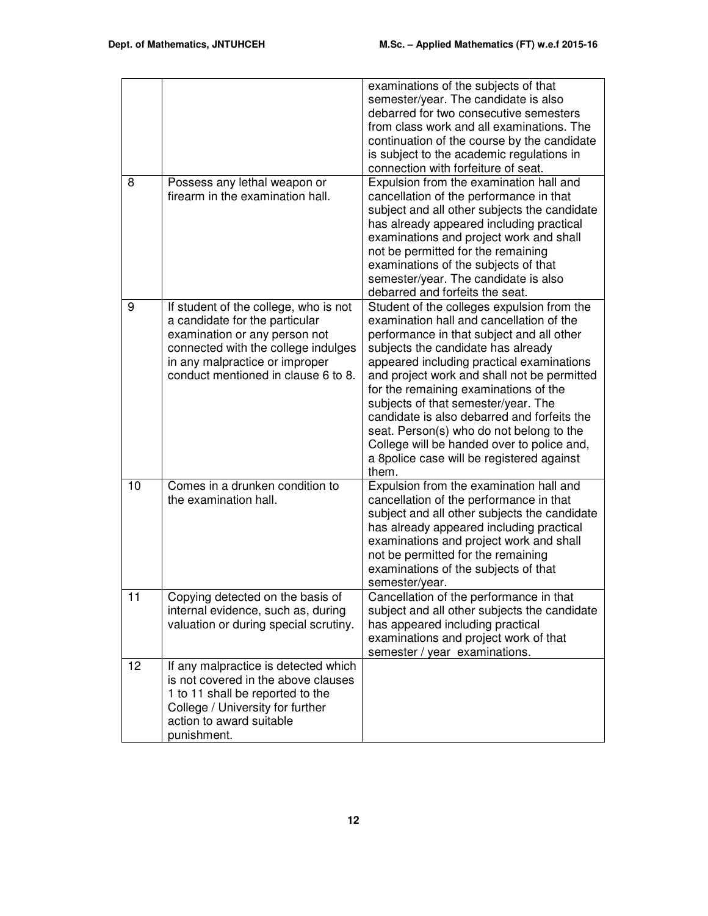| | | |
|---|---|---|
| | | examinations of the subjects of that semester/year. The candidate is also debarred for two consecutive semesters from class work and all examinations. The continuation of the course by the candidate is subject to the academic regulations in connection with forfeiture of seat. |
| 8 | Possess any lethal weapon or firearm in the examination hall. | Expulsion from the examination hall and cancellation of the performance in that subject and all other subjects the candidate has already appeared including practical examinations and project work and shall not be permitted for the remaining examinations of the subjects of that semester/year. The candidate is also debarred and forfeits the seat. |
| 9 | If student of the college, who is not a candidate for the particular examination or any person not connected with the college indulges in any malpractice or improper conduct mentioned in clause 6 to 8. | Student of the colleges expulsion from the examination hall and cancellation of the performance in that subject and all other subjects the candidate has already appeared including practical examinations and project work and shall not be permitted for the remaining examinations of the subjects of that semester/year. The candidate is also debarred and forfeits the seat. Person(s) who do not belong to the College will be handed over to police and, a 8police case will be registered against them. |
| 10 | Comes in a drunken condition to the examination hall. | Expulsion from the examination hall and cancellation of the performance in that subject and all other subjects the candidate has already appeared including practical examinations and project work and shall not be permitted for the remaining examinations of the subjects of that semester/year. |
| 11 | Copying detected on the basis of internal evidence, such as, during valuation or during special scrutiny. | Cancellation of the performance in that subject and all other subjects the candidate has appeared including practical examinations and project work of that semester / year examinations. |
| 12 | If any malpractice is detected which is not covered in the above clauses 1 to 11 shall be reported to the College / University for further action to award suitable punishment. | |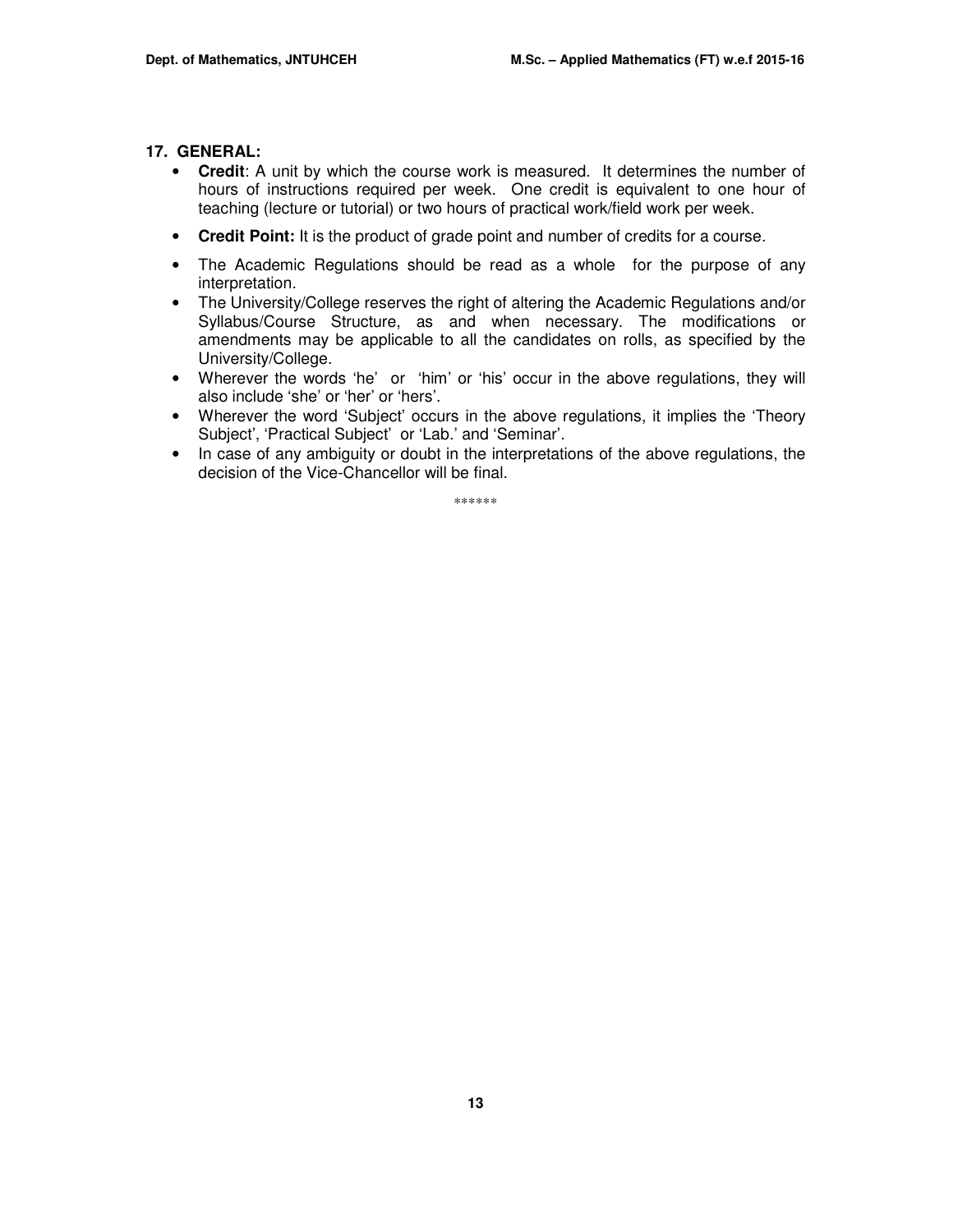## 17. GENERAL:

- **Credit**: A unit by which the course work is measured. It determines the number of hours of instructions required per week. One credit is equivalent to one hour of teaching (lecture or tutorial) or two hours of practical work/field work per week.
- **Credit Point:** It is the product of grade point and number of credits for a course.
- The Academic Regulations should be read as a whole for the purpose of any interpretation.
- The University/College reserves the right of altering the Academic Regulations and/or Syllabus/Course Structure, as and when necessary. The modifications or amendments may be applicable to all the candidates on rolls, as specified by the University/College.
- Wherever the words 'he' or 'him' or 'his' occur in the above regulations, they will also include 'she' or 'her' or 'hers'.
- Wherever the word 'Subject' occurs in the above regulations, it implies the 'Theory Subject', 'Practical Subject' or 'Lab.' and 'Seminar'.
- In case of any ambiguity or doubt in the interpretations of the above regulations, the decision of the Vice-Chancellor will be final.

******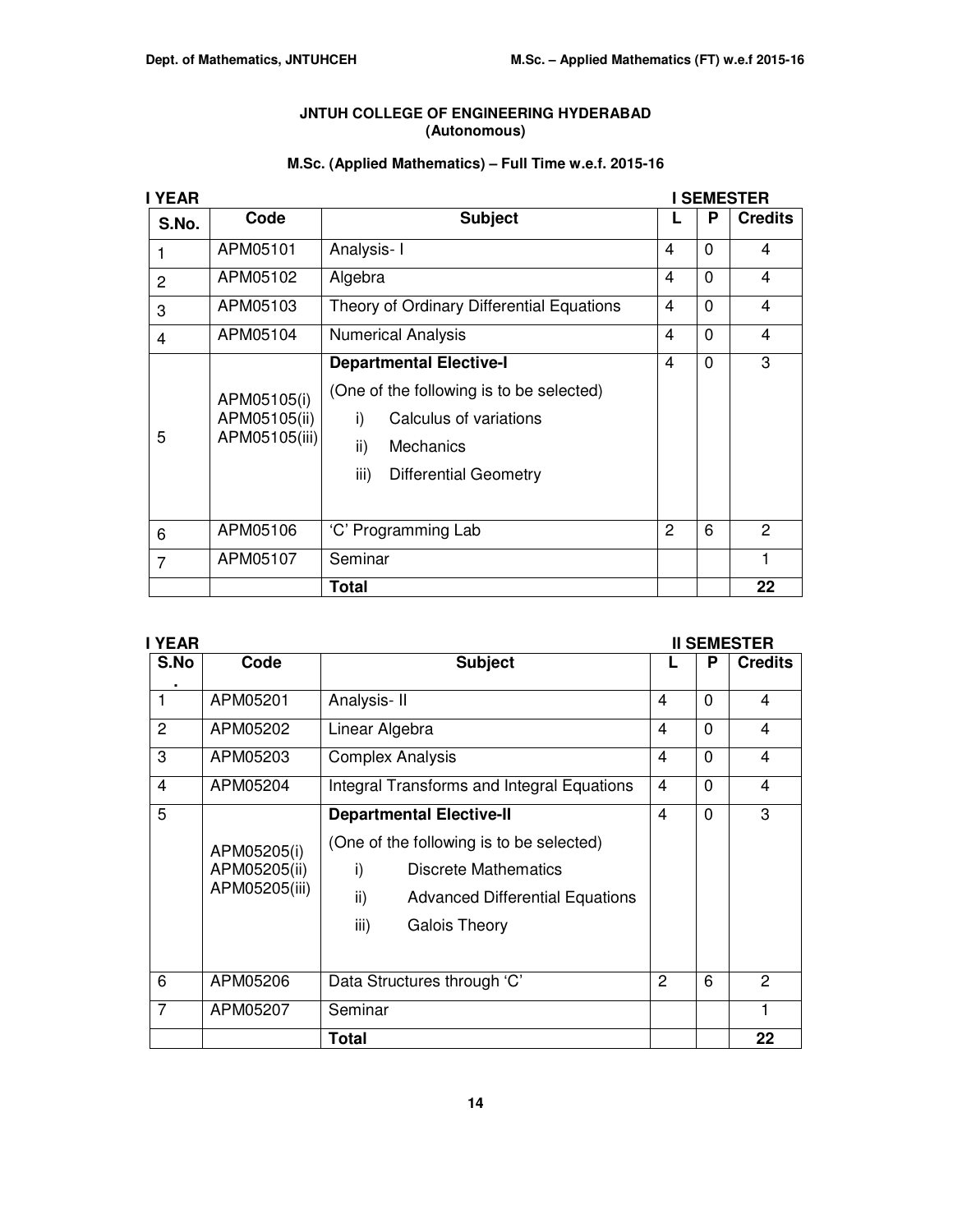**JNTUH COLLEGE OF ENGINEERING HYDERABAD**
**(Autonomous)**

**M.Sc. (Applied Mathematics) – Full Time w.e.f. 2015-16**

**I YEAR** **I SEMESTER**

| S.No. | Code | Subject | L | P | Credits |
|---|---|---|---|---|---|
| 1 | APM05101 | Analysis- I | 4 | 0 | 4 |
| 2 | APM05102 | Algebra | 4 | 0 | 4 |
| 3 | APM05103 | Theory of Ordinary Differential Equations | 4 | 0 | 4 |
| 4 | APM05104 | Numerical Analysis | 4 | 0 | 4 |
| 5 | APM05105(i)<br>APM05105(ii)<br>APM05105(iii) | **Departmental Elective-I**<br>(One of the following is to be selected)<br>i) Calculus of variations<br>ii) Mechanics<br>iii) Differential Geometry | 4 | 0 | 3 |
| 6 | APM05106 | 'C' Programming Lab | 2 | 6 | 2 |
| 7 | APM05107 | Seminar | | | 1 |
| | | **Total** | | | **22** |

**I YEAR** **II SEMESTER**

| S.No. | Code | Subject | L | P | Credits |
|---|---|---|---|---|---|
| 1 | APM05201 | Analysis- II | 4 | 0 | 4 |
| 2 | APM05202 | Linear Algebra | 4 | 0 | 4 |
| 3 | APM05203 | Complex Analysis | 4 | 0 | 4 |
| 4 | APM05204 | Integral Transforms and Integral Equations | 4 | 0 | 4 |
| 5 | APM05205(i)<br>APM05205(ii)<br>APM05205(iii) | **Departmental Elective-II**<br>(One of the following is to be selected)<br>i) Discrete Mathematics<br>ii) Advanced Differential Equations<br>iii) Galois Theory | 4 | 0 | 3 |
| 6 | APM05206 | Data Structures through 'C' | 2 | 6 | 2 |
| 7 | APM05207 | Seminar | | | 1 |
| | | **Total** | | | **22** |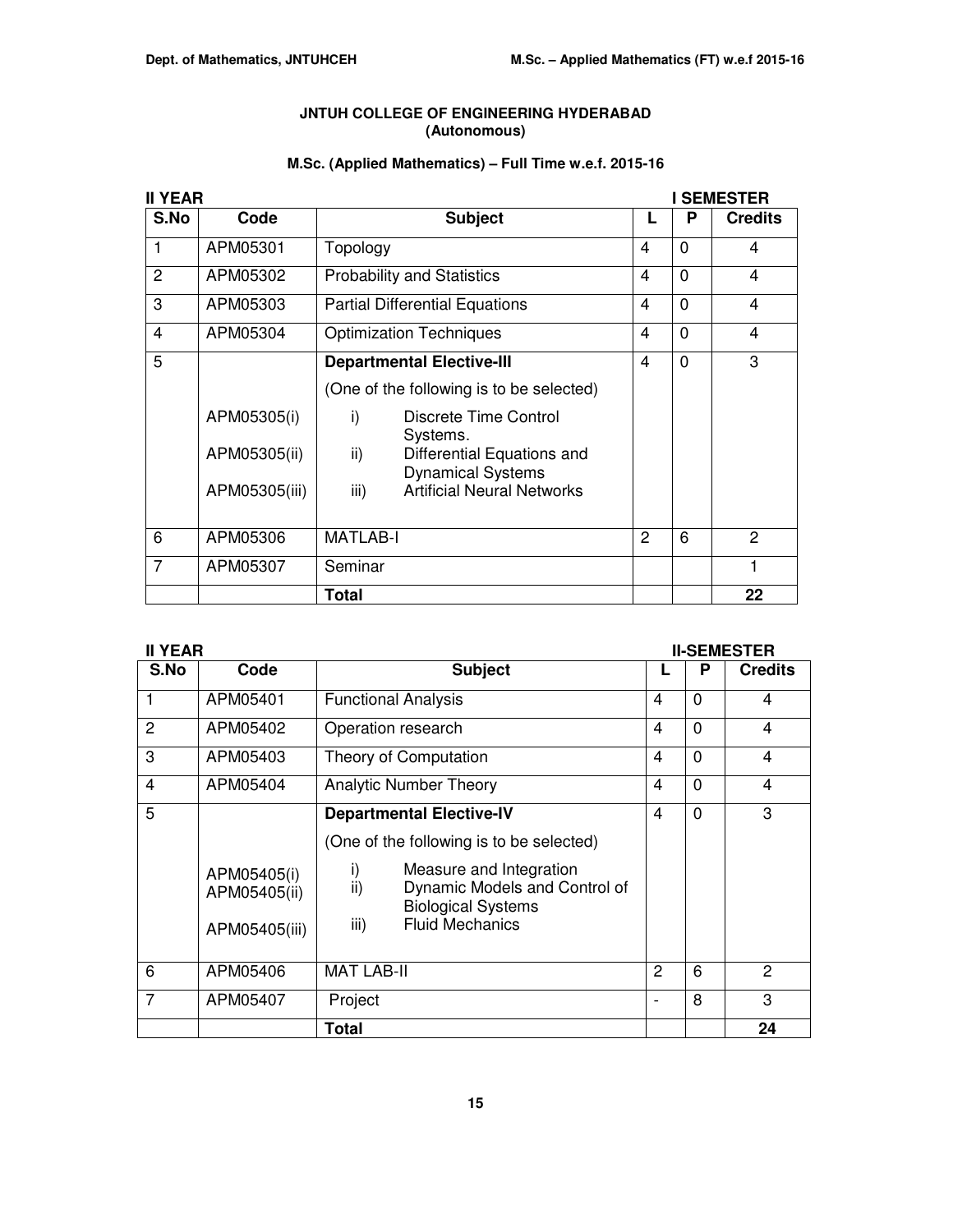**JNTUH COLLEGE OF ENGINEERING HYDERABAD**
**(Autonomous)**

**M.Sc. (Applied Mathematics) – Full Time w.e.f. 2015-16**

**II YEAR** **I SEMESTER**

| S.No | Code | Subject | L | P | Credits |
|---|---|---|---|---|---|
| 1 | APM05301 | Topology | 4 | 0 | 4 |
| 2 | APM05302 | Probability and Statistics | 4 | 0 | 4 |
| 3 | APM05303 | Partial Differential Equations | 4 | 0 | 4 |
| 4 | APM05304 | Optimization Techniques | 4 | 0 | 4 |
| 5 | | **Departmental Elective-III** | 4 | 0 | 3 |
| | | (One of the following is to be selected) | | | |
| | APM05305(i) | i) Discrete Time Control Systems. | | | |
| | APM05305(ii) | ii) Differential Equations and Dynamical Systems | | | |
| | APM05305(iii) | iii) Artificial Neural Networks | | | |
| 6 | APM05306 | MATLAB-I | 2 | 6 | 2 |
| 7 | APM05307 | Seminar | | | 1 |
| | | **Total** | | | **22** |

**II YEAR** **II-SEMESTER**

| S.No | Code | Subject | L | P | Credits |
|---|---|---|---|---|---|
| 1 | APM05401 | Functional Analysis | 4 | 0 | 4 |
| 2 | APM05402 | Operation research | 4 | 0 | 4 |
| 3 | APM05403 | Theory of Computation | 4 | 0 | 4 |
| 4 | APM05404 | Analytic Number Theory | 4 | 0 | 4 |
| 5 | | **Departmental Elective-IV** | 4 | 0 | 3 |
| | | (One of the following is to be selected) | | | |
| | APM05405(i) | i) Measure and Integration | | | |
| | APM05405(ii) | ii) Dynamic Models and Control of Biological Systems | | | |
| | APM05405(iii) | iii) Fluid Mechanics | | | |
| 6 | APM05406 | MAT LAB-II | 2 | 6 | 2 |
| 7 | APM05407 | Project | - | 8 | 3 |
| | | **Total** | | | **24** |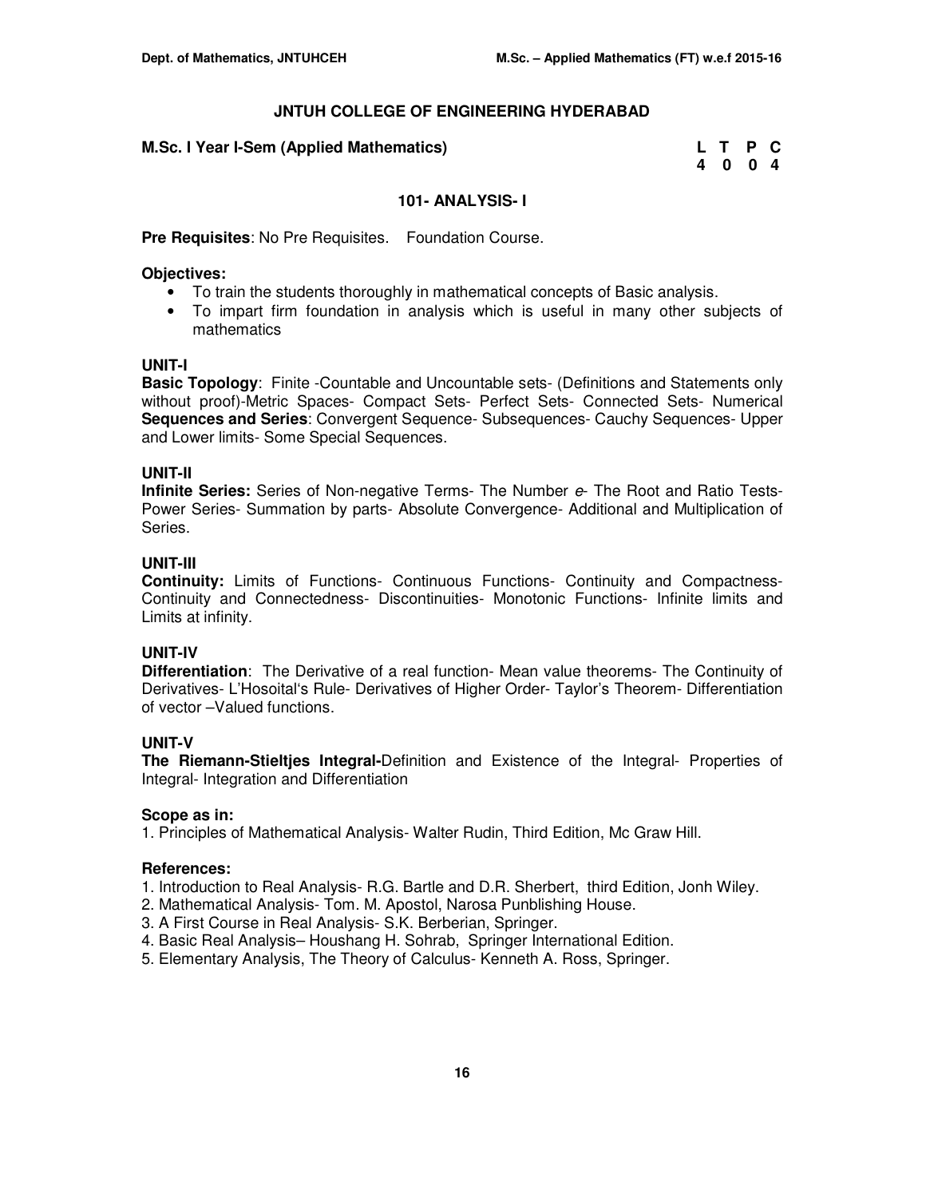# JNTUH COLLEGE OF ENGINEERING HYDERABAD

**M.Sc. I Year I-Sem (Applied Mathematics)**

| L | T | P | C |
|---|---|---|---|
| 4 | 0 | 0 | 4 |

## 101- ANALYSIS- I

**Pre Requisites**: No Pre Requisites. Foundation Course.

**Objectives:**

- To train the students thoroughly in mathematical concepts of Basic analysis.
- To impart firm foundation in analysis which is useful in many other subjects of mathematics

**UNIT-I**

**Basic Topology**: Finite -Countable and Uncountable sets- (Definitions and Statements only without proof)-Metric Spaces- Compact Sets- Perfect Sets- Connected Sets- Numerical **Sequences and Series**: Convergent Sequence- Subsequences- Cauchy Sequences- Upper and Lower limits- Some Special Sequences.

**UNIT-II**

**Infinite Series:** Series of Non-negative Terms- The Number *e*- The Root and Ratio Tests- Power Series- Summation by parts- Absolute Convergence- Additional and Multiplication of Series.

**UNIT-III**

**Continuity:** Limits of Functions- Continuous Functions- Continuity and Compactness- Continuity and Connectedness- Discontinuities- Monotonic Functions- Infinite limits and Limits at infinity.

**UNIT-IV**

**Differentiation**: The Derivative of a real function- Mean value theorems- The Continuity of Derivatives- L'Hosoital's Rule- Derivatives of Higher Order- Taylor's Theorem- Differentiation of vector –Valued functions.

**UNIT-V**

**The Riemann-Stieltjes Integral-**Definition and Existence of the Integral- Properties of Integral- Integration and Differentiation

**Scope as in:**

1. Principles of Mathematical Analysis- Walter Rudin, Third Edition, Mc Graw Hill.

**References:**

1. Introduction to Real Analysis- R.G. Bartle and D.R. Sherbert, third Edition, Jonh Wiley.
2. Mathematical Analysis- Tom. M. Apostol, Narosa Punblishing House.
3. A First Course in Real Analysis- S.K. Berberian, Springer.
4. Basic Real Analysis– Houshang H. Sohrab, Springer International Edition.
5. Elementary Analysis, The Theory of Calculus- Kenneth A. Ross, Springer.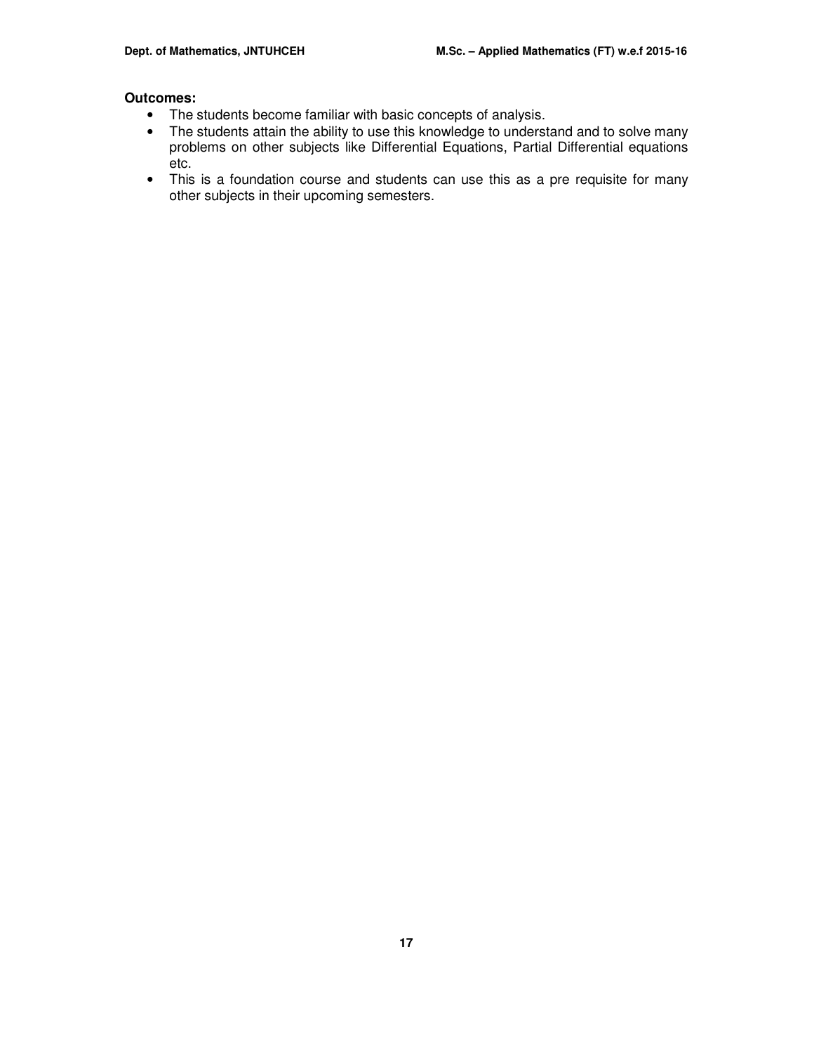**Outcomes:**

- The students become familiar with basic concepts of analysis.
- The students attain the ability to use this knowledge to understand and to solve many problems on other subjects like Differential Equations, Partial Differential equations etc.
- This is a foundation course and students can use this as a pre requisite for many other subjects in their upcoming semesters.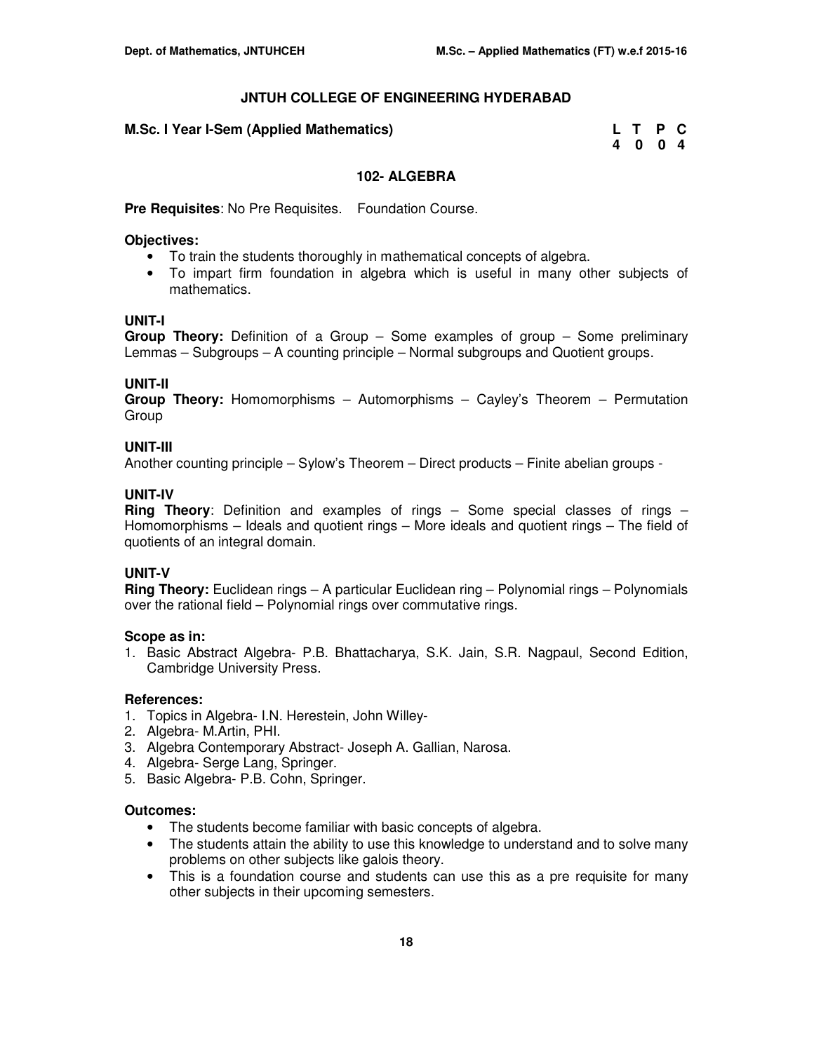# JNTUH COLLEGE OF ENGINEERING HYDERABAD

**M.Sc. I Year I-Sem (Applied Mathematics)**

| L | T | P | C |
|---|---|---|---|
| 4 | 0 | 0 | 4 |

## 102- ALGEBRA

**Pre Requisites**: No Pre Requisites. Foundation Course.

**Objectives:**

- To train the students thoroughly in mathematical concepts of algebra.
- To impart firm foundation in algebra which is useful in many other subjects of mathematics.

**UNIT-I**

**Group Theory:** Definition of a Group – Some examples of group – Some preliminary Lemmas – Subgroups – A counting principle – Normal subgroups and Quotient groups.

**UNIT-II**

**Group Theory:** Homomorphisms – Automorphisms – Cayley's Theorem – Permutation Group

**UNIT-III**

Another counting principle – Sylow's Theorem – Direct products – Finite abelian groups -

**UNIT-IV**

**Ring Theory**: Definition and examples of rings – Some special classes of rings – Homomorphisms – Ideals and quotient rings – More ideals and quotient rings – The field of quotients of an integral domain.

**UNIT-V**

**Ring Theory:** Euclidean rings – A particular Euclidean ring – Polynomial rings – Polynomials over the rational field – Polynomial rings over commutative rings.

**Scope as in:**

1. Basic Abstract Algebra- P.B. Bhattacharya, S.K. Jain, S.R. Nagpaul, Second Edition, Cambridge University Press.

**References:**

1. Topics in Algebra- I.N. Herestein, John Willey-
2. Algebra- M.Artin, PHI.
3. Algebra Contemporary Abstract- Joseph A. Gallian, Narosa.
4. Algebra- Serge Lang, Springer.
5. Basic Algebra- P.B. Cohn, Springer.

**Outcomes:**

- The students become familiar with basic concepts of algebra.
- The students attain the ability to use this knowledge to understand and to solve many problems on other subjects like galois theory.
- This is a foundation course and students can use this as a pre requisite for many other subjects in their upcoming semesters.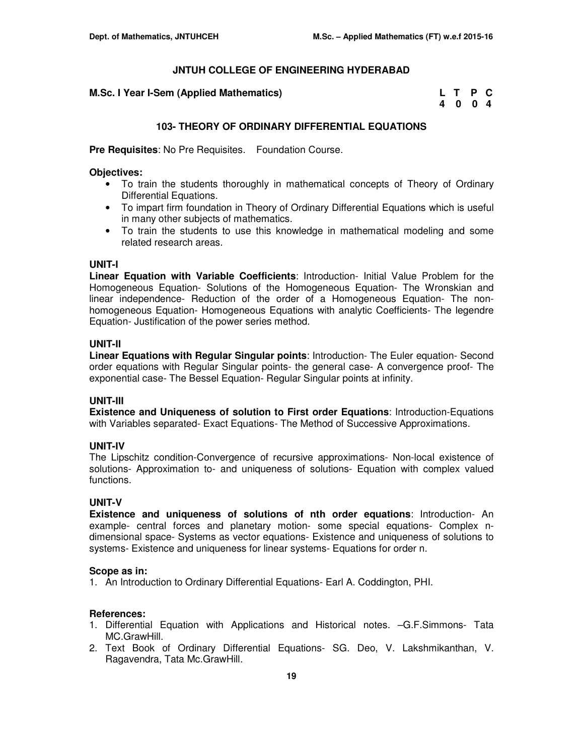## JNTUH COLLEGE OF ENGINEERING HYDERABAD

**M.Sc. I Year I-Sem (Applied Mathematics)**

| L | T | P | C |
|---|---|---|---|
| 4 | 0 | 0 | 4 |

### 103- THEORY OF ORDINARY DIFFERENTIAL EQUATIONS

**Pre Requisites**: No Pre Requisites. Foundation Course.

**Objectives:**

- To train the students thoroughly in mathematical concepts of Theory of Ordinary Differential Equations.
- To impart firm foundation in Theory of Ordinary Differential Equations which is useful in many other subjects of mathematics.
- To train the students to use this knowledge in mathematical modeling and some related research areas.

**UNIT-I**

**Linear Equation with Variable Coefficients**: Introduction- Initial Value Problem for the Homogeneous Equation- Solutions of the Homogeneous Equation- The Wronskian and linear independence- Reduction of the order of a Homogeneous Equation- The non-homogeneous Equation- Homogeneous Equations with analytic Coefficients- The legendre Equation- Justification of the power series method.

**UNIT-II**

**Linear Equations with Regular Singular points**: Introduction- The Euler equation- Second order equations with Regular Singular points- the general case- A convergence proof- The exponential case- The Bessel Equation- Regular Singular points at infinity.

**UNIT-III**

**Existence and Uniqueness of solution to First order Equations**: Introduction-Equations with Variables separated- Exact Equations- The Method of Successive Approximations.

**UNIT-IV**

The Lipschitz condition-Convergence of recursive approximations- Non-local existence of solutions- Approximation to- and uniqueness of solutions- Equation with complex valued functions.

**UNIT-V**

**Existence and uniqueness of solutions of nth order equations**: Introduction- An example- central forces and planetary motion- some special equations- Complex n-dimensional space- Systems as vector equations- Existence and uniqueness of solutions to systems- Existence and uniqueness for linear systems- Equations for order n.

**Scope as in:**

1. An Introduction to Ordinary Differential Equations- Earl A. Coddington, PHI.

**References:**

1. Differential Equation with Applications and Historical notes. –G.F.Simmons- Tata MC.GrawHill.
2. Text Book of Ordinary Differential Equations- SG. Deo, V. Lakshmikanthan, V. Ragavendra, Tata Mc.GrawHill.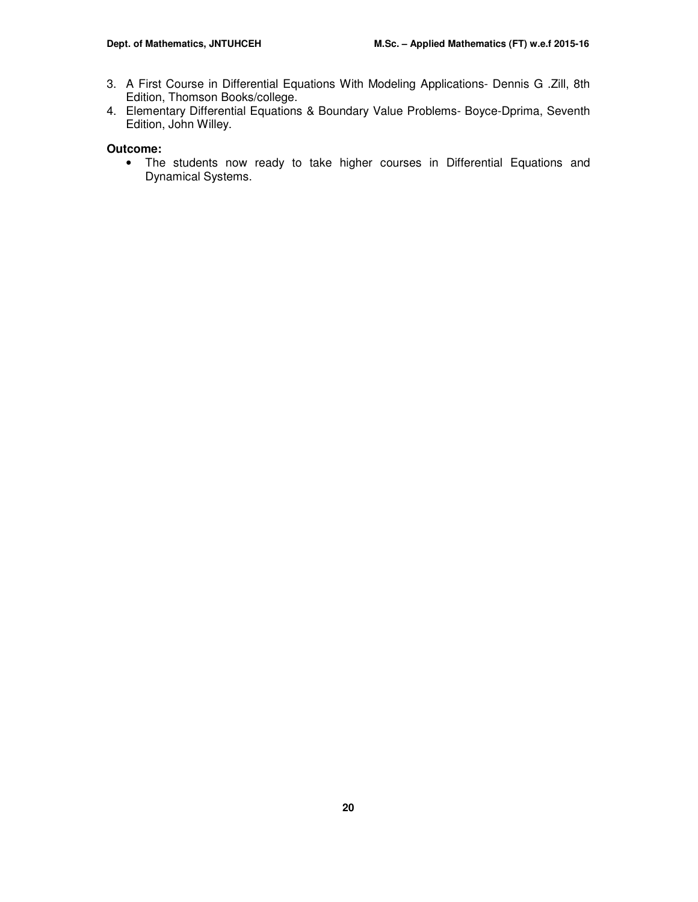3. A First Course in Differential Equations With Modeling Applications- Dennis G .Zill, 8th Edition, Thomson Books/college.
4. Elementary Differential Equations & Boundary Value Problems- Boyce-Dprima, Seventh Edition, John Willey.

**Outcome:**

- The students now ready to take higher courses in Differential Equations and Dynamical Systems.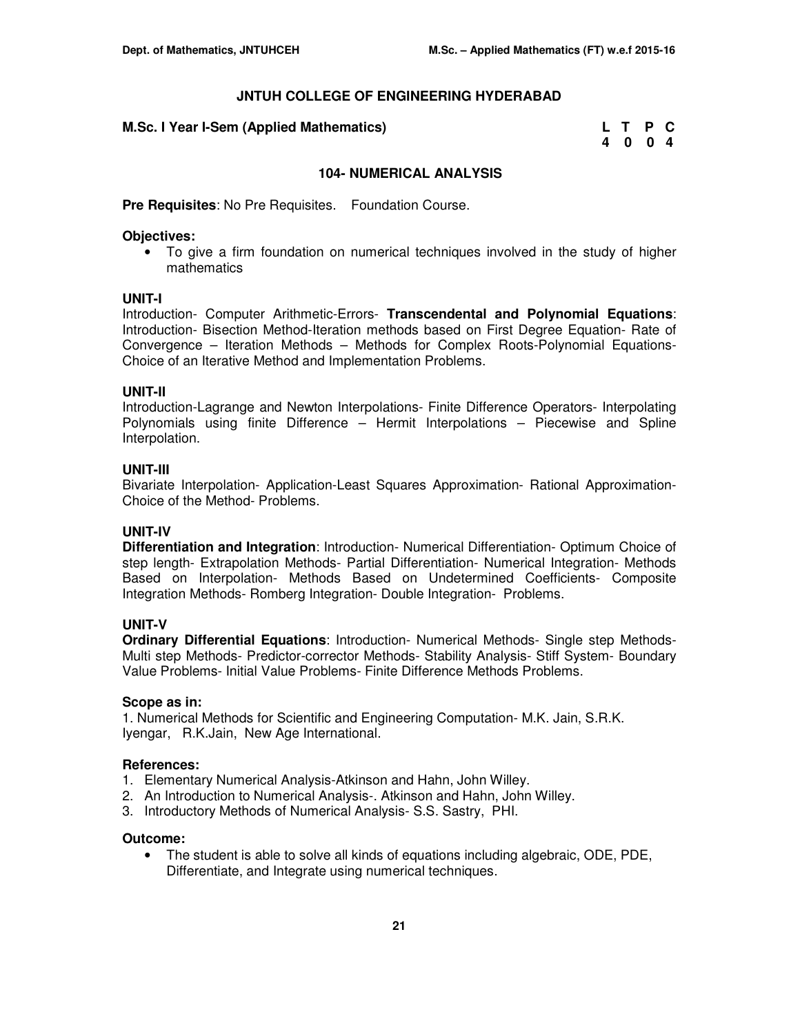# JNTUH COLLEGE OF ENGINEERING HYDERABAD

**M.Sc. I Year I-Sem (Applied Mathematics)**

| L | T | P | C |
|---|---|---|---|
| 4 | 0 | 0 | 4 |

## 104- NUMERICAL ANALYSIS

**Pre Requisites**: No Pre Requisites. Foundation Course.

**Objectives:**

- To give a firm foundation on numerical techniques involved in the study of higher mathematics

**UNIT-I**

Introduction- Computer Arithmetic-Errors- **Transcendental and Polynomial Equations**: Introduction- Bisection Method-Iteration methods based on First Degree Equation- Rate of Convergence – Iteration Methods – Methods for Complex Roots-Polynomial Equations-Choice of an Iterative Method and Implementation Problems.

**UNIT-II**

Introduction-Lagrange and Newton Interpolations- Finite Difference Operators- Interpolating Polynomials using finite Difference – Hermit Interpolations – Piecewise and Spline Interpolation.

**UNIT-III**

Bivariate Interpolation- Application-Least Squares Approximation- Rational Approximation-Choice of the Method- Problems.

**UNIT-IV**

**Differentiation and Integration**: Introduction- Numerical Differentiation- Optimum Choice of step length- Extrapolation Methods- Partial Differentiation- Numerical Integration- Methods Based on Interpolation- Methods Based on Undetermined Coefficients- Composite Integration Methods- Romberg Integration- Double Integration- Problems.

**UNIT-V**

**Ordinary Differential Equations**: Introduction- Numerical Methods- Single step Methods-Multi step Methods- Predictor-corrector Methods- Stability Analysis- Stiff System- Boundary Value Problems- Initial Value Problems- Finite Difference Methods Problems.

**Scope as in:**

1. Numerical Methods for Scientific and Engineering Computation- M.K. Jain, S.R.K. Iyengar, R.K.Jain, New Age International.

**References:**

1. Elementary Numerical Analysis-Atkinson and Hahn, John Willey.
2. An Introduction to Numerical Analysis-. Atkinson and Hahn, John Willey.
3. Introductory Methods of Numerical Analysis- S.S. Sastry, PHI.

**Outcome:**

- The student is able to solve all kinds of equations including algebraic, ODE, PDE, Differentiate, and Integrate using numerical techniques.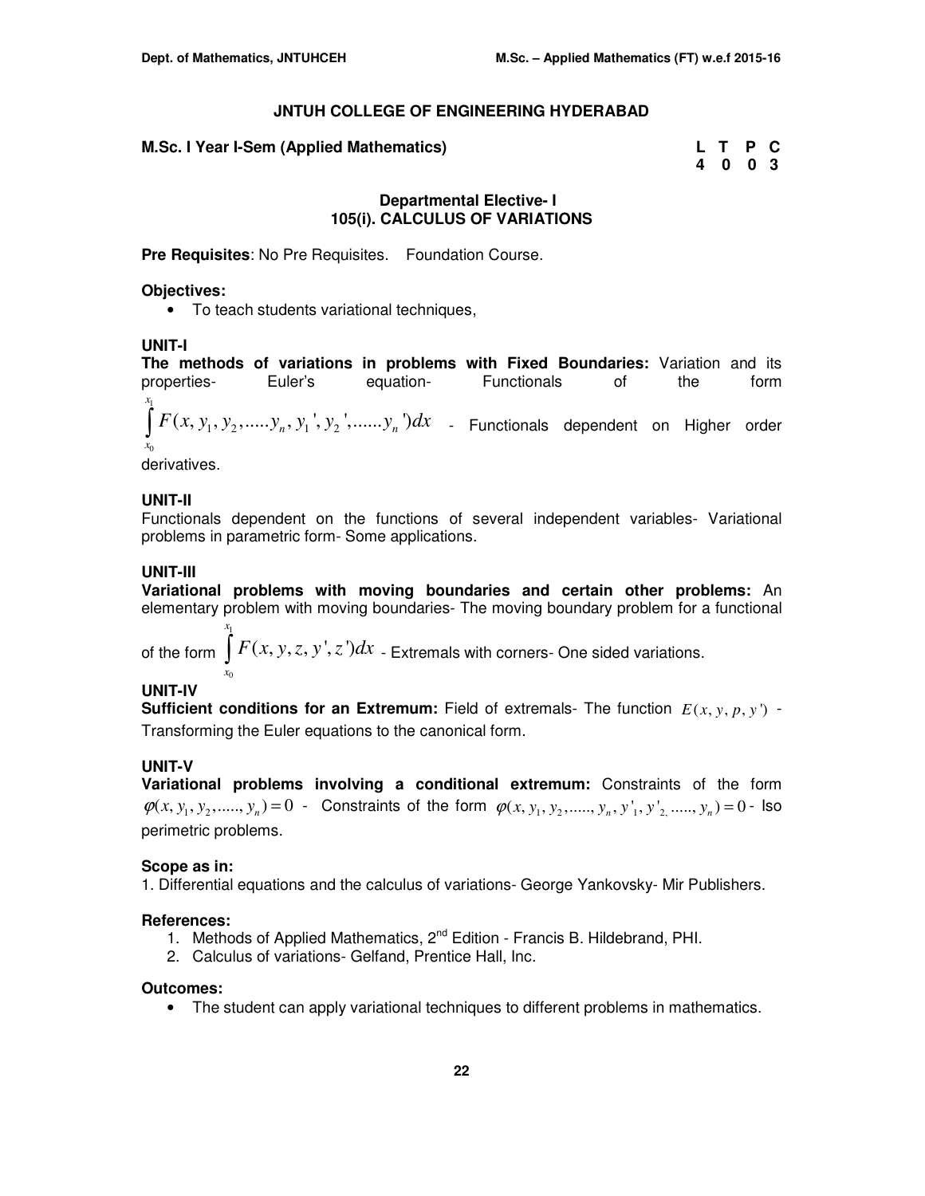## JNTUH COLLEGE OF ENGINEERING HYDERABAD

**M.Sc. I Year I-Sem (Applied Mathematics)**

| L | T | P | C |
|---|---|---|---|
| 4 | 0 | 0 | 3 |

### Departmental Elective- I
### 105(i). CALCULUS OF VARIATIONS

**Pre Requisites**: No Pre Requisites. Foundation Course.

**Objectives:**

- To teach students variational techniques,

**UNIT-I**

**The methods of variations in problems with Fixed Boundaries:** Variation and its properties- Euler's equation- Functionals of the form $\int_{x_0}^{x_1} F(x, y_1, y_2, .....y_n, y_1', y_2', ......y_n')dx$ - Functionals dependent on Higher order derivatives.

**UNIT-II**

Functionals dependent on the functions of several independent variables- Variational problems in parametric form- Some applications.

**UNIT-III**

**Variational problems with moving boundaries and certain other problems:** An elementary problem with moving boundaries- The moving boundary problem for a functional of the form $\int_{x_0}^{x_1} F(x, y, z, y', z')dx$ - Extremals with corners- One sided variations.

**UNIT-IV**

**Sufficient conditions for an Extremum:** Field of extremals- The function $E(x, y, p, y')$ - Transforming the Euler equations to the canonical form.

**UNIT-V**

**Variational problems involving a conditional extremum:** Constraints of the form $\varphi(x, y_1, y_2, ......, y_n) = 0$ - Constraints of the form $\varphi(x, y_1, y_2, ......, y_n, y'_1, y'_{2,} ....., y_n) = 0$ - Iso perimetric problems.

**Scope as in:**

1. Differential equations and the calculus of variations- George Yankovsky- Mir Publishers.

**References:**

1. Methods of Applied Mathematics, 2nd Edition - Francis B. Hildebrand, PHI.
2. Calculus of variations- Gelfand, Prentice Hall, Inc.

**Outcomes:**

- The student can apply variational techniques to different problems in mathematics.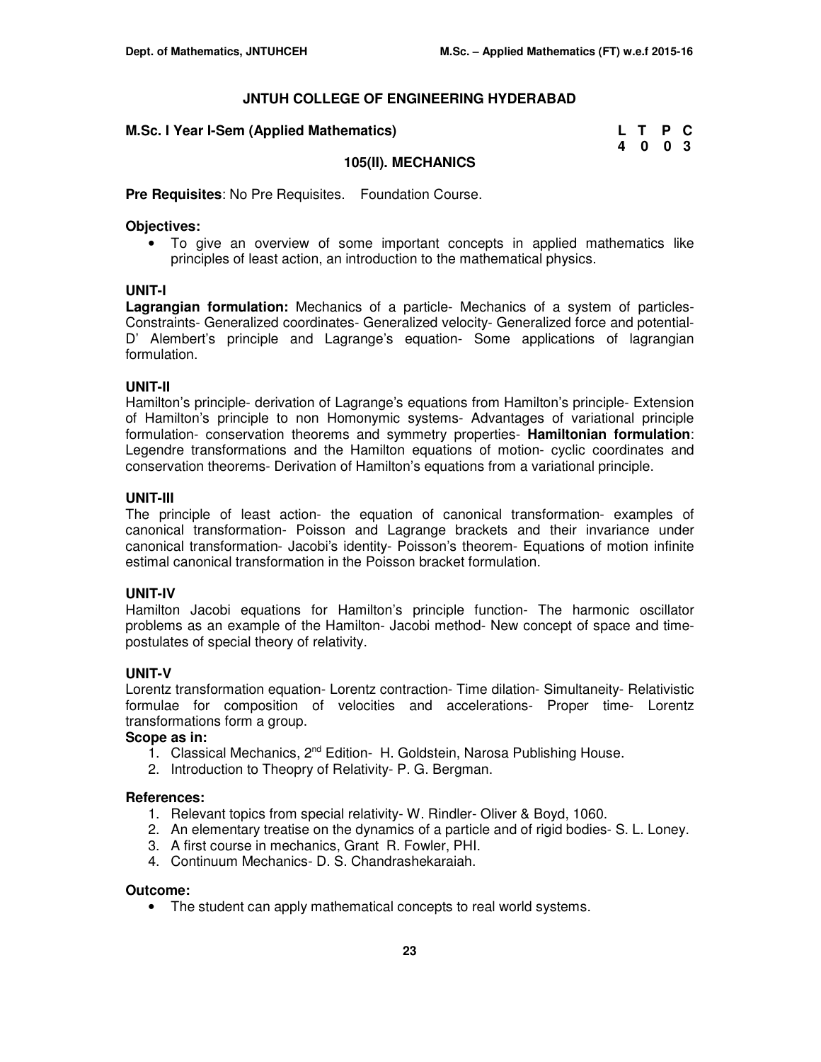# JNTUH COLLEGE OF ENGINEERING HYDERABAD

**M.Sc. I Year I-Sem (Applied Mathematics)**

| L | T | P | C |
|---|---|---|---|
| 4 | 0 | 0 | 3 |

## 105(II). MECHANICS

**Pre Requisites**: No Pre Requisites. Foundation Course.

**Objectives:**

- To give an overview of some important concepts in applied mathematics like principles of least action, an introduction to the mathematical physics.

**UNIT-I**

**Lagrangian formulation:** Mechanics of a particle- Mechanics of a system of particles- Constraints- Generalized coordinates- Generalized velocity- Generalized force and potential- D' Alembert's principle and Lagrange's equation- Some applications of lagrangian formulation.

**UNIT-II**

Hamilton's principle- derivation of Lagrange's equations from Hamilton's principle- Extension of Hamilton's principle to non Homonymic systems- Advantages of variational principle formulation- conservation theorems and symmetry properties- **Hamiltonian formulation**: Legendre transformations and the Hamilton equations of motion- cyclic coordinates and conservation theorems- Derivation of Hamilton's equations from a variational principle.

**UNIT-III**

The principle of least action- the equation of canonical transformation- examples of canonical transformation- Poisson and Lagrange brackets and their invariance under canonical transformation- Jacobi's identity- Poisson's theorem- Equations of motion infinite estimal canonical transformation in the Poisson bracket formulation.

**UNIT-IV**

Hamilton Jacobi equations for Hamilton's principle function- The harmonic oscillator problems as an example of the Hamilton- Jacobi method- New concept of space and time- postulates of special theory of relativity.

**UNIT-V**

Lorentz transformation equation- Lorentz contraction- Time dilation- Simultaneity- Relativistic formulae for composition of velocities and accelerations- Proper time- Lorentz transformations form a group.

**Scope as in:**

1. Classical Mechanics, 2nd Edition- H. Goldstein, Narosa Publishing House.
2. Introduction to Theopry of Relativity- P. G. Bergman.

**References:**

1. Relevant topics from special relativity- W. Rindler- Oliver & Boyd, 1060.
2. An elementary treatise on the dynamics of a particle and of rigid bodies- S. L. Loney.
3. A first course in mechanics, Grant R. Fowler, PHI.
4. Continuum Mechanics- D. S. Chandrashekaraiah.

**Outcome:**

- The student can apply mathematical concepts to real world systems.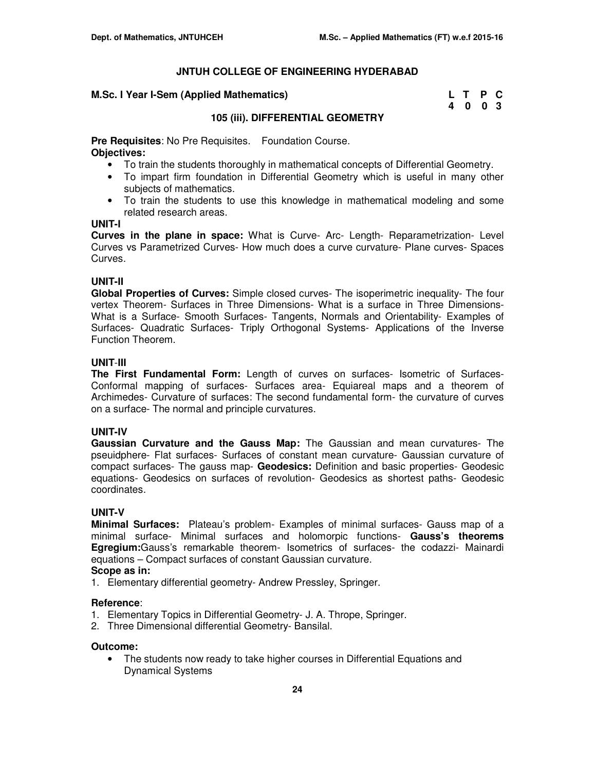## JNTUH COLLEGE OF ENGINEERING HYDERABAD

**M.Sc. I Year I-Sem (Applied Mathematics)**

| L | T | P | C |
|---|---|---|---|
| 4 | 0 | 0 | 3 |

### 105 (iii). DIFFERENTIAL GEOMETRY

**Pre Requisites**: No Pre Requisites. Foundation Course.

**Objectives:**

- To train the students thoroughly in mathematical concepts of Differential Geometry.
- To impart firm foundation in Differential Geometry which is useful in many other subjects of mathematics.
- To train the students to use this knowledge in mathematical modeling and some related research areas.

**UNIT-I**

**Curves in the plane in space:** What is Curve- Arc- Length- Reparametrization- Level Curves vs Parametrized Curves- How much does a curve curvature- Plane curves- Spaces Curves.

**UNIT-II**

**Global Properties of Curves:** Simple closed curves- The isoperimetric inequality- The four vertex Theorem- Surfaces in Three Dimensions- What is a surface in Three Dimensions- What is a Surface- Smooth Surfaces- Tangents, Normals and Orientability- Examples of Surfaces- Quadratic Surfaces- Triply Orthogonal Systems- Applications of the Inverse Function Theorem.

**UNIT-III**

**The First Fundamental Form:** Length of curves on surfaces- Isometric of Surfaces- Conformal mapping of surfaces- Surfaces area- Equiareal maps and a theorem of Archimedes- Curvature of surfaces: The second fundamental form- the curvature of curves on a surface- The normal and principle curvatures.

**UNIT-IV**

**Gaussian Curvature and the Gauss Map:** The Gaussian and mean curvatures- The pseuidphere- Flat surfaces- Surfaces of constant mean curvature- Gaussian curvature of compact surfaces- The gauss map- **Geodesics:** Definition and basic properties- Geodesic equations- Geodesics on surfaces of revolution- Geodesics as shortest paths- Geodesic coordinates.

**UNIT-V**

**Minimal Surfaces:** Plateau's problem- Examples of minimal surfaces- Gauss map of a minimal surface- Minimal surfaces and holomorpic functions- **Gauss's theorems Egregium:**Gauss's remarkable theorem- Isometrics of surfaces- the codazzi- Mainardi equations – Compact surfaces of constant Gaussian curvature.

**Scope as in:**

1. Elementary differential geometry- Andrew Pressley, Springer.

**Reference**:

1. Elementary Topics in Differential Geometry- J. A. Thrope, Springer.
2. Three Dimensional differential Geometry- Bansilal.

**Outcome:**

- The students now ready to take higher courses in Differential Equations and Dynamical Systems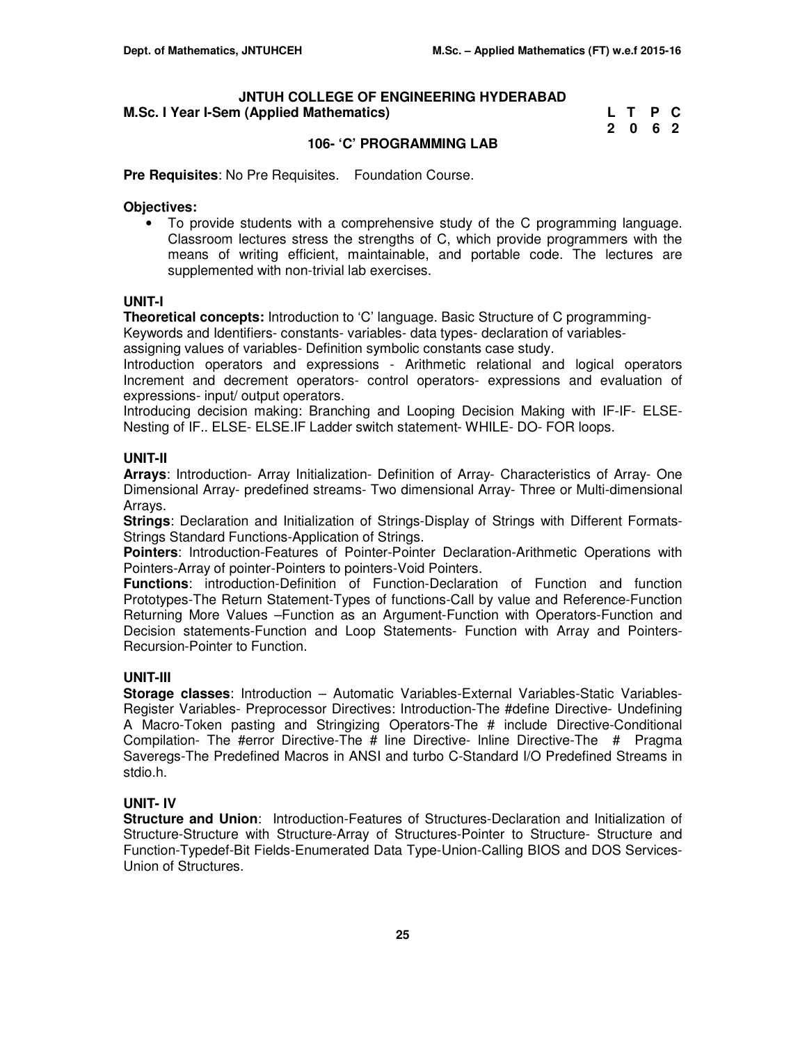## JNTUH COLLEGE OF ENGINEERING HYDERABAD

**M.Sc. I Year I-Sem (Applied Mathematics)**

| L | T | P | C |
|---|---|---|---|
| 2 | 0 | 6 | 2 |

### 106- 'C' PROGRAMMING LAB

**Pre Requisites**: No Pre Requisites. Foundation Course.

**Objectives:**

- To provide students with a comprehensive study of the C programming language. Classroom lectures stress the strengths of C, which provide programmers with the means of writing efficient, maintainable, and portable code. The lectures are supplemented with non-trivial lab exercises.

**UNIT-I**

**Theoretical concepts:** Introduction to 'C' language. Basic Structure of C programming- Keywords and Identifiers- constants- variables- data types- declaration of variables- assigning values of variables- Definition symbolic constants case study.

Introduction operators and expressions - Arithmetic relational and logical operators Increment and decrement operators- control operators- expressions and evaluation of expressions- input/ output operators.

Introducing decision making: Branching and Looping Decision Making with IF-IF- ELSE- Nesting of IF.. ELSE- ELSE.IF Ladder switch statement- WHILE- DO- FOR loops.

**UNIT-II**

**Arrays**: Introduction- Array Initialization- Definition of Array- Characteristics of Array- One Dimensional Array- predefined streams- Two dimensional Array- Three or Multi-dimensional Arrays.

**Strings**: Declaration and Initialization of Strings-Display of Strings with Different Formats-Strings Standard Functions-Application of Strings.

**Pointers**: Introduction-Features of Pointer-Pointer Declaration-Arithmetic Operations with Pointers-Array of pointer-Pointers to pointers-Void Pointers.

**Functions**: introduction-Definition of Function-Declaration of Function and function Prototypes-The Return Statement-Types of functions-Call by value and Reference-Function Returning More Values –Function as an Argument-Function with Operators-Function and Decision statements-Function and Loop Statements- Function with Array and Pointers-Recursion-Pointer to Function.

**UNIT-III**

**Storage classes**: Introduction – Automatic Variables-External Variables-Static Variables-Register Variables- Preprocessor Directives: Introduction-The #define Directive- Undefining A Macro-Token pasting and Stringizing Operators-The # include Directive-Conditional Compilation- The #error Directive-The # line Directive- Inline Directive-The # Pragma Saveregs-The Predefined Macros in ANSI and turbo C-Standard I/O Predefined Streams in stdio.h.

**UNIT- IV**

**Structure and Union**: Introduction-Features of Structures-Declaration and Initialization of Structure-Structure with Structure-Array of Structures-Pointer to Structure- Structure and Function-Typedef-Bit Fields-Enumerated Data Type-Union-Calling BIOS and DOS Services-Union of Structures.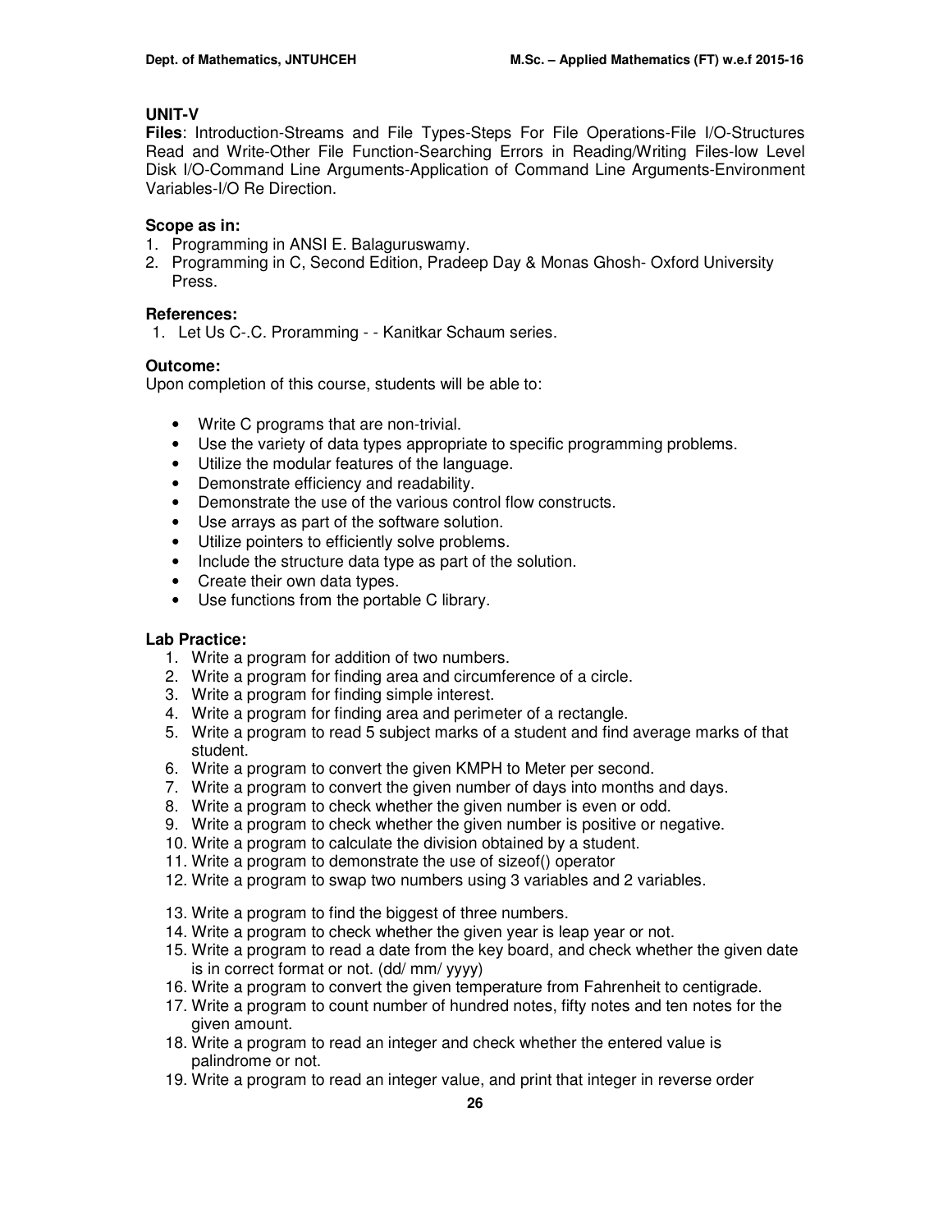## UNIT-V

**Files**: Introduction-Streams and File Types-Steps For File Operations-File I/O-Structures Read and Write-Other File Function-Searching Errors in Reading/Writing Files-low Level Disk I/O-Command Line Arguments-Application of Command Line Arguments-Environment Variables-I/O Re Direction.

**Scope as in:**

1. Programming in ANSI E. Balaguruswamy.
2. Programming in C, Second Edition, Pradeep Day & Monas Ghosh- Oxford University Press.

**References:**

1. Let Us C-.C. Proramming - - Kanitkar Schaum series.

**Outcome:**

Upon completion of this course, students will be able to:

- Write C programs that are non-trivial.
- Use the variety of data types appropriate to specific programming problems.
- Utilize the modular features of the language.
- Demonstrate efficiency and readability.
- Demonstrate the use of the various control flow constructs.
- Use arrays as part of the software solution.
- Utilize pointers to efficiently solve problems.
- Include the structure data type as part of the solution.
- Create their own data types.
- Use functions from the portable C library.

**Lab Practice:**

1. Write a program for addition of two numbers.
2. Write a program for finding area and circumference of a circle.
3. Write a program for finding simple interest.
4. Write a program for finding area and perimeter of a rectangle.
5. Write a program to read 5 subject marks of a student and find average marks of that student.
6. Write a program to convert the given KMPH to Meter per second.
7. Write a program to convert the given number of days into months and days.
8. Write a program to check whether the given number is even or odd.
9. Write a program to check whether the given number is positive or negative.
10. Write a program to calculate the division obtained by a student.
11. Write a program to demonstrate the use of sizeof() operator
12. Write a program to swap two numbers using 3 variables and 2 variables.
13. Write a program to find the biggest of three numbers.
14. Write a program to check whether the given year is leap year or not.
15. Write a program to read a date from the key board, and check whether the given date is in correct format or not. (dd/ mm/ yyyy)
16. Write a program to convert the given temperature from Fahrenheit to centigrade.
17. Write a program to count number of hundred notes, fifty notes and ten notes for the given amount.
18. Write a program to read an integer and check whether the entered value is palindrome or not.
19. Write a program to read an integer value, and print that integer in reverse order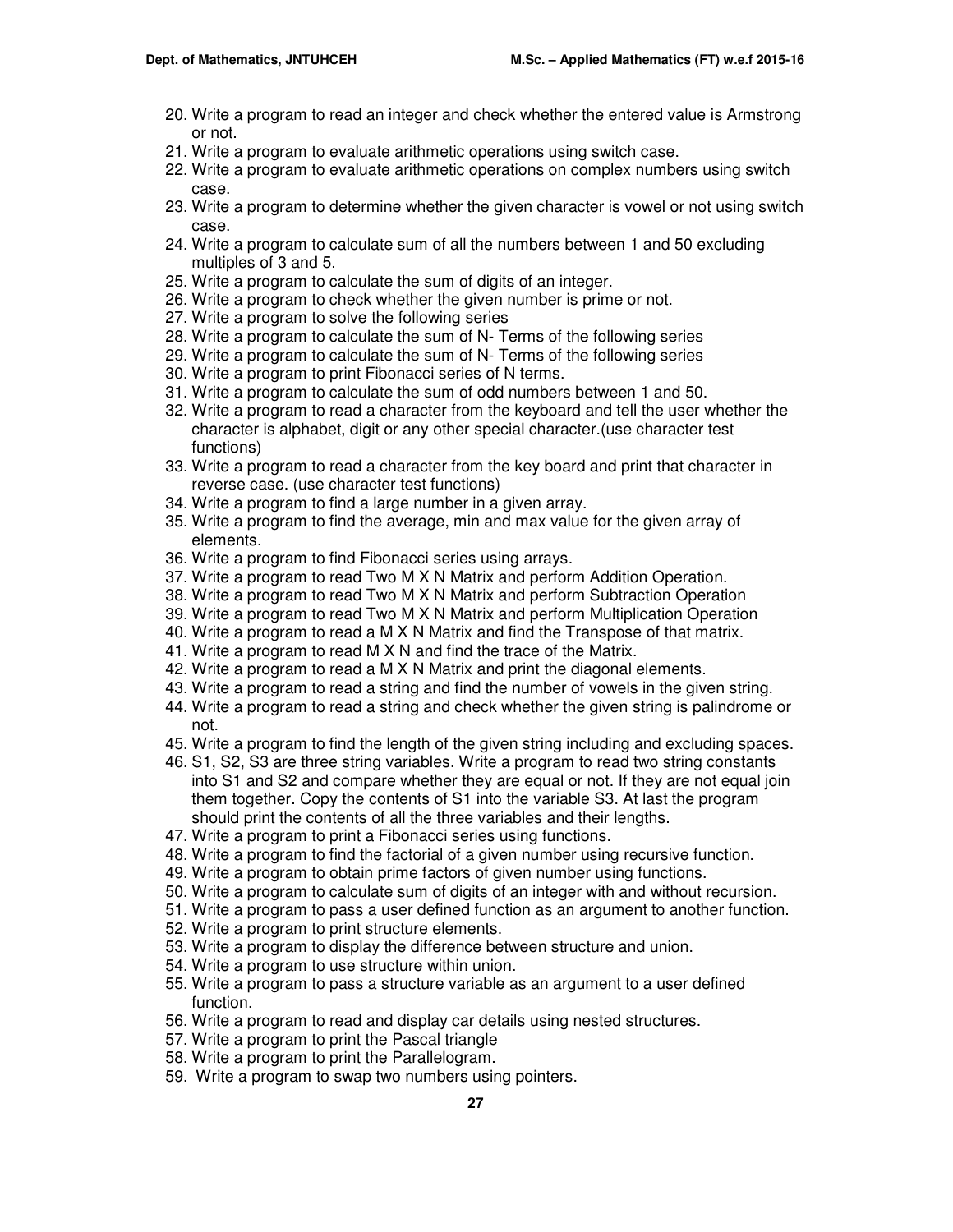20. Write a program to read an integer and check whether the entered value is Armstrong or not.
21. Write a program to evaluate arithmetic operations using switch case.
22. Write a program to evaluate arithmetic operations on complex numbers using switch case.
23. Write a program to determine whether the given character is vowel or not using switch case.
24. Write a program to calculate sum of all the numbers between 1 and 50 excluding multiples of 3 and 5.
25. Write a program to calculate the sum of digits of an integer.
26. Write a program to check whether the given number is prime or not.
27. Write a program to solve the following series
28. Write a program to calculate the sum of N- Terms of the following series
29. Write a program to calculate the sum of N- Terms of the following series
30. Write a program to print Fibonacci series of N terms.
31. Write a program to calculate the sum of odd numbers between 1 and 50.
32. Write a program to read a character from the keyboard and tell the user whether the character is alphabet, digit or any other special character.(use character test functions)
33. Write a program to read a character from the key board and print that character in reverse case. (use character test functions)
34. Write a program to find a large number in a given array.
35. Write a program to find the average, min and max value for the given array of elements.
36. Write a program to find Fibonacci series using arrays.
37. Write a program to read Two M X N Matrix and perform Addition Operation.
38. Write a program to read Two M X N Matrix and perform Subtraction Operation
39. Write a program to read Two M X N Matrix and perform Multiplication Operation
40. Write a program to read a M X N Matrix and find the Transpose of that matrix.
41. Write a program to read M X N and find the trace of the Matrix.
42. Write a program to read a M X N Matrix and print the diagonal elements.
43. Write a program to read a string and find the number of vowels in the given string.
44. Write a program to read a string and check whether the given string is palindrome or not.
45. Write a program to find the length of the given string including and excluding spaces.
46. S1, S2, S3 are three string variables. Write a program to read two string constants into S1 and S2 and compare whether they are equal or not. If they are not equal join them together. Copy the contents of S1 into the variable S3. At last the program should print the contents of all the three variables and their lengths.
47. Write a program to print a Fibonacci series using functions.
48. Write a program to find the factorial of a given number using recursive function.
49. Write a program to obtain prime factors of given number using functions.
50. Write a program to calculate sum of digits of an integer with and without recursion.
51. Write a program to pass a user defined function as an argument to another function.
52. Write a program to print structure elements.
53. Write a program to display the difference between structure and union.
54. Write a program to use structure within union.
55. Write a program to pass a structure variable as an argument to a user defined function.
56. Write a program to read and display car details using nested structures.
57. Write a program to print the Pascal triangle
58. Write a program to print the Parallelogram.
59. Write a program to swap two numbers using pointers.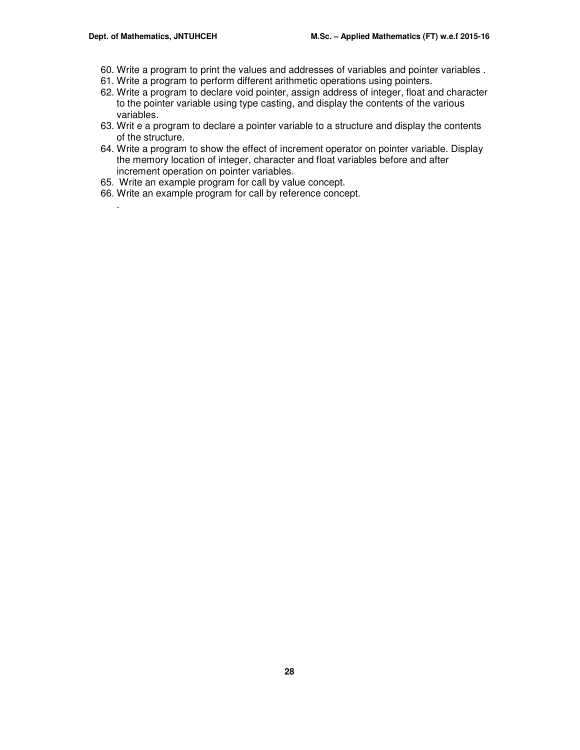60. Write a program to print the values and addresses of variables and pointer variables .
61. Write a program to perform different arithmetic operations using pointers.
62. Write a program to declare void pointer, assign address of integer, float and character to the pointer variable using type casting, and display the contents of the various variables.
63. Writ e a program to declare a pointer variable to a structure and display the contents of the structure.
64. Write a program to show the effect of increment operator on pointer variable. Display the memory location of integer, character and float variables before and after increment operation on pointer variables.
65. Write an example program for call by value concept.
66. Write an example program for call by reference concept.

.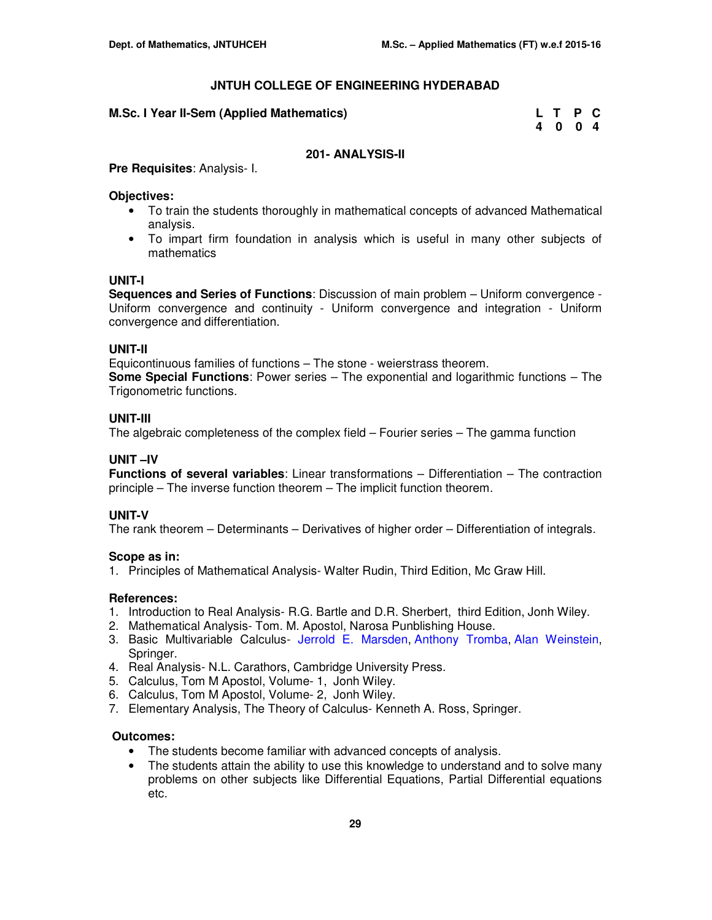# JNTUH COLLEGE OF ENGINEERING HYDERABAD

**M.Sc. I Year II-Sem (Applied Mathematics)**

| L | T | P | C |
|---|---|---|---|
| 4 | 0 | 0 | 4 |

## 201- ANALYSIS-II

**Pre Requisites**: Analysis- I.

**Objectives:**

- To train the students thoroughly in mathematical concepts of advanced Mathematical analysis.
- To impart firm foundation in analysis which is useful in many other subjects of mathematics

**UNIT-I**

**Sequences and Series of Functions**: Discussion of main problem – Uniform convergence - Uniform convergence and continuity - Uniform convergence and integration - Uniform convergence and differentiation.

**UNIT-II**

Equicontinuous families of functions – The stone - weierstrass theorem.

**Some Special Functions**: Power series – The exponential and logarithmic functions – The Trigonometric functions.

**UNIT-III**

The algebraic completeness of the complex field – Fourier series – The gamma function

**UNIT –IV**

**Functions of several variables**: Linear transformations – Differentiation – The contraction principle – The inverse function theorem – The implicit function theorem.

**UNIT-V**

The rank theorem – Determinants – Derivatives of higher order – Differentiation of integrals.

**Scope as in:**

1. Principles of Mathematical Analysis- Walter Rudin, Third Edition, Mc Graw Hill.

**References:**

1. Introduction to Real Analysis- R.G. Bartle and D.R. Sherbert, third Edition, Jonh Wiley.
2. Mathematical Analysis- Tom. M. Apostol, Narosa Punblishing House.
3. Basic Multivariable Calculus- Jerrold E. Marsden, Anthony Tromba, Alan Weinstein, Springer.
4. Real Analysis- N.L. Carathors, Cambridge University Press.
5. Calculus, Tom M Apostol, Volume- 1, Jonh Wiley.
6. Calculus, Tom M Apostol, Volume- 2, Jonh Wiley.
7. Elementary Analysis, The Theory of Calculus- Kenneth A. Ross, Springer.

**Outcomes:**

- The students become familiar with advanced concepts of analysis.
- The students attain the ability to use this knowledge to understand and to solve many problems on other subjects like Differential Equations, Partial Differential equations etc.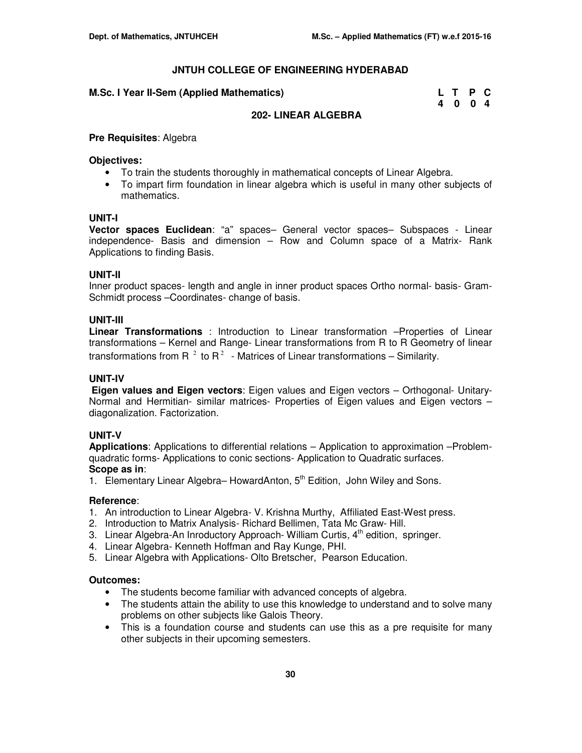# JNTUH COLLEGE OF ENGINEERING HYDERABAD

**M.Sc. I Year II-Sem (Applied Mathematics)**

| L | T | P | C |
|---|---|---|---|
| 4 | 0 | 0 | 4 |

## 202- LINEAR ALGEBRA

**Pre Requisites**: Algebra

**Objectives:**

- To train the students thoroughly in mathematical concepts of Linear Algebra.
- To impart firm foundation in linear algebra which is useful in many other subjects of mathematics.

**UNIT-I**

**Vector spaces Euclidean**: "a" spaces– General vector spaces– Subspaces - Linear independence- Basis and dimension – Row and Column space of a Matrix- Rank Applications to finding Basis.

**UNIT-II**

Inner product spaces- length and angle in inner product spaces Ortho normal- basis- Gram-Schmidt process –Coordinates- change of basis.

**UNIT-III**

**Linear Transformations** : Introduction to Linear transformation –Properties of Linear transformations – Kernel and Range- Linear transformations from R to R Geometry of linear transformations from $R^2$ to $R^2$ - Matrices of Linear transformations – Similarity.

**UNIT-IV**

**Eigen values and Eigen vectors**: Eigen values and Eigen vectors – Orthogonal- Unitary- Normal and Hermitian- similar matrices- Properties of Eigen values and Eigen vectors – diagonalization. Factorization.

**UNIT-V**

**Applications**: Applications to differential relations – Application to approximation –Problem- quadratic forms- Applications to conic sections- Application to Quadratic surfaces.

**Scope as in**:

1. Elementary Linear Algebra– HowardAnton, 5th Edition, John Wiley and Sons.

**Reference**:

1. An introduction to Linear Algebra- V. Krishna Murthy, Affiliated East-West press.
2. Introduction to Matrix Analysis- Richard Bellimen, Tata Mc Graw- Hill.
3. Linear Algebra-An Inroductory Approach- William Curtis, 4th edition, springer.
4. Linear Algebra- Kenneth Hoffman and Ray Kunge, PHI.
5. Linear Algebra with Applications- Olto Bretscher, Pearson Education.

**Outcomes:**

- The students become familiar with advanced concepts of algebra.
- The students attain the ability to use this knowledge to understand and to solve many problems on other subjects like Galois Theory.
- This is a foundation course and students can use this as a pre requisite for many other subjects in their upcoming semesters.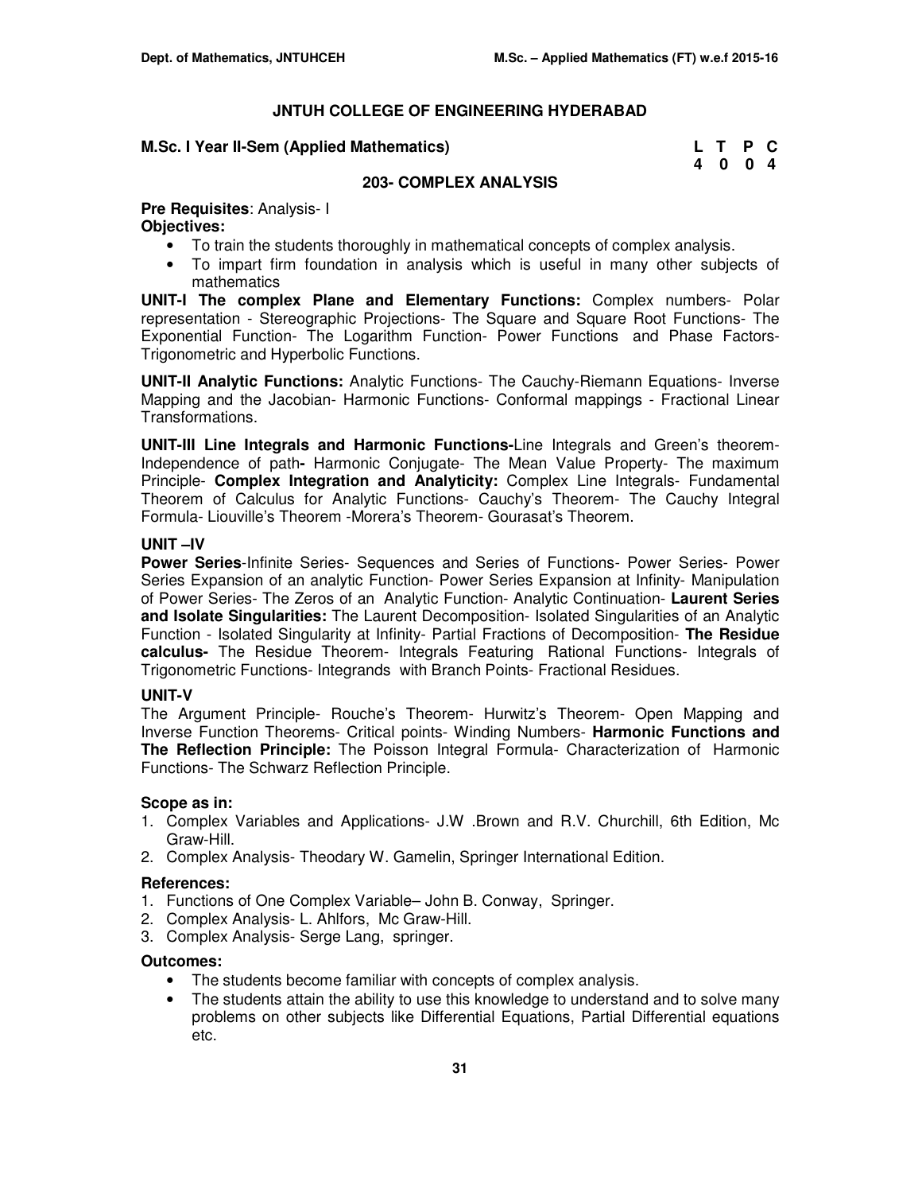# JNTUH COLLEGE OF ENGINEERING HYDERABAD

**M.Sc. I Year II-Sem (Applied Mathematics)**

| L | T | P | C |
|---|---|---|---|
| 4 | 0 | 0 | 4 |

## 203- COMPLEX ANALYSIS

**Pre Requisites**: Analysis- I

**Objectives:**

- To train the students thoroughly in mathematical concepts of complex analysis.
- To impart firm foundation in analysis which is useful in many other subjects of mathematics

**UNIT-I The complex Plane and Elementary Functions:** Complex numbers- Polar representation - Stereographic Projections- The Square and Square Root Functions- The Exponential Function- The Logarithm Function- Power Functions and Phase Factors- Trigonometric and Hyperbolic Functions.

**UNIT-II Analytic Functions:** Analytic Functions- The Cauchy-Riemann Equations- Inverse Mapping and the Jacobian- Harmonic Functions- Conformal mappings - Fractional Linear Transformations.

**UNIT-III Line Integrals and Harmonic Functions-**Line Integrals and Green's theorem- Independence of path**-** Harmonic Conjugate- The Mean Value Property- The maximum Principle- **Complex Integration and Analyticity:** Complex Line Integrals- Fundamental Theorem of Calculus for Analytic Functions- Cauchy's Theorem- The Cauchy Integral Formula- Liouville's Theorem -Morera's Theorem- Gourasat's Theorem.

**UNIT –IV**

**Power Series**-Infinite Series- Sequences and Series of Functions- Power Series- Power Series Expansion of an analytic Function- Power Series Expansion at Infinity- Manipulation of Power Series- The Zeros of an Analytic Function- Analytic Continuation- **Laurent Series and Isolate Singularities:** The Laurent Decomposition- Isolated Singularities of an Analytic Function - Isolated Singularity at Infinity- Partial Fractions of Decomposition- **The Residue calculus-** The Residue Theorem- Integrals Featuring Rational Functions- Integrals of Trigonometric Functions- Integrands with Branch Points- Fractional Residues.

**UNIT-V**

The Argument Principle- Rouche's Theorem- Hurwitz's Theorem- Open Mapping and Inverse Function Theorems- Critical points- Winding Numbers- **Harmonic Functions and The Reflection Principle:** The Poisson Integral Formula- Characterization of Harmonic Functions- The Schwarz Reflection Principle.

**Scope as in:**

1. Complex Variables and Applications- J.W .Brown and R.V. Churchill, 6th Edition, Mc Graw-Hill.
2. Complex Analysis- Theodary W. Gamelin, Springer International Edition.

**References:**

1. Functions of One Complex Variable– John B. Conway, Springer.
2. Complex Analysis- L. Ahlfors, Mc Graw-Hill.
3. Complex Analysis- Serge Lang, springer.

**Outcomes:**

- The students become familiar with concepts of complex analysis.
- The students attain the ability to use this knowledge to understand and to solve many problems on other subjects like Differential Equations, Partial Differential equations etc.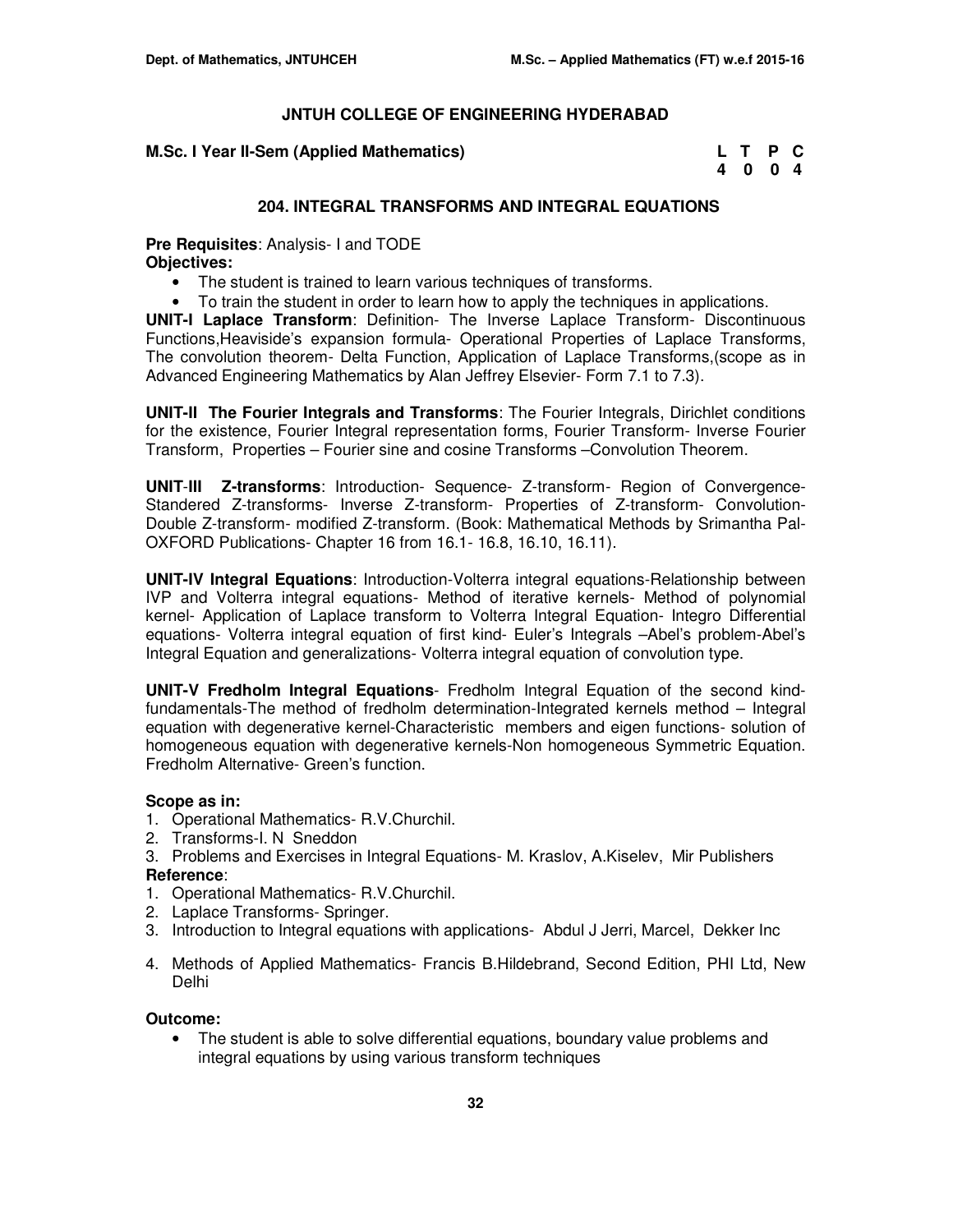## JNTUH COLLEGE OF ENGINEERING HYDERABAD

**M.Sc. I Year II-Sem (Applied Mathematics)**

| L | T | P | C |
|---|---|---|---|
| 4 | 0 | 0 | 4 |

### 204. INTEGRAL TRANSFORMS AND INTEGRAL EQUATIONS

**Pre Requisites**: Analysis- I and TODE

**Objectives:**

- The student is trained to learn various techniques of transforms.
- To train the student in order to learn how to apply the techniques in applications.

**UNIT-I Laplace Transform**: Definition- The Inverse Laplace Transform- Discontinuous Functions,Heaviside's expansion formula- Operational Properties of Laplace Transforms, The convolution theorem- Delta Function, Application of Laplace Transforms,(scope as in Advanced Engineering Mathematics by Alan Jeffrey Elsevier- Form 7.1 to 7.3).

**UNIT-II The Fourier Integrals and Transforms**: The Fourier Integrals, Dirichlet conditions for the existence, Fourier Integral representation forms, Fourier Transform- Inverse Fourier Transform, Properties – Fourier sine and cosine Transforms –Convolution Theorem.

**UNIT-III Z-transforms**: Introduction- Sequence- Z-transform- Region of Convergence- Standered Z-transforms- Inverse Z-transform- Properties of Z-transform- Convolution- Double Z-transform- modified Z-transform. (Book: Mathematical Methods by Srimantha Pal- OXFORD Publications- Chapter 16 from 16.1- 16.8, 16.10, 16.11).

**UNIT-IV Integral Equations**: Introduction-Volterra integral equations-Relationship between IVP and Volterra integral equations- Method of iterative kernels- Method of polynomial kernel- Application of Laplace transform to Volterra Integral Equation- Integro Differential equations- Volterra integral equation of first kind- Euler's Integrals –Abel's problem-Abel's Integral Equation and generalizations- Volterra integral equation of convolution type.

**UNIT-V Fredholm Integral Equations**- Fredholm Integral Equation of the second kind-fundamentals-The method of fredholm determination-Integrated kernels method – Integral equation with degenerative kernel-Characteristic members and eigen functions- solution of homogeneous equation with degenerative kernels-Non homogeneous Symmetric Equation. Fredholm Alternative- Green's function.

**Scope as in:**

1. Operational Mathematics- R.V.Churchil.
2. Transforms-I. N Sneddon
3. Problems and Exercises in Integral Equations- M. Kraslov, A.Kiselev, Mir Publishers

**Reference**:

1. Operational Mathematics- R.V.Churchil.
2. Laplace Transforms- Springer.
3. Introduction to Integral equations with applications- Abdul J Jerri, Marcel, Dekker Inc
4. Methods of Applied Mathematics- Francis B.Hildebrand, Second Edition, PHI Ltd, New Delhi

**Outcome:**

- The student is able to solve differential equations, boundary value problems and integral equations by using various transform techniques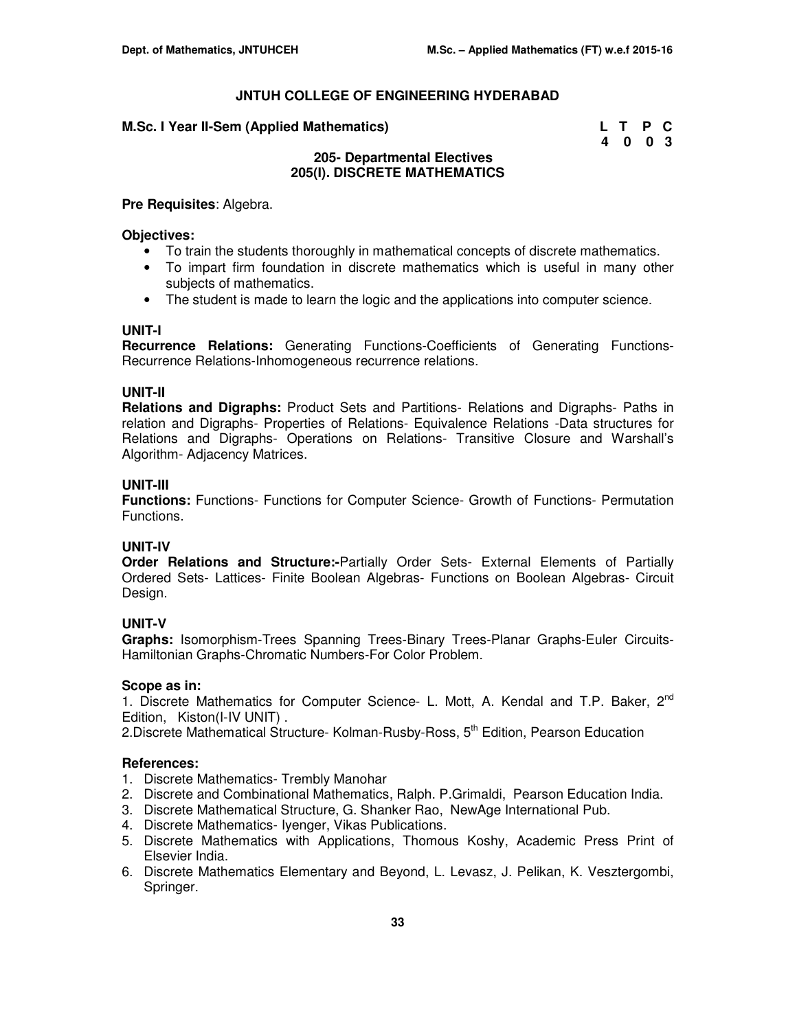## JNTUH COLLEGE OF ENGINEERING HYDERABAD

**M.Sc. I Year II-Sem (Applied Mathematics)**

| L | T | P | C |
|---|---|---|---|
| 4 | 0 | 0 | 3 |

### 205- Departmental Electives
### 205(I). DISCRETE MATHEMATICS

**Pre Requisites**: Algebra.

**Objectives:**

- To train the students thoroughly in mathematical concepts of discrete mathematics.
- To impart firm foundation in discrete mathematics which is useful in many other subjects of mathematics.
- The student is made to learn the logic and the applications into computer science.

**UNIT-I**

**Recurrence Relations:** Generating Functions-Coefficients of Generating Functions-Recurrence Relations-Inhomogeneous recurrence relations.

**UNIT-II**

**Relations and Digraphs:** Product Sets and Partitions- Relations and Digraphs- Paths in relation and Digraphs- Properties of Relations- Equivalence Relations -Data structures for Relations and Digraphs- Operations on Relations- Transitive Closure and Warshall's Algorithm- Adjacency Matrices.

**UNIT-III**

**Functions:** Functions- Functions for Computer Science- Growth of Functions- Permutation Functions.

**UNIT-IV**

**Order Relations and Structure:-**Partially Order Sets- External Elements of Partially Ordered Sets- Lattices- Finite Boolean Algebras- Functions on Boolean Algebras- Circuit Design.

**UNIT-V**

**Graphs:** Isomorphism-Trees Spanning Trees-Binary Trees-Planar Graphs-Euler Circuits-Hamiltonian Graphs-Chromatic Numbers-For Color Problem.

**Scope as in:**

1. Discrete Mathematics for Computer Science- L. Mott, A. Kendal and T.P. Baker, 2nd Edition, Kiston(I-IV UNIT) .
2. Discrete Mathematical Structure- Kolman-Rusby-Ross, 5th Edition, Pearson Education

**References:**

1. Discrete Mathematics- Trembly Manohar
2. Discrete and Combinational Mathematics, Ralph. P.Grimaldi, Pearson Education India.
3. Discrete Mathematical Structure, G. Shanker Rao, NewAge International Pub.
4. Discrete Mathematics- Iyenger, Vikas Publications.
5. Discrete Mathematics with Applications, Thomous Koshy, Academic Press Print of Elsevier India.
6. Discrete Mathematics Elementary and Beyond, L. Levasz, J. Pelikan, K. Vesztergombi, Springer.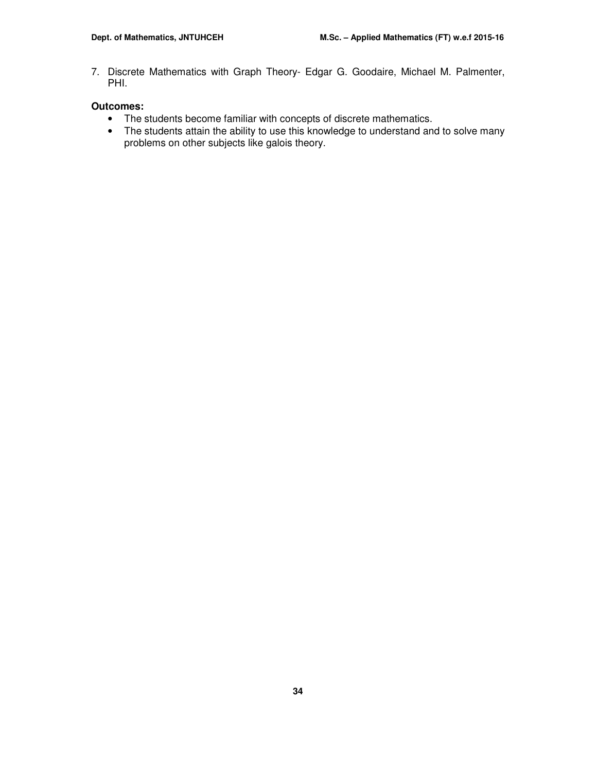7. Discrete Mathematics with Graph Theory- Edgar G. Goodaire, Michael M. Palmenter, PHI.

**Outcomes:**

- The students become familiar with concepts of discrete mathematics.
- The students attain the ability to use this knowledge to understand and to solve many problems on other subjects like galois theory.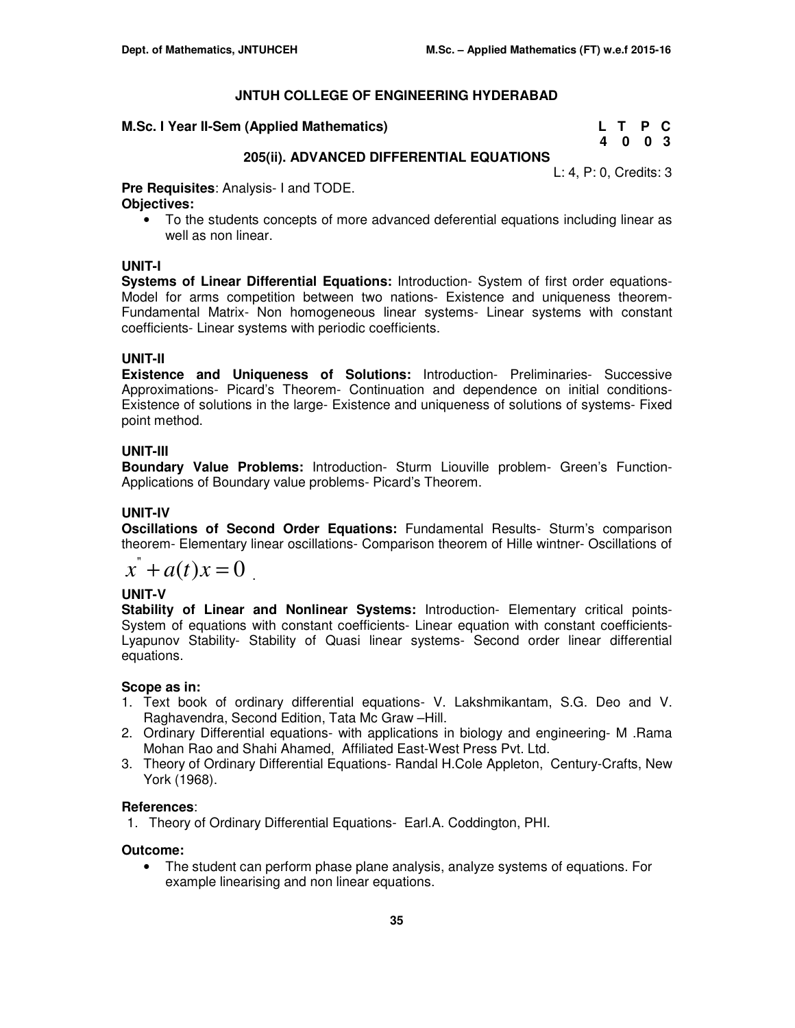# JNTUH COLLEGE OF ENGINEERING HYDERABAD

**M.Sc. I Year II-Sem (Applied Mathematics)**

| L | T | P | C |
|---|---|---|---|
| 4 | 0 | 0 | 3 |

## 205(ii). ADVANCED DIFFERENTIAL EQUATIONS

L: 4, P: 0, Credits: 3

**Pre Requisites**: Analysis- I and TODE.

**Objectives:**

- To the students concepts of more advanced deferential equations including linear as well as non linear.

### UNIT-I

**Systems of Linear Differential Equations:** Introduction- System of first order equations- Model for arms competition between two nations- Existence and uniqueness theorem- Fundamental Matrix- Non homogeneous linear systems- Linear systems with constant coefficients- Linear systems with periodic coefficients.

### UNIT-II

**Existence and Uniqueness of Solutions:** Introduction- Preliminaries- Successive Approximations- Picard's Theorem- Continuation and dependence on initial conditions- Existence of solutions in the large- Existence and uniqueness of solutions of systems- Fixed point method.

### UNIT-III

**Boundary Value Problems:** Introduction- Sturm Liouville problem- Green's Function- Applications of Boundary value problems- Picard's Theorem.

### UNIT-IV

**Oscillations of Second Order Equations:** Fundamental Results- Sturm's comparison theorem- Elementary linear oscillations- Comparison theorem of Hille wintner- Oscillations of $x'' + a(t)x = 0$.

### UNIT-V

**Stability of Linear and Nonlinear Systems:** Introduction- Elementary critical points- System of equations with constant coefficients- Linear equation with constant coefficients- Lyapunov Stability- Stability of Quasi linear systems- Second order linear differential equations.

**Scope as in:**

1. Text book of ordinary differential equations- V. Lakshmikantam, S.G. Deo and V. Raghavendra, Second Edition, Tata Mc Graw –Hill.
2. Ordinary Differential equations- with applications in biology and engineering- M .Rama Mohan Rao and Shahi Ahamed, Affiliated East-West Press Pvt. Ltd.
3. Theory of Ordinary Differential Equations- Randal H.Cole Appleton, Century-Crafts, New York (1968).

**References**:

1. Theory of Ordinary Differential Equations- Earl.A. Coddington, PHI.

**Outcome:**

- The student can perform phase plane analysis, analyze systems of equations. For example linearising and non linear equations.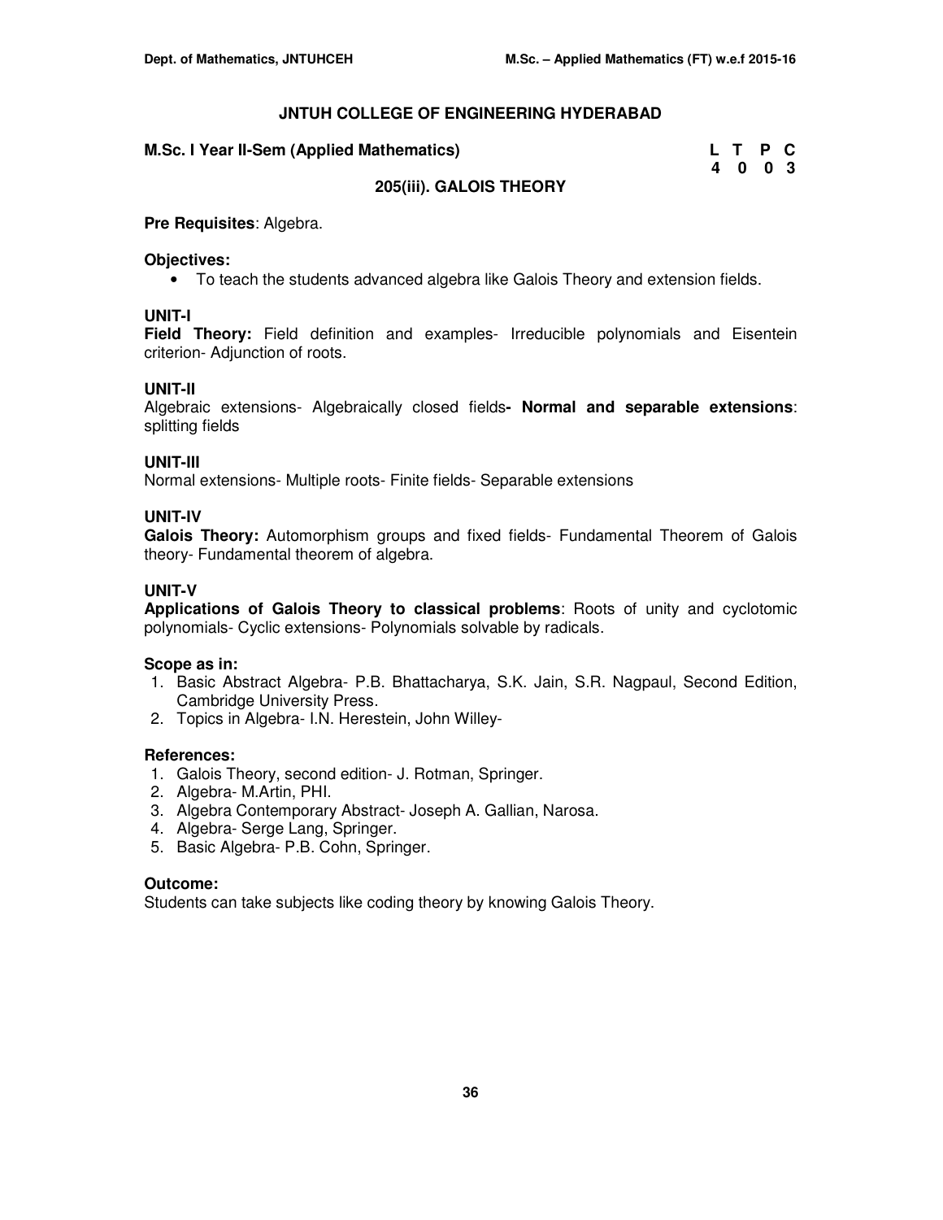# JNTUH COLLEGE OF ENGINEERING HYDERABAD

**M.Sc. I Year II-Sem (Applied Mathematics)**

| L | T | P | C |
|---|---|---|---|
| 4 | 0 | 0 | 3 |

## 205(iii). GALOIS THEORY

**Pre Requisites**: Algebra.

**Objectives:**

- To teach the students advanced algebra like Galois Theory and extension fields.

**UNIT-I**

**Field Theory:** Field definition and examples- Irreducible polynomials and Eisentein criterion- Adjunction of roots.

**UNIT-II**

Algebraic extensions- Algebraically closed fields**- Normal and separable extensions**: splitting fields

**UNIT-III**

Normal extensions- Multiple roots- Finite fields- Separable extensions

**UNIT-IV**

**Galois Theory:** Automorphism groups and fixed fields- Fundamental Theorem of Galois theory- Fundamental theorem of algebra.

**UNIT-V**

**Applications of Galois Theory to classical problems**: Roots of unity and cyclotomic polynomials- Cyclic extensions- Polynomials solvable by radicals.

**Scope as in:**

1. Basic Abstract Algebra- P.B. Bhattacharya, S.K. Jain, S.R. Nagpaul, Second Edition, Cambridge University Press.
2. Topics in Algebra- I.N. Herestein, John Willey-

**References:**

1. Galois Theory, second edition- J. Rotman, Springer.
2. Algebra- M.Artin, PHI.
3. Algebra Contemporary Abstract- Joseph A. Gallian, Narosa.
4. Algebra- Serge Lang, Springer.
5. Basic Algebra- P.B. Cohn, Springer.

**Outcome:**

Students can take subjects like coding theory by knowing Galois Theory.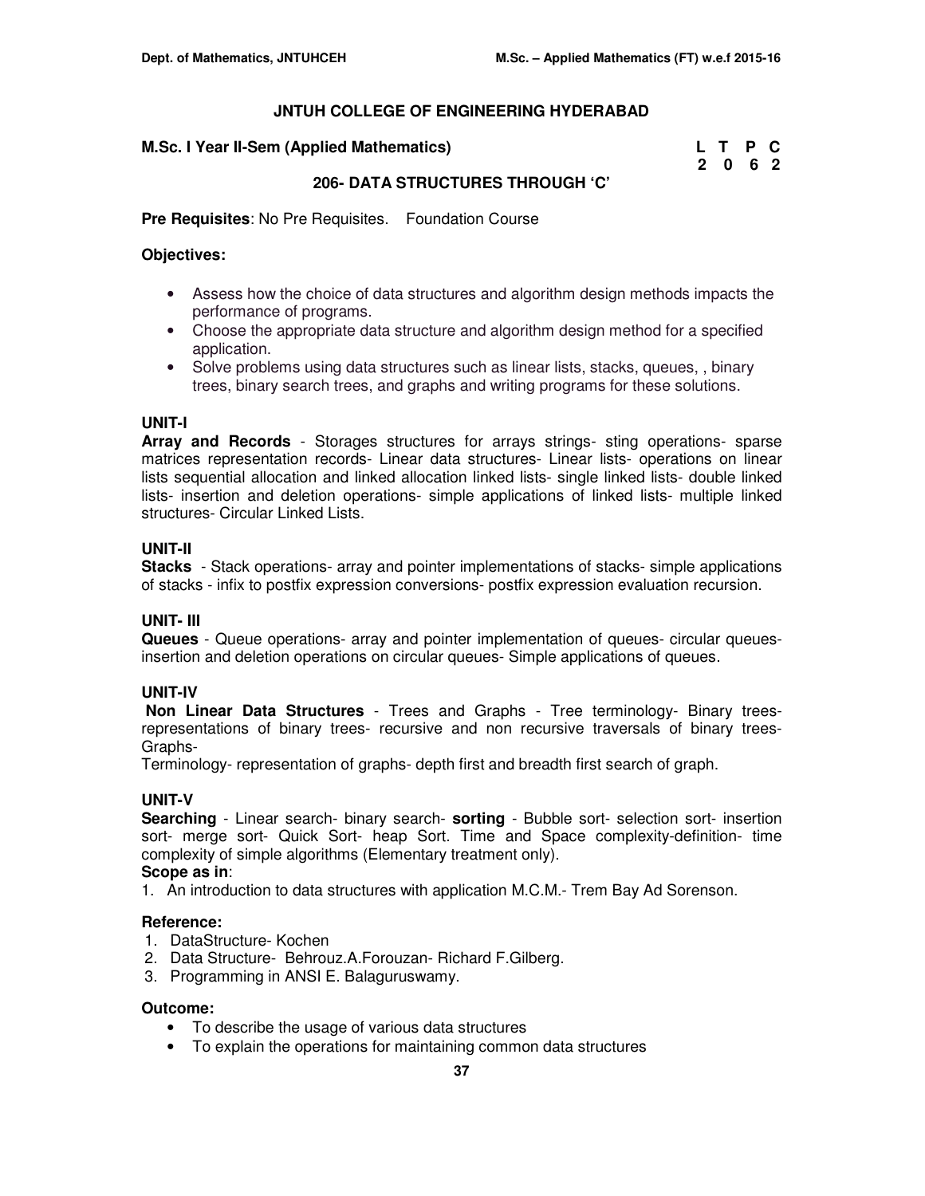## JNTUH COLLEGE OF ENGINEERING HYDERABAD

**M.Sc. I Year II-Sem (Applied Mathematics)**

| L | T | P | C |
|---|---|---|---|
| 2 | 0 | 6 | 2 |

### 206- DATA STRUCTURES THROUGH 'C'

**Pre Requisites**: No Pre Requisites. Foundation Course

**Objectives:**

- Assess how the choice of data structures and algorithm design methods impacts the performance of programs.
- Choose the appropriate data structure and algorithm design method for a specified application.
- Solve problems using data structures such as linear lists, stacks, queues, , binary trees, binary search trees, and graphs and writing programs for these solutions.

**UNIT-I**

**Array and Records** - Storages structures for arrays strings- sting operations- sparse matrices representation records- Linear data structures- Linear lists- operations on linear lists sequential allocation and linked allocation linked lists- single linked lists- double linked lists- insertion and deletion operations- simple applications of linked lists- multiple linked structures- Circular Linked Lists.

**UNIT-II**

**Stacks** - Stack operations- array and pointer implementations of stacks- simple applications of stacks - infix to postfix expression conversions- postfix expression evaluation recursion.

**UNIT- III**

**Queues** - Queue operations- array and pointer implementation of queues- circular queues- insertion and deletion operations on circular queues- Simple applications of queues.

**UNIT-IV**

**Non Linear Data Structures** - Trees and Graphs - Tree terminology- Binary trees- representations of binary trees- recursive and non recursive traversals of binary trees- Graphs-

Terminology- representation of graphs- depth first and breadth first search of graph.

**UNIT-V**

**Searching** - Linear search- binary search- **sorting** - Bubble sort- selection sort- insertion sort- merge sort- Quick Sort- heap Sort. Time and Space complexity-definition- time complexity of simple algorithms (Elementary treatment only).

**Scope as in**:

1. An introduction to data structures with application M.C.M.- Trem Bay Ad Sorenson.

**Reference:**

1. DataStructure- Kochen
2. Data Structure- Behrouz.A.Forouzan- Richard F.Gilberg.
3. Programming in ANSI E. Balaguruswamy.

**Outcome:**

- To describe the usage of various data structures
- To explain the operations for maintaining common data structures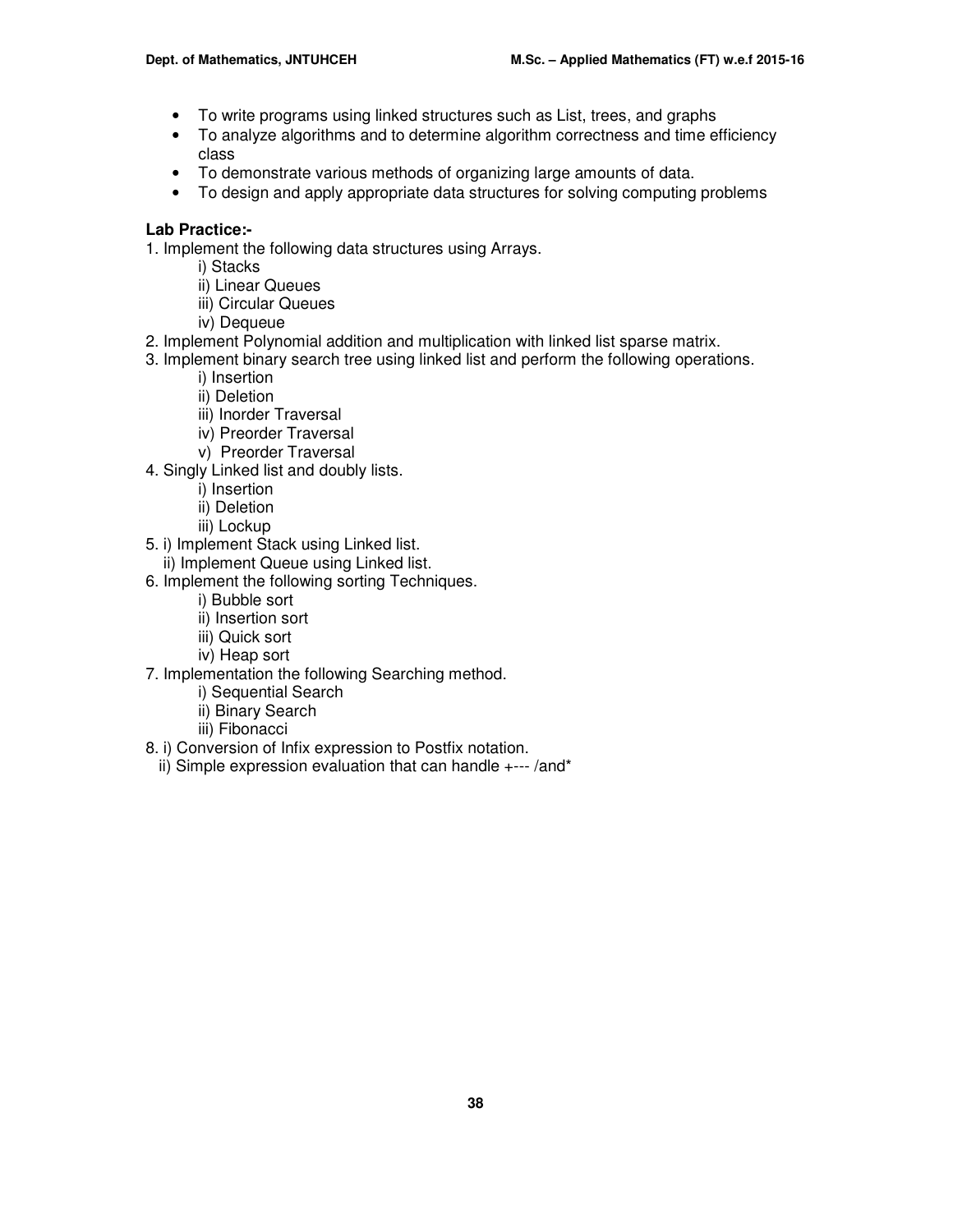- To write programs using linked structures such as List, trees, and graphs
- To analyze algorithms and to determine algorithm correctness and time efficiency class
- To demonstrate various methods of organizing large amounts of data.
- To design and apply appropriate data structures for solving computing problems

**Lab Practice:-**

1. Implement the following data structures using Arrays.
   i) Stacks
   ii) Linear Queues
   iii) Circular Queues
   iv) Dequeue
2. Implement Polynomial addition and multiplication with linked list sparse matrix.
3. Implement binary search tree using linked list and perform the following operations.
   i) Insertion
   ii) Deletion
   iii) Inorder Traversal
   iv) Preorder Traversal
   v) Preorder Traversal
4. Singly Linked list and doubly lists.
   i) Insertion
   ii) Deletion
   iii) Lockup
5. i) Implement Stack using Linked list.
   ii) Implement Queue using Linked list.
6. Implement the following sorting Techniques.
   i) Bubble sort
   ii) Insertion sort
   iii) Quick sort
   iv) Heap sort
7. Implementation the following Searching method.
   i) Sequential Search
   ii) Binary Search
   iii) Fibonacci
8. i) Conversion of Infix expression to Postfix notation.
   ii) Simple expression evaluation that can handle +--- /and*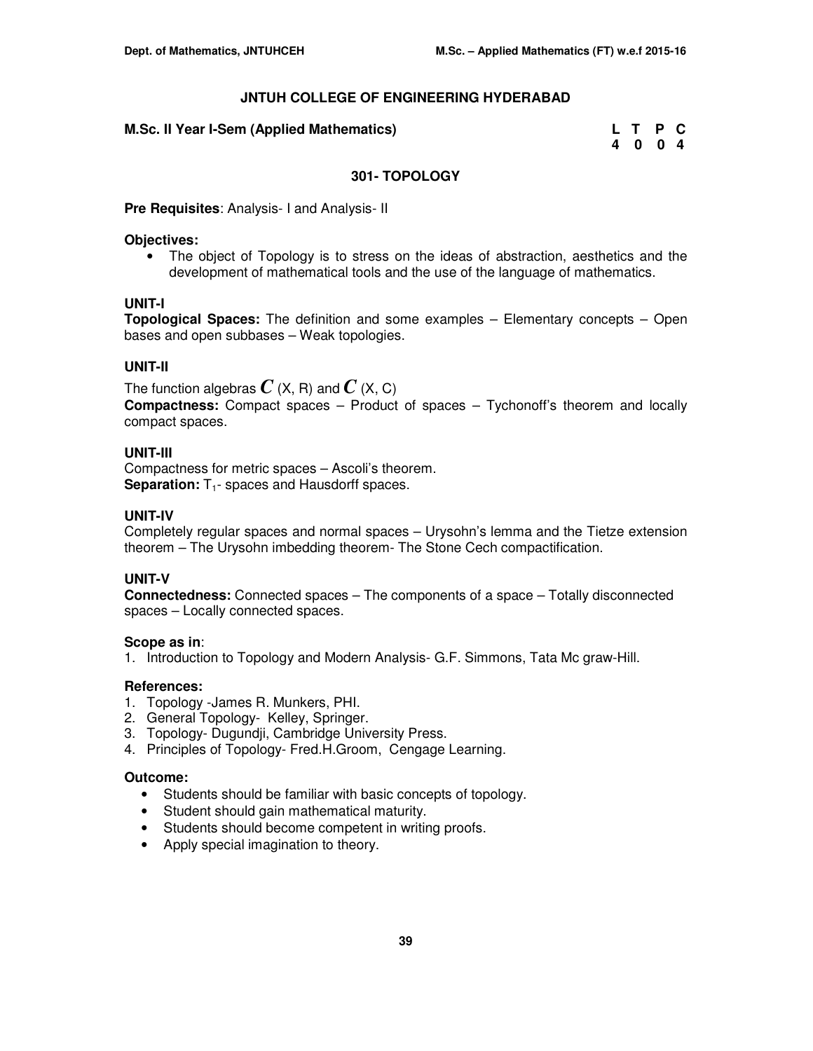# JNTUH COLLEGE OF ENGINEERING HYDERABAD

**M.Sc. II Year I-Sem (Applied Mathematics)**

| L | T | P | C |
|---|---|---|---|
| 4 | 0 | 0 | 4 |

## 301- TOPOLOGY

**Pre Requisites**: Analysis- I and Analysis- II

**Objectives:**

- The object of Topology is to stress on the ideas of abstraction, aesthetics and the development of mathematical tools and the use of the language of mathematics.

### UNIT-I

**Topological Spaces:** The definition and some examples – Elementary concepts – Open bases and open subbases – Weak topologies.

### UNIT-II

The function algebras $\boldsymbol{C}$ (X, R) and $\boldsymbol{C}$ (X, C)

**Compactness:** Compact spaces – Product of spaces – Tychonoff's theorem and locally compact spaces.

### UNIT-III

Compactness for metric spaces – Ascoli's theorem.

**Separation:** $T_1$- spaces and Hausdorff spaces.

### UNIT-IV

Completely regular spaces and normal spaces – Urysohn's lemma and the Tietze extension theorem – The Urysohn imbedding theorem- The Stone Cech compactification.

### UNIT-V

**Connectedness:** Connected spaces – The components of a space – Totally disconnected spaces – Locally connected spaces.

**Scope as in**:

1. Introduction to Topology and Modern Analysis- G.F. Simmons, Tata Mc graw-Hill.

**References:**

1. Topology -James R. Munkers, PHI.
2. General Topology- Kelley, Springer.
3. Topology- Dugundji, Cambridge University Press.
4. Principles of Topology- Fred.H.Groom, Cengage Learning.

**Outcome:**

- Students should be familiar with basic concepts of topology.
- Student should gain mathematical maturity.
- Students should become competent in writing proofs.
- Apply special imagination to theory.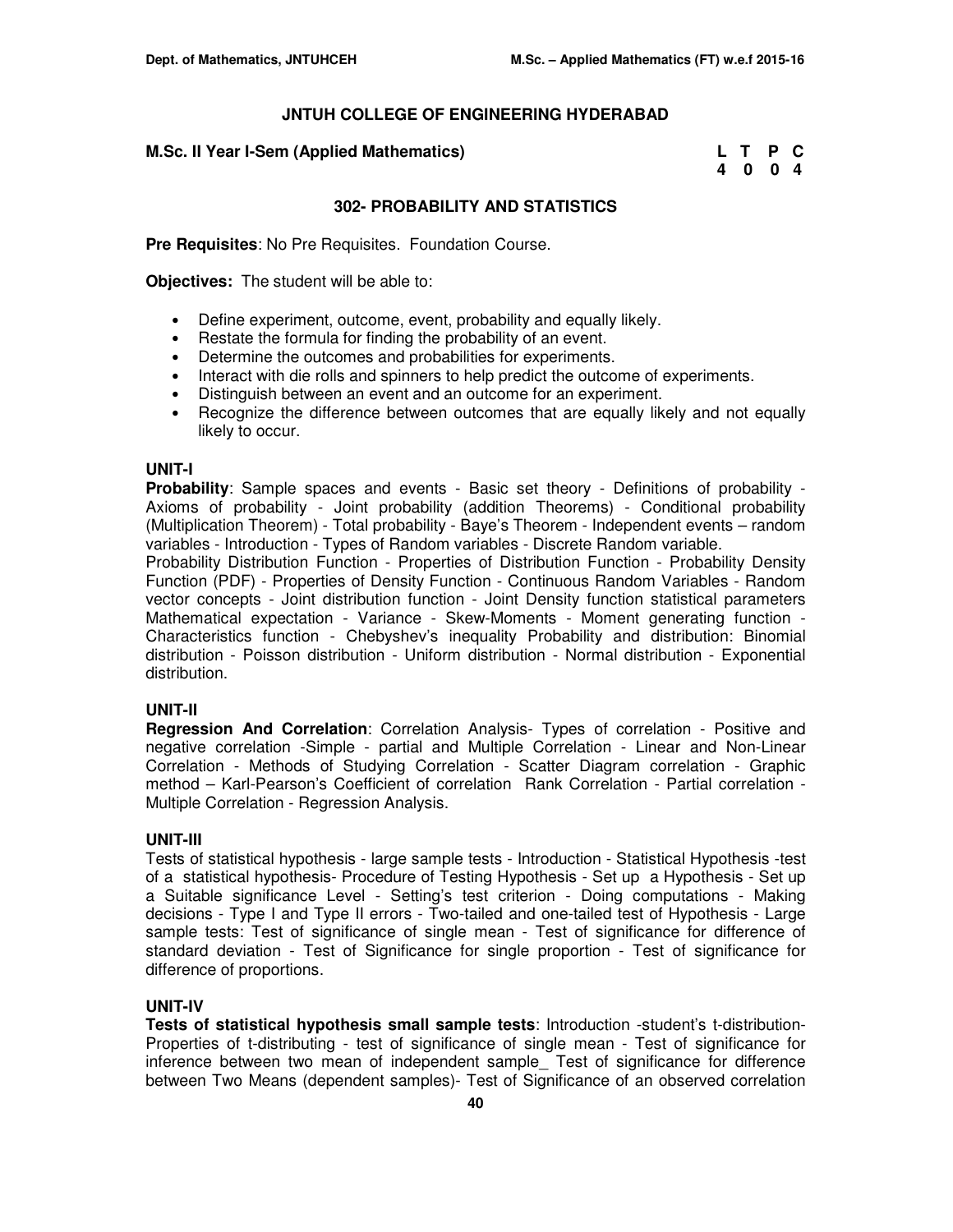# JNTUH COLLEGE OF ENGINEERING HYDERABAD

**M.Sc. II Year I-Sem (Applied Mathematics)**

| L | T | P | C |
|---|---|---|---|
| 4 | 0 | 0 | 4 |

## 302- PROBABILITY AND STATISTICS

**Pre Requisites**: No Pre Requisites. Foundation Course.

**Objectives:** The student will be able to:

- Define experiment, outcome, event, probability and equally likely.
- Restate the formula for finding the probability of an event.
- Determine the outcomes and probabilities for experiments.
- Interact with die rolls and spinners to help predict the outcome of experiments.
- Distinguish between an event and an outcome for an experiment.
- Recognize the difference between outcomes that are equally likely and not equally likely to occur.

### UNIT-I

**Probability**: Sample spaces and events - Basic set theory - Definitions of probability - Axioms of probability - Joint probability (addition Theorems) - Conditional probability (Multiplication Theorem) - Total probability - Baye's Theorem - Independent events – random variables - Introduction - Types of Random variables - Discrete Random variable.
Probability Distribution Function - Properties of Distribution Function - Probability Density Function (PDF) - Properties of Density Function - Continuous Random Variables - Random vector concepts - Joint distribution function - Joint Density function statistical parameters Mathematical expectation - Variance - Skew-Moments - Moment generating function - Characteristics function - Chebyshev's inequality Probability and distribution: Binomial distribution - Poisson distribution - Uniform distribution - Normal distribution - Exponential distribution.

### UNIT-II

**Regression And Correlation**: Correlation Analysis- Types of correlation - Positive and negative correlation -Simple - partial and Multiple Correlation - Linear and Non-Linear Correlation - Methods of Studying Correlation - Scatter Diagram correlation - Graphic method – Karl-Pearson's Coefficient of correlation Rank Correlation - Partial correlation - Multiple Correlation - Regression Analysis.

### UNIT-III

Tests of statistical hypothesis - large sample tests - Introduction - Statistical Hypothesis -test of a statistical hypothesis- Procedure of Testing Hypothesis - Set up a Hypothesis - Set up a Suitable significance Level - Setting's test criterion - Doing computations - Making decisions - Type I and Type II errors - Two-tailed and one-tailed test of Hypothesis - Large sample tests: Test of significance of single mean - Test of significance for difference of standard deviation - Test of Significance for single proportion - Test of significance for difference of proportions.

### UNIT-IV

**Tests of statistical hypothesis small sample tests**: Introduction -student's t-distribution- Properties of t-distributing - test of significance of single mean - Test of significance for inference between two mean of independent sample_ Test of significance for difference between Two Means (dependent samples)- Test of Significance of an observed correlation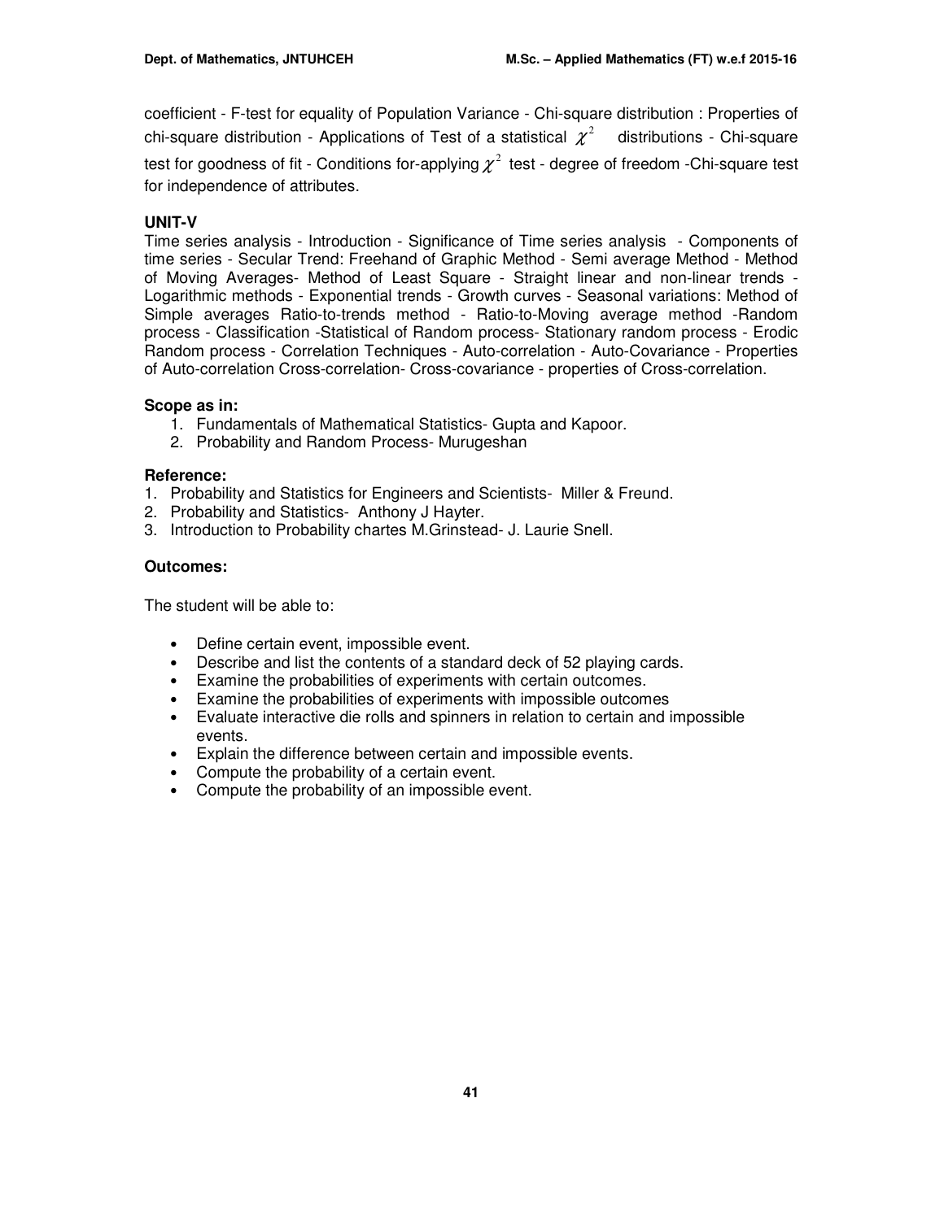coefficient - F-test for equality of Population Variance - Chi-square distribution : Properties of chi-square distribution - Applications of Test of a statistical $\chi^2$ distributions - Chi-square test for goodness of fit - Conditions for-applying $\chi^2$ test - degree of freedom -Chi-square test for independence of attributes.

**UNIT-V**

Time series analysis - Introduction - Significance of Time series analysis - Components of time series - Secular Trend: Freehand of Graphic Method - Semi average Method - Method of Moving Averages- Method of Least Square - Straight linear and non-linear trends - Logarithmic methods - Exponential trends - Growth curves - Seasonal variations: Method of Simple averages Ratio-to-trends method - Ratio-to-Moving average method -Random process - Classification -Statistical of Random process- Stationary random process - Erodic Random process - Correlation Techniques - Auto-correlation - Auto-Covariance - Properties of Auto-correlation Cross-correlation- Cross-covariance - properties of Cross-correlation.

**Scope as in:**

1. Fundamentals of Mathematical Statistics- Gupta and Kapoor.
2. Probability and Random Process- Murugeshan

**Reference:**

1. Probability and Statistics for Engineers and Scientists- Miller & Freund.
2. Probability and Statistics- Anthony J Hayter.
3. Introduction to Probability chartes M.Grinstead- J. Laurie Snell.

**Outcomes:**

The student will be able to:

- Define certain event, impossible event.
- Describe and list the contents of a standard deck of 52 playing cards.
- Examine the probabilities of experiments with certain outcomes.
- Examine the probabilities of experiments with impossible outcomes
- Evaluate interactive die rolls and spinners in relation to certain and impossible events.
- Explain the difference between certain and impossible events.
- Compute the probability of a certain event.
- Compute the probability of an impossible event.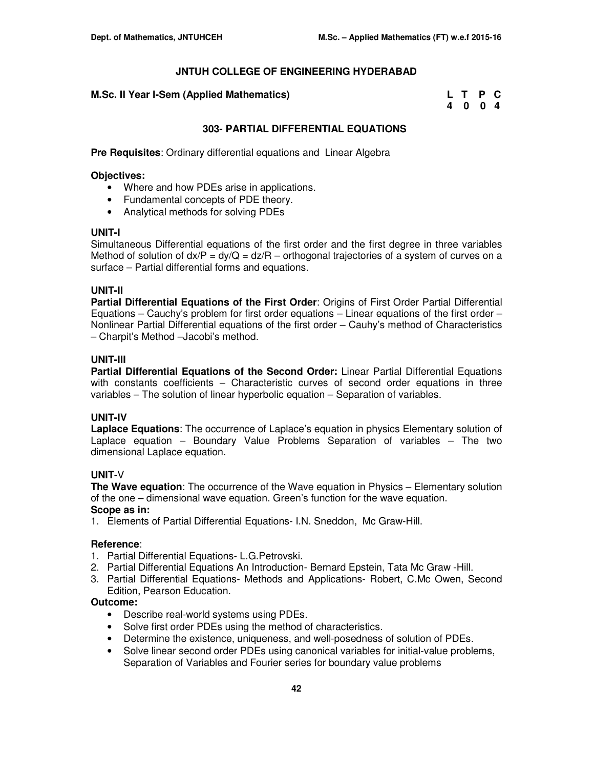# JNTUH COLLEGE OF ENGINEERING HYDERABAD

**M.Sc. II Year I-Sem (Applied Mathematics)**

| L | T | P | C |
|---|---|---|---|
| 4 | 0 | 0 | 4 |

## 303- PARTIAL DIFFERENTIAL EQUATIONS

**Pre Requisites**: Ordinary differential equations and Linear Algebra

**Objectives:**

- Where and how PDEs arise in applications.
- Fundamental concepts of PDE theory.
- Analytical methods for solving PDEs

### UNIT-I

Simultaneous Differential equations of the first order and the first degree in three variables Method of solution of $dx/P = dy/Q = dz/R$ – orthogonal trajectories of a system of curves on a surface – Partial differential forms and equations.

### UNIT-II

**Partial Differential Equations of the First Order**: Origins of First Order Partial Differential Equations – Cauchy's problem for first order equations – Linear equations of the first order – Nonlinear Partial Differential equations of the first order – Cauhy's method of Characteristics – Charpit's Method –Jacobi's method.

### UNIT-III

**Partial Differential Equations of the Second Order:** Linear Partial Differential Equations with constants coefficients – Characteristic curves of second order equations in three variables – The solution of linear hyperbolic equation – Separation of variables.

### UNIT-IV

**Laplace Equations**: The occurrence of Laplace's equation in physics Elementary solution of Laplace equation – Boundary Value Problems Separation of variables – The two dimensional Laplace equation.

### UNIT-V

**The Wave equation**: The occurrence of the Wave equation in Physics – Elementary solution of the one – dimensional wave equation. Green's function for the wave equation.

**Scope as in:**

1. Elements of Partial Differential Equations- I.N. Sneddon, Mc Graw-Hill.

**Reference**:

1. Partial Differential Equations- L.G.Petrovski.
2. Partial Differential Equations An Introduction- Bernard Epstein, Tata Mc Graw -Hill.
3. Partial Differential Equations- Methods and Applications- Robert, C.Mc Owen, Second Edition, Pearson Education.

**Outcome:**

- Describe real-world systems using PDEs.
- Solve first order PDEs using the method of characteristics.
- Determine the existence, uniqueness, and well-posedness of solution of PDEs.
- Solve linear second order PDEs using canonical variables for initial-value problems, Separation of Variables and Fourier series for boundary value problems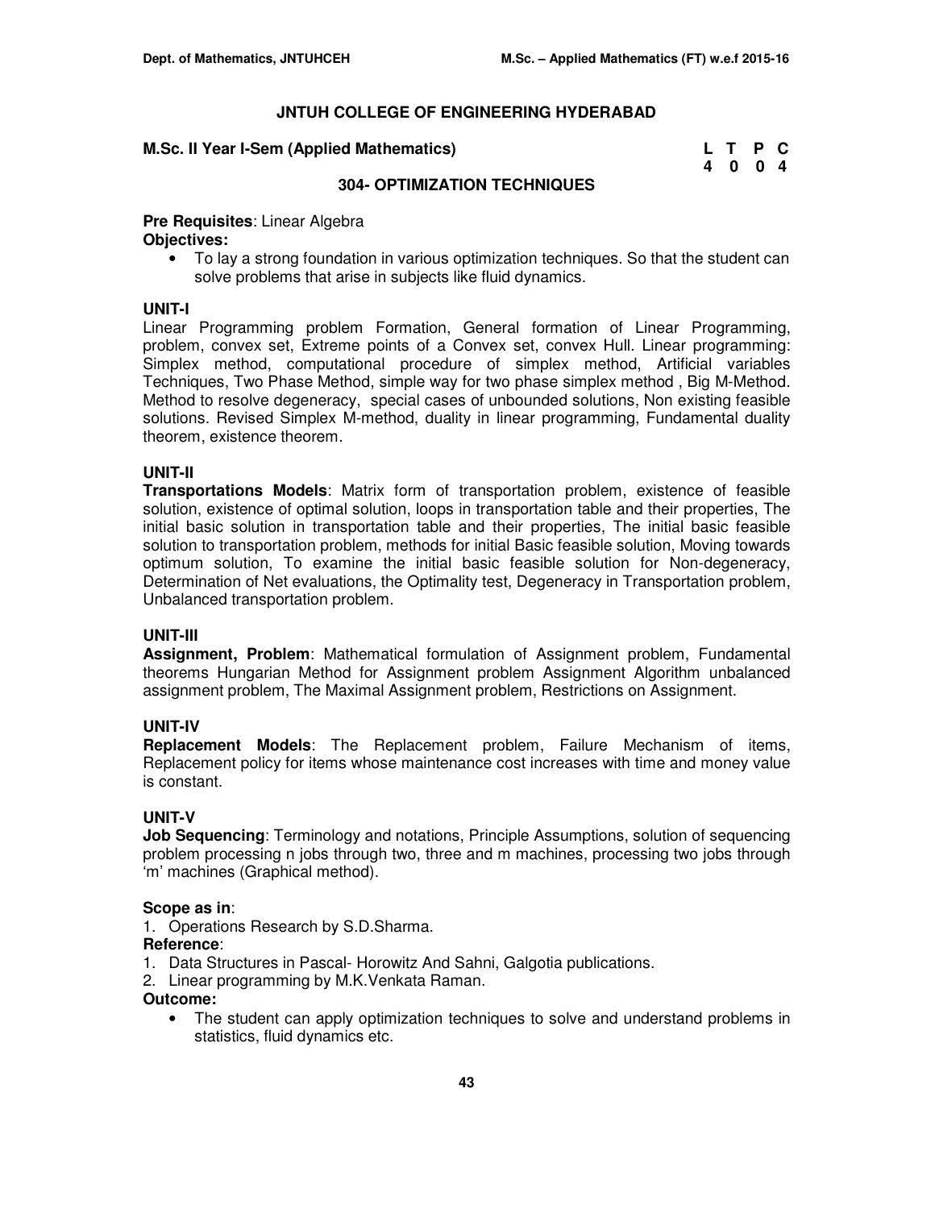# JNTUH COLLEGE OF ENGINEERING HYDERABAD

**M.Sc. II Year I-Sem (Applied Mathematics)**

| L | T | P | C |
|---|---|---|---|
| 4 | 0 | 0 | 4 |

## 304- OPTIMIZATION TECHNIQUES

**Pre Requisites**: Linear Algebra

**Objectives:**

- To lay a strong foundation in various optimization techniques. So that the student can solve problems that arise in subjects like fluid dynamics.

### UNIT-I

Linear Programming problem Formation, General formation of Linear Programming, problem, convex set, Extreme points of a Convex set, convex Hull. Linear programming: Simplex method, computational procedure of simplex method, Artificial variables Techniques, Two Phase Method, simple way for two phase simplex method , Big M-Method. Method to resolve degeneracy, special cases of unbounded solutions, Non existing feasible solutions. Revised Simplex M-method, duality in linear programming, Fundamental duality theorem, existence theorem.

### UNIT-II

**Transportations Models**: Matrix form of transportation problem, existence of feasible solution, existence of optimal solution, loops in transportation table and their properties, The initial basic solution in transportation table and their properties, The initial basic feasible solution to transportation problem, methods for initial Basic feasible solution, Moving towards optimum solution, To examine the initial basic feasible solution for Non-degeneracy, Determination of Net evaluations, the Optimality test, Degeneracy in Transportation problem, Unbalanced transportation problem.

### UNIT-III

**Assignment, Problem**: Mathematical formulation of Assignment problem, Fundamental theorems Hungarian Method for Assignment problem Assignment Algorithm unbalanced assignment problem, The Maximal Assignment problem, Restrictions on Assignment.

### UNIT-IV

**Replacement Models**: The Replacement problem, Failure Mechanism of items, Replacement policy for items whose maintenance cost increases with time and money value is constant.

### UNIT-V

**Job Sequencing**: Terminology and notations, Principle Assumptions, solution of sequencing problem processing n jobs through two, three and m machines, processing two jobs through 'm' machines (Graphical method).

**Scope as in**:

1. Operations Research by S.D.Sharma.

**Reference**:

1. Data Structures in Pascal- Horowitz And Sahni, Galgotia publications.
2. Linear programming by M.K.Venkata Raman.

**Outcome:**

- The student can apply optimization techniques to solve and understand problems in statistics, fluid dynamics etc.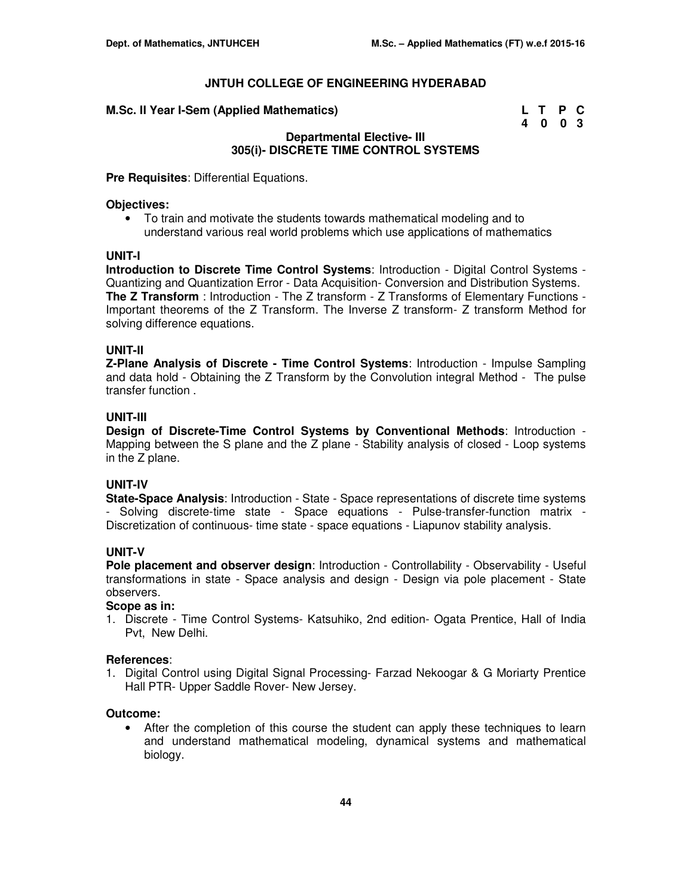# JNTUH COLLEGE OF ENGINEERING HYDERABAD

**M.Sc. II Year I-Sem (Applied Mathematics)**

| L | T | P | C |
|---|---|---|---|
| 4 | 0 | 0 | 3 |

## Departmental Elective- III
## 305(i)- DISCRETE TIME CONTROL SYSTEMS

**Pre Requisites**: Differential Equations.

**Objectives:**

- To train and motivate the students towards mathematical modeling and to understand various real world problems which use applications of mathematics

### UNIT-I

**Introduction to Discrete Time Control Systems**: Introduction - Digital Control Systems - Quantizing and Quantization Error - Data Acquisition- Conversion and Distribution Systems.
**The Z Transform** : Introduction - The Z transform - Z Transforms of Elementary Functions - Important theorems of the Z Transform. The Inverse Z transform- Z transform Method for solving difference equations.

### UNIT-II

**Z-Plane Analysis of Discrete - Time Control Systems**: Introduction - Impulse Sampling and data hold - Obtaining the Z Transform by the Convolution integral Method - The pulse transfer function .

### UNIT-III

**Design of Discrete-Time Control Systems by Conventional Methods**: Introduction - Mapping between the S plane and the Z plane - Stability analysis of closed - Loop systems in the Z plane.

### UNIT-IV

**State-Space Analysis**: Introduction - State - Space representations of discrete time systems - Solving discrete-time state - Space equations - Pulse-transfer-function matrix - Discretization of continuous- time state - space equations - Liapunov stability analysis.

### UNIT-V

**Pole placement and observer design**: Introduction - Controllability - Observability - Useful transformations in state - Space analysis and design - Design via pole placement - State observers.

**Scope as in:**

1. Discrete - Time Control Systems- Katsuhiko, 2nd edition- Ogata Prentice, Hall of India Pvt, New Delhi.

**References**:

1. Digital Control using Digital Signal Processing- Farzad Nekoogar & G Moriarty Prentice Hall PTR- Upper Saddle Rover- New Jersey.

**Outcome:**

- After the completion of this course the student can apply these techniques to learn and understand mathematical modeling, dynamical systems and mathematical biology.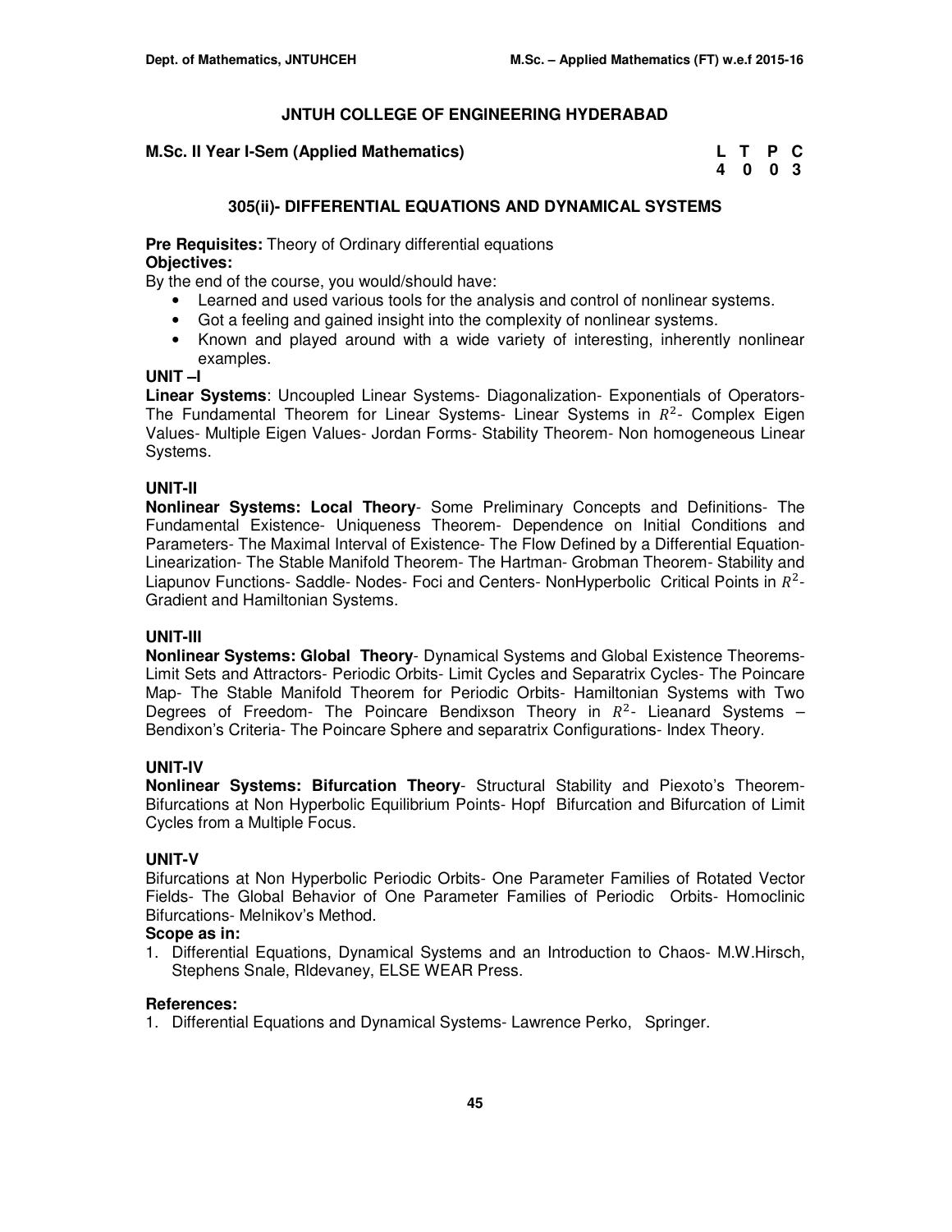# JNTUH COLLEGE OF ENGINEERING HYDERABAD

**M.Sc. II Year I-Sem (Applied Mathematics)**

| L | T | P | C |
|---|---|---|---|
| 4 | 0 | 0 | 3 |

## 305(ii)- DIFFERENTIAL EQUATIONS AND DYNAMICAL SYSTEMS

**Pre Requisites:** Theory of Ordinary differential equations

**Objectives:**

By the end of the course, you would/should have:

- Learned and used various tools for the analysis and control of nonlinear systems.
- Got a feeling and gained insight into the complexity of nonlinear systems.
- Known and played around with a wide variety of interesting, inherently nonlinear examples.

**UNIT –I**

**Linear Systems**: Uncoupled Linear Systems- Diagonalization- Exponentials of Operators- The Fundamental Theorem for Linear Systems- Linear Systems in $R^2$- Complex Eigen Values- Multiple Eigen Values- Jordan Forms- Stability Theorem- Non homogeneous Linear Systems.

**UNIT-II**

**Nonlinear Systems: Local Theory**- Some Preliminary Concepts and Definitions- The Fundamental Existence- Uniqueness Theorem- Dependence on Initial Conditions and Parameters- The Maximal Interval of Existence- The Flow Defined by a Differential Equation- Linearization- The Stable Manifold Theorem- The Hartman- Grobman Theorem- Stability and Liapunov Functions- Saddle- Nodes- Foci and Centers- NonHyperbolic Critical Points in $R^2$- Gradient and Hamiltonian Systems.

**UNIT-III**

**Nonlinear Systems: Global Theory**- Dynamical Systems and Global Existence Theorems- Limit Sets and Attractors- Periodic Orbits- Limit Cycles and Separatrix Cycles- The Poincare Map- The Stable Manifold Theorem for Periodic Orbits- Hamiltonian Systems with Two Degrees of Freedom- The Poincare Bendixson Theory in $R^2$- Lieanard Systems – Bendixon's Criteria- The Poincare Sphere and separatrix Configurations- Index Theory.

**UNIT-IV**

**Nonlinear Systems: Bifurcation Theory**- Structural Stability and Piexoto's Theorem- Bifurcations at Non Hyperbolic Equilibrium Points- Hopf Bifurcation and Bifurcation of Limit Cycles from a Multiple Focus.

**UNIT-V**

Bifurcations at Non Hyperbolic Periodic Orbits- One Parameter Families of Rotated Vector Fields- The Global Behavior of One Parameter Families of Periodic Orbits- Homoclinic Bifurcations- Melnikov's Method.

**Scope as in:**

1. Differential Equations, Dynamical Systems and an Introduction to Chaos- M.W.Hirsch, Stephens Snale, RIdevaney, ELSE WEAR Press.

**References:**

1. Differential Equations and Dynamical Systems- Lawrence Perko, Springer.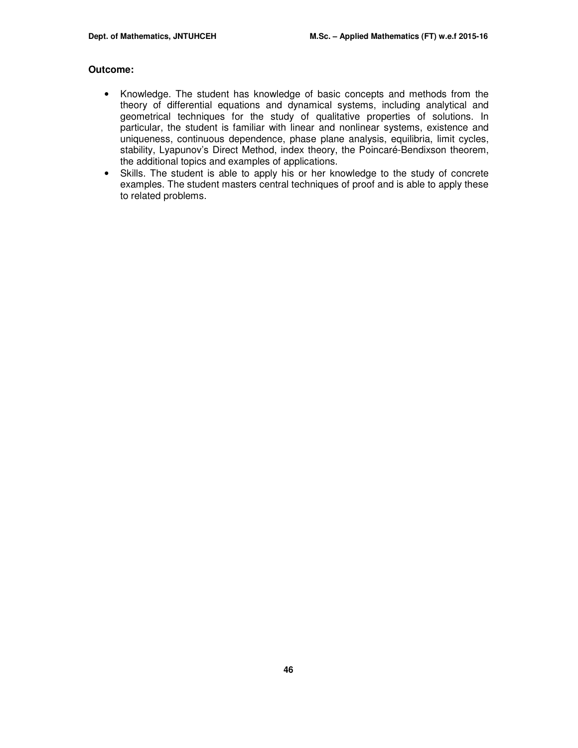**Outcome:**

- Knowledge. The student has knowledge of basic concepts and methods from the theory of differential equations and dynamical systems, including analytical and geometrical techniques for the study of qualitative properties of solutions. In particular, the student is familiar with linear and nonlinear systems, existence and uniqueness, continuous dependence, phase plane analysis, equilibria, limit cycles, stability, Lyapunov's Direct Method, index theory, the Poincaré-Bendixson theorem, the additional topics and examples of applications.
- Skills. The student is able to apply his or her knowledge to the study of concrete examples. The student masters central techniques of proof and is able to apply these to related problems.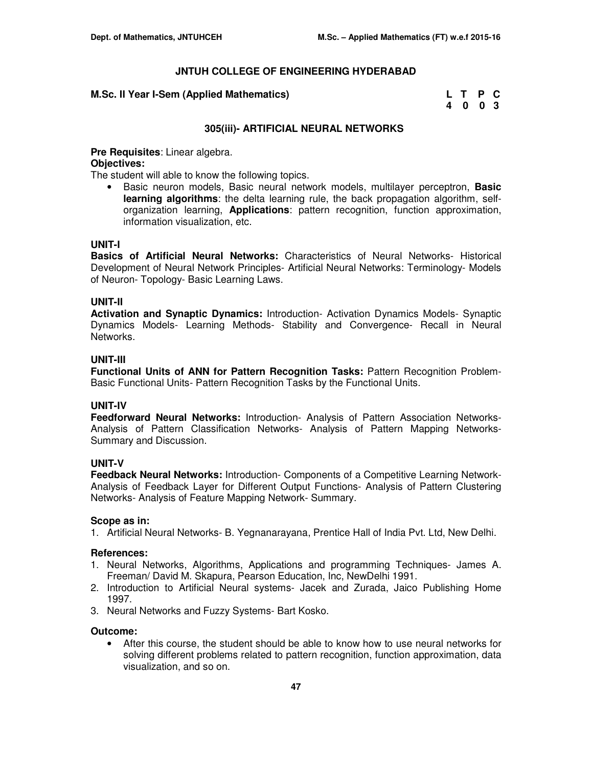# JNTUH COLLEGE OF ENGINEERING HYDERABAD

**M.Sc. II Year I-Sem (Applied Mathematics)**

| L | T | P | C |
|---|---|---|---|
| 4 | 0 | 0 | 3 |

## 305(iii)- ARTIFICIAL NEURAL NETWORKS

**Pre Requisites**: Linear algebra.

**Objectives:**

The student will able to know the following topics.

- Basic neuron models, Basic neural network models, multilayer perceptron, **Basic learning algorithms**: the delta learning rule, the back propagation algorithm, self-organization learning, **Applications**: pattern recognition, function approximation, information visualization, etc.

### UNIT-I

**Basics of Artificial Neural Networks:** Characteristics of Neural Networks- Historical Development of Neural Network Principles- Artificial Neural Networks: Terminology- Models of Neuron- Topology- Basic Learning Laws.

### UNIT-II

**Activation and Synaptic Dynamics:** Introduction- Activation Dynamics Models- Synaptic Dynamics Models- Learning Methods- Stability and Convergence- Recall in Neural Networks.

### UNIT-III

**Functional Units of ANN for Pattern Recognition Tasks:** Pattern Recognition Problem- Basic Functional Units- Pattern Recognition Tasks by the Functional Units.

### UNIT-IV

**Feedforward Neural Networks:** Introduction- Analysis of Pattern Association Networks- Analysis of Pattern Classification Networks- Analysis of Pattern Mapping Networks- Summary and Discussion.

### UNIT-V

**Feedback Neural Networks:** Introduction- Components of a Competitive Learning Network- Analysis of Feedback Layer for Different Output Functions- Analysis of Pattern Clustering Networks- Analysis of Feature Mapping Network- Summary.

**Scope as in:**

1. Artificial Neural Networks- B. Yegnanarayana, Prentice Hall of India Pvt. Ltd, New Delhi.

**References:**

1. Neural Networks, Algorithms, Applications and programming Techniques- James A. Freeman/ David M. Skapura, Pearson Education, Inc, NewDelhi 1991.
2. Introduction to Artificial Neural systems- Jacek and Zurada, Jaico Publishing Home 1997.
3. Neural Networks and Fuzzy Systems- Bart Kosko.

**Outcome:**

- After this course, the student should be able to know how to use neural networks for solving different problems related to pattern recognition, function approximation, data visualization, and so on.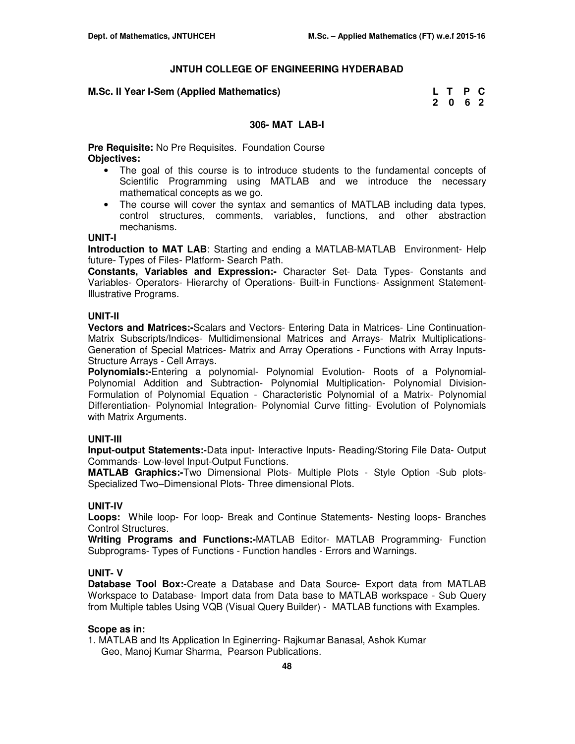# JNTUH COLLEGE OF ENGINEERING HYDERABAD

**M.Sc. II Year I-Sem (Applied Mathematics)**

| L | T | P | C |
|---|---|---|---|
| 2 | 0 | 6 | 2 |

## 306- MAT LAB-I

**Pre Requisite:** No Pre Requisites. Foundation Course

**Objectives:**

- The goal of this course is to introduce students to the fundamental concepts of Scientific Programming using MATLAB and we introduce the necessary mathematical concepts as we go.
- The course will cover the syntax and semantics of MATLAB including data types, control structures, comments, variables, functions, and other abstraction mechanisms.

### UNIT-I

**Introduction to MAT LAB**: Starting and ending a MATLAB-MATLAB Environment- Help future- Types of Files- Platform- Search Path.

**Constants, Variables and Expression:-** Character Set- Data Types- Constants and Variables- Operators- Hierarchy of Operations- Built-in Functions- Assignment Statement- Illustrative Programs.

### UNIT-II

**Vectors and Matrices:-**Scalars and Vectors- Entering Data in Matrices- Line Continuation- Matrix Subscripts/Indices- Multidimensional Matrices and Arrays- Matrix Multiplications- Generation of Special Matrices- Matrix and Array Operations - Functions with Array Inputs- Structure Arrays - Cell Arrays.

**Polynomials:-**Entering a polynomial- Polynomial Evolution- Roots of a Polynomial- Polynomial Addition and Subtraction- Polynomial Multiplication- Polynomial Division- Formulation of Polynomial Equation - Characteristic Polynomial of a Matrix- Polynomial Differentiation- Polynomial Integration- Polynomial Curve fitting- Evolution of Polynomials with Matrix Arguments.

### UNIT-III

**Input-output Statements:-**Data input- Interactive Inputs- Reading/Storing File Data- Output Commands- Low-level Input-Output Functions.

**MATLAB Graphics:-**Two Dimensional Plots- Multiple Plots - Style Option -Sub plots- Specialized Two–Dimensional Plots- Three dimensional Plots.

### UNIT-IV

**Loops:** While loop- For loop- Break and Continue Statements- Nesting loops- Branches Control Structures.

**Writing Programs and Functions:-**MATLAB Editor- MATLAB Programming- Function Subprograms- Types of Functions - Function handles - Errors and Warnings.

### UNIT- V

**Database Tool Box:-**Create a Database and Data Source- Export data from MATLAB Workspace to Database- Import data from Data base to MATLAB workspace - Sub Query from Multiple tables Using VQB (Visual Query Builder) - MATLAB functions with Examples.

**Scope as in:**

1. MATLAB and Its Application In Eginerring- Rajkumar Banasal, Ashok Kumar Geo, Manoj Kumar Sharma, Pearson Publications.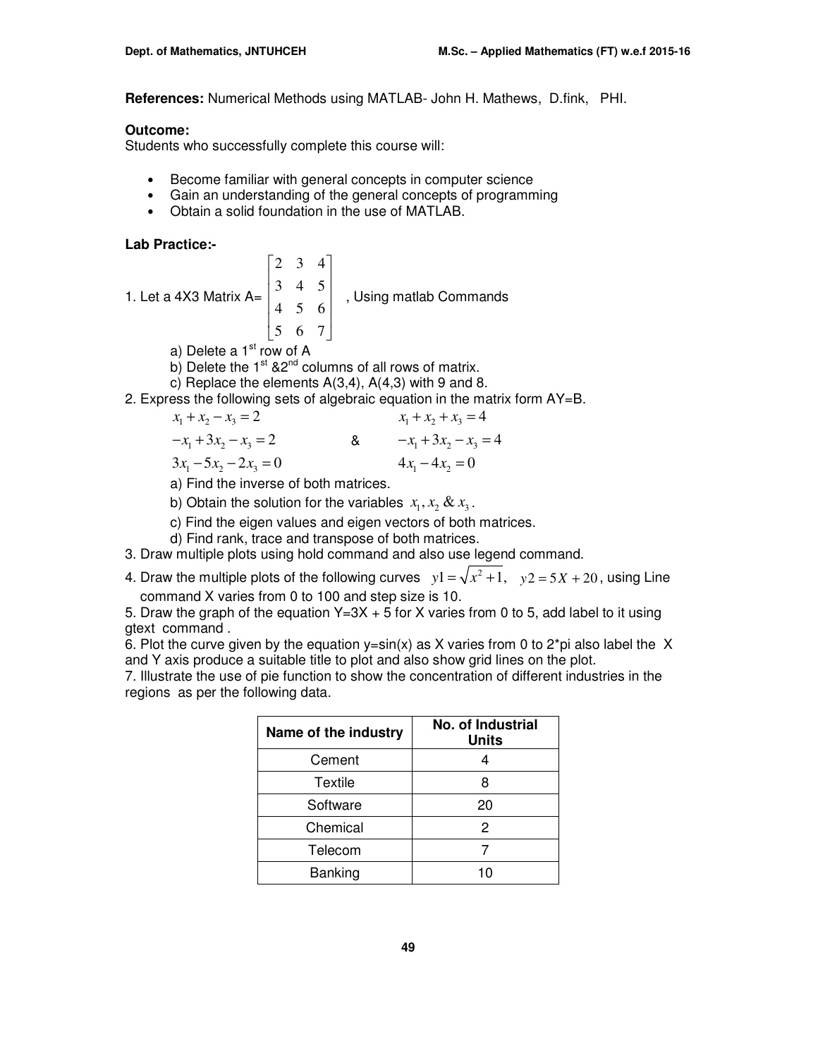**References:** Numerical Methods using MATLAB- John H. Mathews, D.fink, PHI.

**Outcome:**

Students who successfully complete this course will:

- Become familiar with general concepts in computer science
- Gain an understanding of the general concepts of programming
- Obtain a solid foundation in the use of MATLAB.

**Lab Practice:-**

1. Let a 4X3 Matrix A= $\begin{bmatrix} 2 & 3 & 4 \\ 3 & 4 & 5 \\ 4 & 5 & 6 \\ 5 & 6 & 7 \end{bmatrix}$ , Using matlab Commands

    a) Delete a 1st row of A

    b) Delete the 1st &2nd columns of all rows of matrix.

    c) Replace the elements A(3,4), A(4,3) with 9 and 8.

2. Express the following sets of algebraic equation in the matrix form AY=B.

$$\begin{aligned} x_1 + x_2 - x_3 &= 2 \\ -x_1 + 3x_2 - x_3 &= 2 \\ 3x_1 - 5x_2 - 2x_3 &= 0 \end{aligned} \quad \& \quad \begin{aligned} x_1 + x_2 + x_3 &= 4 \\ -x_1 + 3x_2 - x_3 &= 4 \\ 4x_1 - 4x_2 &= 0 \end{aligned}$$

    a) Find the inverse of both matrices.

    b) Obtain the solution for the variables $x_1, x_2 \,\&\, x_3$.

    c) Find the eigen values and eigen vectors of both matrices.

    d) Find rank, trace and transpose of both matrices.

3. Draw multiple plots using hold command and also use legend command.
4. Draw the multiple plots of the following curves $y1 = \sqrt{x^2 + 1}, \quad y2 = 5X + 20$, using Line command X varies from 0 to 100 and step size is 10.
5. Draw the graph of the equation Y=3X + 5 for X varies from 0 to 5, add label to it using gtext command .
6. Plot the curve given by the equation y=sin(x) as X varies from 0 to 2*pi also label the X and Y axis produce a suitable title to plot and also show grid lines on the plot.
7. Illustrate the use of pie function to show the concentration of different industries in the regions as per the following data.

| Name of the industry | No. of Industrial Units |
|---|---|
| Cement | 4 |
| Textile | 8 |
| Software | 20 |
| Chemical | 2 |
| Telecom | 7 |
| Banking | 10 |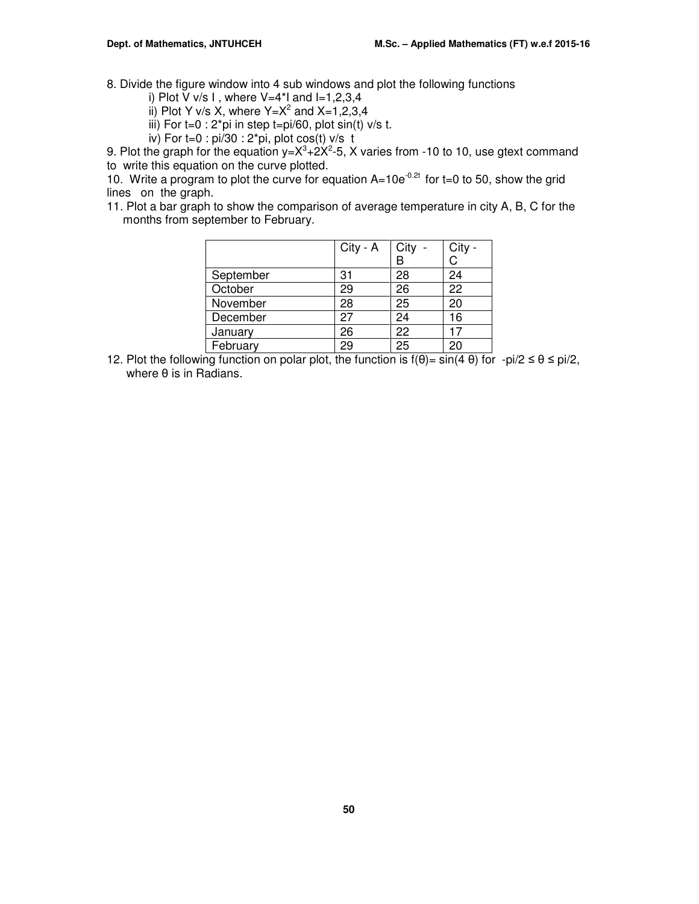8. Divide the figure window into 4 sub windows and plot the following functions
   - i) Plot V v/s I , where V=4*I and I=1,2,3,4
   - ii) Plot Y v/s X, where $Y=X^2$ and X=1,2,3,4
   - iii) For t=0 : 2*pi in step t=pi/60, plot sin(t) v/s t.
   - iv) For t=0 : pi/30 : 2*pi, plot cos(t) v/s t

9. Plot the graph for the equation $y=X^3+2X^2-5$, X varies from -10 to 10, use gtext command to write this equation on the curve plotted.

10. Write a program to plot the curve for equation $A=10e^{-0.2t}$ for t=0 to 50, show the grid lines on the graph.

11. Plot a bar graph to show the comparison of average temperature in city A, B, C for the months from september to February.

| | City - A | City - B | City - C |
|---|---|---|---|
| September | 31 | 28 | 24 |
| October | 29 | 26 | 22 |
| November | 28 | 25 | 20 |
| December | 27 | 24 | 16 |
| January | 26 | 22 | 17 |
| February | 29 | 25 | 20 |

12. Plot the following function on polar plot, the function is $f(\theta)= \sin(4\theta)$ for $-pi/2 \le \theta \le pi/2$, where $\theta$ is in Radians.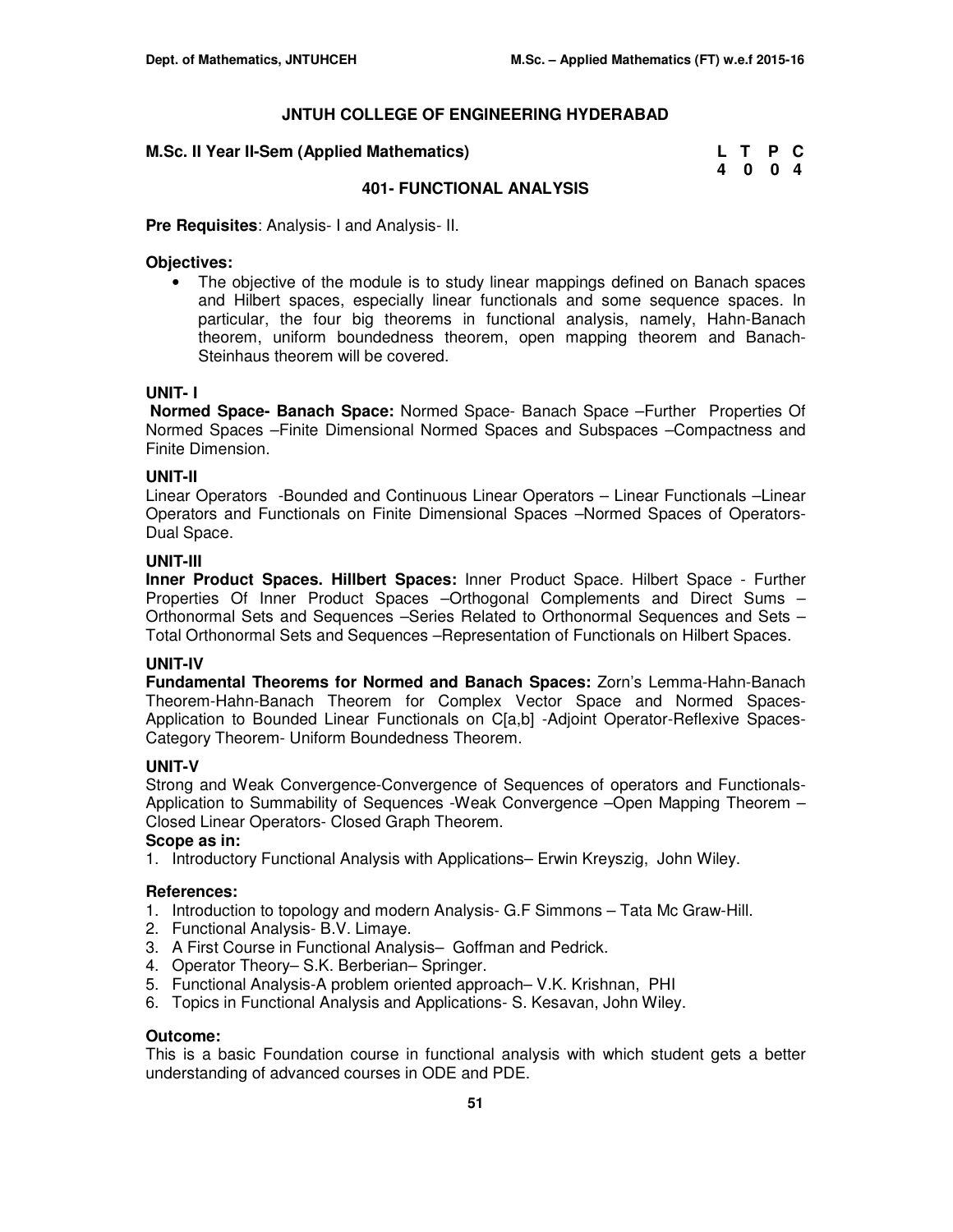# JNTUH COLLEGE OF ENGINEERING HYDERABAD

**M.Sc. II Year II-Sem (Applied Mathematics)**

| L | T | P | C |
|---|---|---|---|
| 4 | 0 | 0 | 4 |

## 401- FUNCTIONAL ANALYSIS

**Pre Requisites**: Analysis- I and Analysis- II.

**Objectives:**

- The objective of the module is to study linear mappings defined on Banach spaces and Hilbert spaces, especially linear functionals and some sequence spaces. In particular, the four big theorems in functional analysis, namely, Hahn-Banach theorem, uniform boundedness theorem, open mapping theorem and Banach-Steinhaus theorem will be covered.

### UNIT- I

**Normed Space- Banach Space:** Normed Space- Banach Space –Further Properties Of Normed Spaces –Finite Dimensional Normed Spaces and Subspaces –Compactness and Finite Dimension.

### UNIT-II

Linear Operators -Bounded and Continuous Linear Operators – Linear Functionals –Linear Operators and Functionals on Finite Dimensional Spaces –Normed Spaces of Operators-Dual Space.

### UNIT-III

**Inner Product Spaces. Hillbert Spaces:** Inner Product Space. Hilbert Space - Further Properties Of Inner Product Spaces –Orthogonal Complements and Direct Sums –Orthonormal Sets and Sequences –Series Related to Orthonormal Sequences and Sets –Total Orthonormal Sets and Sequences –Representation of Functionals on Hilbert Spaces.

### UNIT-IV

**Fundamental Theorems for Normed and Banach Spaces:** Zorn's Lemma-Hahn-Banach Theorem-Hahn-Banach Theorem for Complex Vector Space and Normed Spaces-Application to Bounded Linear Functionals on C[a,b] -Adjoint Operator-Reflexive Spaces-Category Theorem- Uniform Boundedness Theorem.

### UNIT-V

Strong and Weak Convergence-Convergence of Sequences of operators and Functionals-Application to Summability of Sequences -Weak Convergence –Open Mapping Theorem –Closed Linear Operators- Closed Graph Theorem.

**Scope as in:**

1. Introductory Functional Analysis with Applications– Erwin Kreyszig, John Wiley.

**References:**

1. Introduction to topology and modern Analysis- G.F Simmons – Tata Mc Graw-Hill.
2. Functional Analysis- B.V. Limaye.
3. A First Course in Functional Analysis– Goffman and Pedrick.
4. Operator Theory– S.K. Berberian– Springer.
5. Functional Analysis-A problem oriented approach– V.K. Krishnan, PHI
6. Topics in Functional Analysis and Applications- S. Kesavan, John Wiley.

**Outcome:**

This is a basic Foundation course in functional analysis with which student gets a better understanding of advanced courses in ODE and PDE.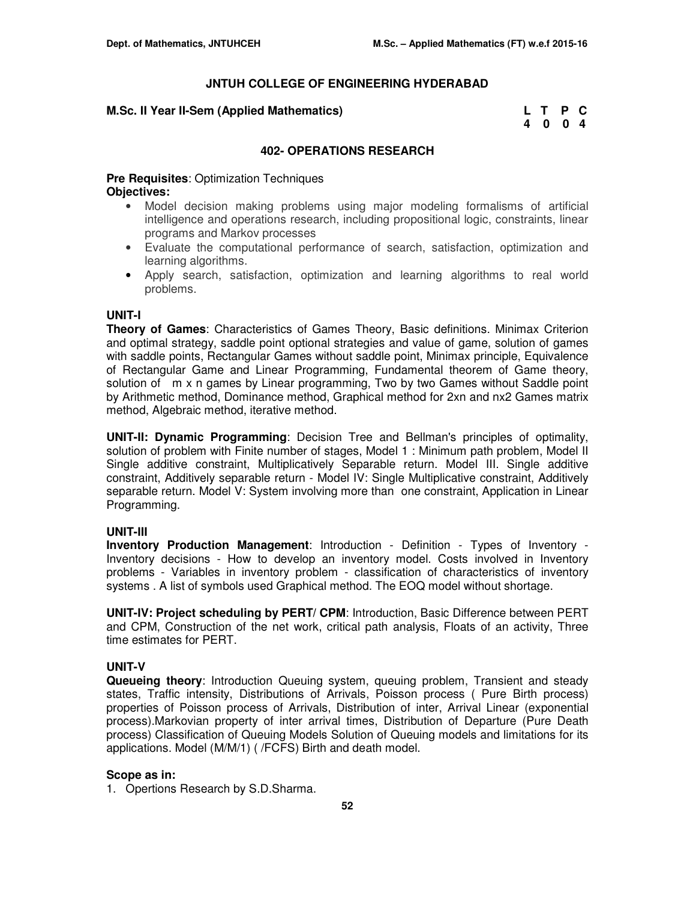## JNTUH COLLEGE OF ENGINEERING HYDERABAD

**M.Sc. II Year II-Sem (Applied Mathematics)**

| L | T | P | C |
|---|---|---|---|
| 4 | 0 | 0 | 4 |

### 402- OPERATIONS RESEARCH

**Pre Requisites**: Optimization Techniques

**Objectives:**

- Model decision making problems using major modeling formalisms of artificial intelligence and operations research, including propositional logic, constraints, linear programs and Markov processes
- Evaluate the computational performance of search, satisfaction, optimization and learning algorithms.
- Apply search, satisfaction, optimization and learning algorithms to real world problems.

**UNIT-I**

**Theory of Games**: Characteristics of Games Theory, Basic definitions. Minimax Criterion and optimal strategy, saddle point optional strategies and value of game, solution of games with saddle points, Rectangular Games without saddle point, Minimax principle, Equivalence of Rectangular Game and Linear Programming, Fundamental theorem of Game theory, solution of m x n games by Linear programming, Two by two Games without Saddle point by Arithmetic method, Dominance method, Graphical method for 2xn and nx2 Games matrix method, Algebraic method, iterative method.

**UNIT-II: Dynamic Programming**: Decision Tree and Bellman's principles of optimality, solution of problem with Finite number of stages, Model 1 : Minimum path problem, Model II Single additive constraint, Multiplicatively Separable return. Model III. Single additive constraint, Additively separable return - Model IV: Single Multiplicative constraint, Additively separable return. Model V: System involving more than one constraint, Application in Linear Programming.

**UNIT-III**

**Inventory Production Management**: Introduction - Definition - Types of Inventory - Inventory decisions - How to develop an inventory model. Costs involved in Inventory problems - Variables in inventory problem - classification of characteristics of inventory systems . A list of symbols used Graphical method. The EOQ model without shortage.

**UNIT-IV: Project scheduling by PERT/ CPM**: Introduction, Basic Difference between PERT and CPM, Construction of the net work, critical path analysis, Floats of an activity, Three time estimates for PERT.

**UNIT-V**

**Queueing theory**: Introduction Queuing system, queuing problem, Transient and steady states, Traffic intensity, Distributions of Arrivals, Poisson process ( Pure Birth process) properties of Poisson process of Arrivals, Distribution of inter, Arrival Linear (exponential process).Markovian property of inter arrival times, Distribution of Departure (Pure Death process) Classification of Queuing Models Solution of Queuing models and limitations for its applications. Model (M/M/1) ( /FCFS) Birth and death model.

**Scope as in:**

1. Opertions Research by S.D.Sharma.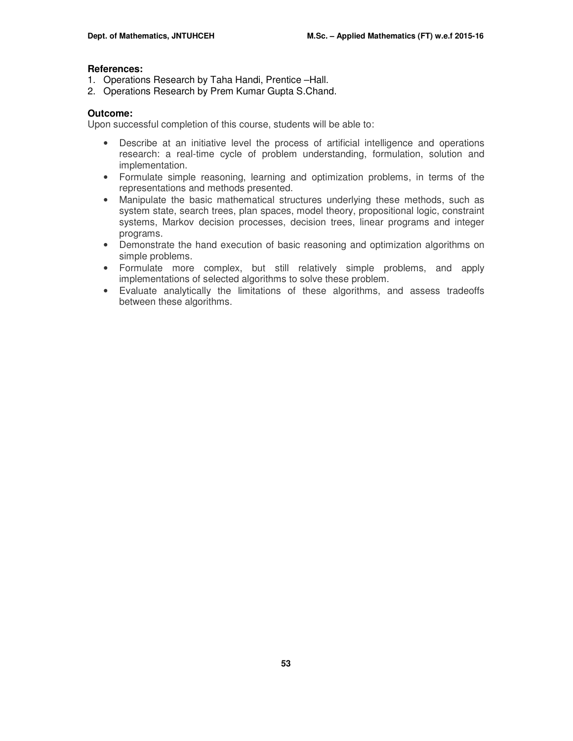**References:**

1. Operations Research by Taha Handi, Prentice –Hall.
2. Operations Research by Prem Kumar Gupta S.Chand.

**Outcome:**

Upon successful completion of this course, students will be able to:

- Describe at an initiative level the process of artificial intelligence and operations research: a real-time cycle of problem understanding, formulation, solution and implementation.
- Formulate simple reasoning, learning and optimization problems, in terms of the representations and methods presented.
- Manipulate the basic mathematical structures underlying these methods, such as system state, search trees, plan spaces, model theory, propositional logic, constraint systems, Markov decision processes, decision trees, linear programs and integer programs.
- Demonstrate the hand execution of basic reasoning and optimization algorithms on simple problems.
- Formulate more complex, but still relatively simple problems, and apply implementations of selected algorithms to solve these problem.
- Evaluate analytically the limitations of these algorithms, and assess tradeoffs between these algorithms.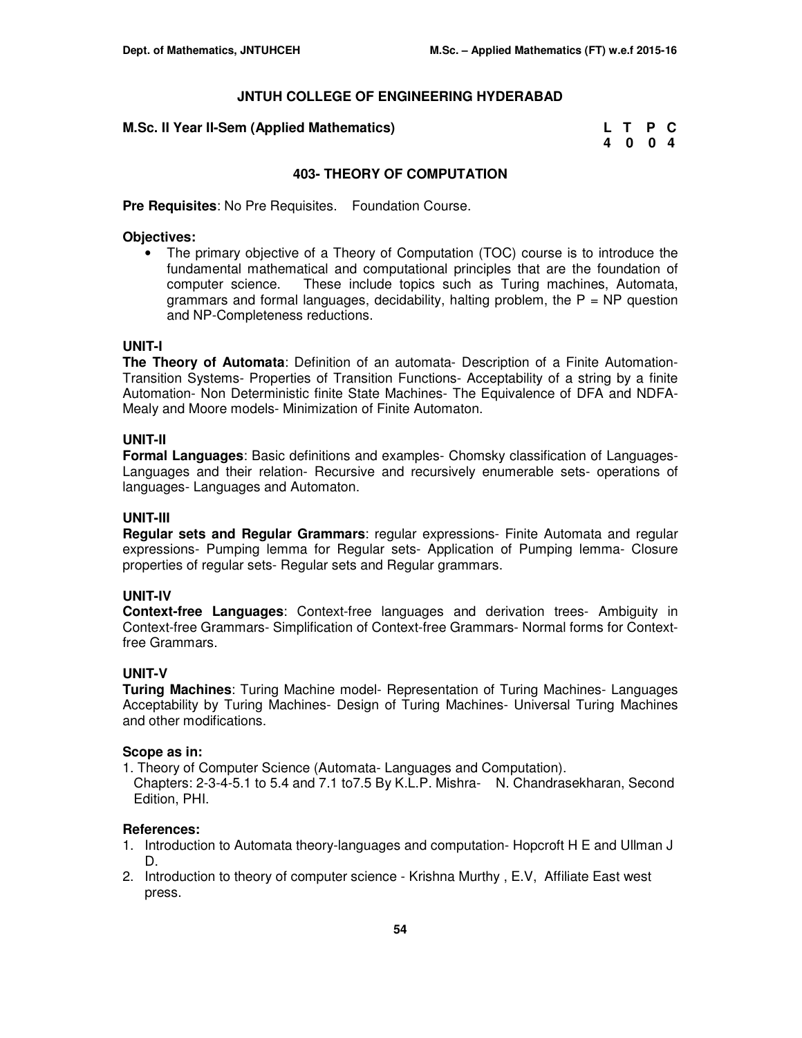## JNTUH COLLEGE OF ENGINEERING HYDERABAD

**M.Sc. II Year II-Sem (Applied Mathematics)**

| L | T | P | C |
|---|---|---|---|
| 4 | 0 | 0 | 4 |

## 403- THEORY OF COMPUTATION

**Pre Requisites**: No Pre Requisites. Foundation Course.

**Objectives:**

- The primary objective of a Theory of Computation (TOC) course is to introduce the fundamental mathematical and computational principles that are the foundation of computer science. These include topics such as Turing machines, Automata, grammars and formal languages, decidability, halting problem, the P = NP question and NP-Completeness reductions.

**UNIT-I**

**The Theory of Automata**: Definition of an automata- Description of a Finite Automation- Transition Systems- Properties of Transition Functions- Acceptability of a string by a finite Automation- Non Deterministic finite State Machines- The Equivalence of DFA and NDFA- Mealy and Moore models- Minimization of Finite Automaton.

**UNIT-II**

**Formal Languages**: Basic definitions and examples- Chomsky classification of Languages- Languages and their relation- Recursive and recursively enumerable sets- operations of languages- Languages and Automaton.

**UNIT-III**

**Regular sets and Regular Grammars**: regular expressions- Finite Automata and regular expressions- Pumping lemma for Regular sets- Application of Pumping lemma- Closure properties of regular sets- Regular sets and Regular grammars.

**UNIT-IV**

**Context-free Languages**: Context-free languages and derivation trees- Ambiguity in Context-free Grammars- Simplification of Context-free Grammars- Normal forms for Context-free Grammars.

**UNIT-V**

**Turing Machines**: Turing Machine model- Representation of Turing Machines- Languages Acceptability by Turing Machines- Design of Turing Machines- Universal Turing Machines and other modifications.

**Scope as in:**

1. Theory of Computer Science (Automata- Languages and Computation).
   Chapters: 2-3-4-5.1 to 5.4 and 7.1 to7.5 By K.L.P. Mishra- N. Chandrasekharan, Second Edition, PHI.

**References:**

1. Introduction to Automata theory-languages and computation- Hopcroft H E and Ullman J D.
2. Introduction to theory of computer science - Krishna Murthy , E.V, Affiliate East west press.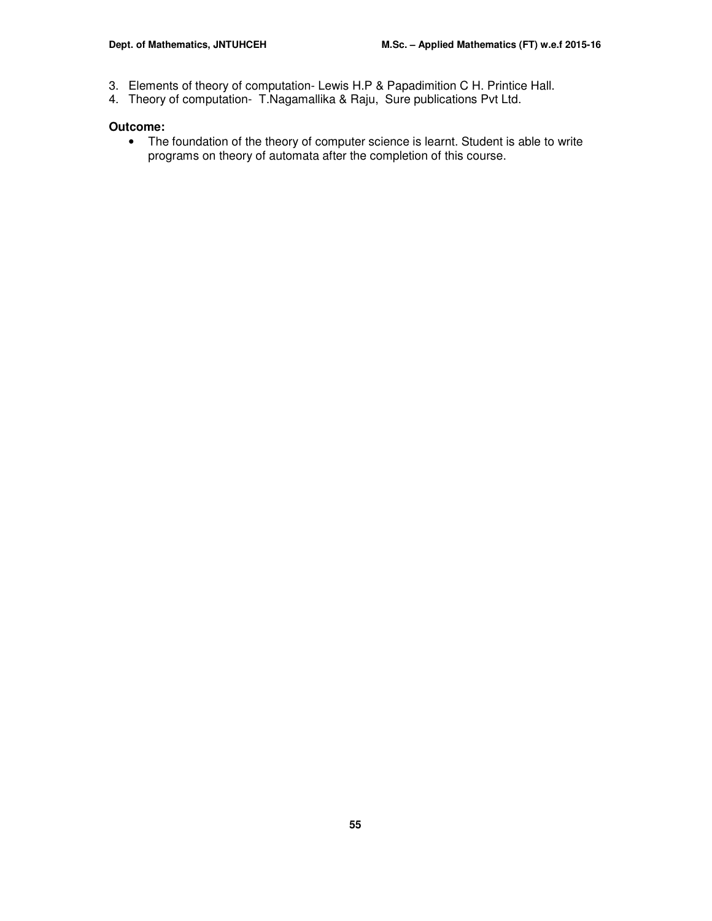3. Elements of theory of computation- Lewis H.P & Papadimition C H. Printice Hall.
4. Theory of computation- T.Nagamallika & Raju, Sure publications Pvt Ltd.

**Outcome:**

- The foundation of the theory of computer science is learnt. Student is able to write programs on theory of automata after the completion of this course.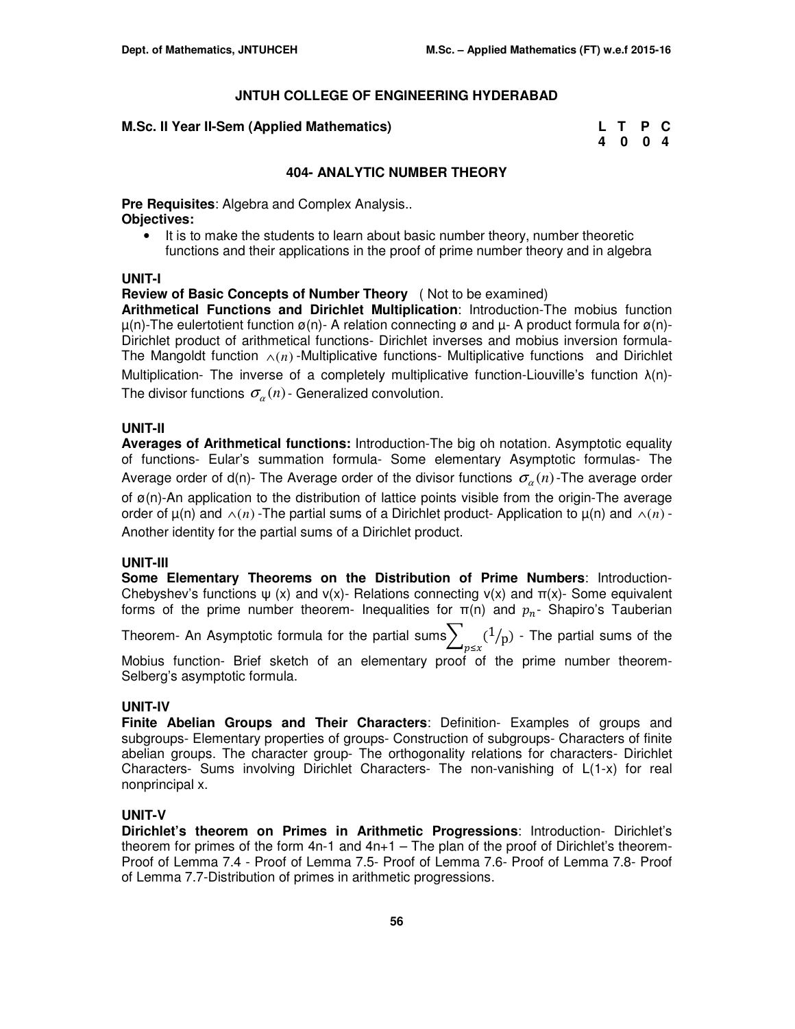# JNTUH COLLEGE OF ENGINEERING HYDERABAD

**M.Sc. II Year II-Sem (Applied Mathematics)**

| L | T | P | C |
|---|---|---|---|
| 4 | 0 | 0 | 4 |

## 404- ANALYTIC NUMBER THEORY

**Pre Requisites**: Algebra and Complex Analysis..

**Objectives:**

- It is to make the students to learn about basic number theory, number theoretic functions and their applications in the proof of prime number theory and in algebra

### UNIT-I

**Review of Basic Concepts of Number Theory** ( Not to be examined)

**Arithmetical Functions and Dirichlet Multiplication**: Introduction-The mobius function μ(n)-The eulertotient function ø(n)- A relation connecting ø and μ- A product formula for ø(n)- Dirichlet product of arithmetical functions- Dirichlet inverses and mobius inversion formula- The Mangoldt function $\wedge(n)$ -Multiplicative functions- Multiplicative functions and Dirichlet Multiplication- The inverse of a completely multiplicative function-Liouville's function λ(n)- The divisor functions $\sigma_{\alpha}(n)$ - Generalized convolution.

### UNIT-II

**Averages of Arithmetical functions:** Introduction-The big oh notation. Asymptotic equality of functions- Eular's summation formula- Some elementary Asymptotic formulas- The Average order of d(n)- The Average order of the divisor functions $\sigma_{\alpha}(n)$ -The average order of ø(n)-An application to the distribution of lattice points visible from the origin-The average order of μ(n) and $\wedge(n)$ -The partial sums of a Dirichlet product- Application to μ(n) and $\wedge(n)$ - Another identity for the partial sums of a Dirichlet product.

### UNIT-III

**Some Elementary Theorems on the Distribution of Prime Numbers**: Introduction- Chebyshev's functions ψ (x) and v(x)- Relations connecting v(x) and π(x)- Some equivalent forms of the prime number theorem- Inequalities for π(n) and $p_n$- Shapiro's Tauberian Theorem- An Asymptotic formula for the partial sums $\sum_{p \le x} (1/p)$ - The partial sums of the Mobius function- Brief sketch of an elementary proof of the prime number theorem- Selberg's asymptotic formula.

### UNIT-IV

**Finite Abelian Groups and Their Characters**: Definition- Examples of groups and subgroups- Elementary properties of groups- Construction of subgroups- Characters of finite abelian groups. The character group- The orthogonality relations for characters- Dirichlet Characters- Sums involving Dirichlet Characters- The non-vanishing of L(1-x) for real nonprincipal x.

### UNIT-V

**Dirichlet's theorem on Primes in Arithmetic Progressions**: Introduction- Dirichlet's theorem for primes of the form 4n-1 and 4n+1 – The plan of the proof of Dirichlet's theorem- Proof of Lemma 7.4 - Proof of Lemma 7.5- Proof of Lemma 7.6- Proof of Lemma 7.8- Proof of Lemma 7.7-Distribution of primes in arithmetic progressions.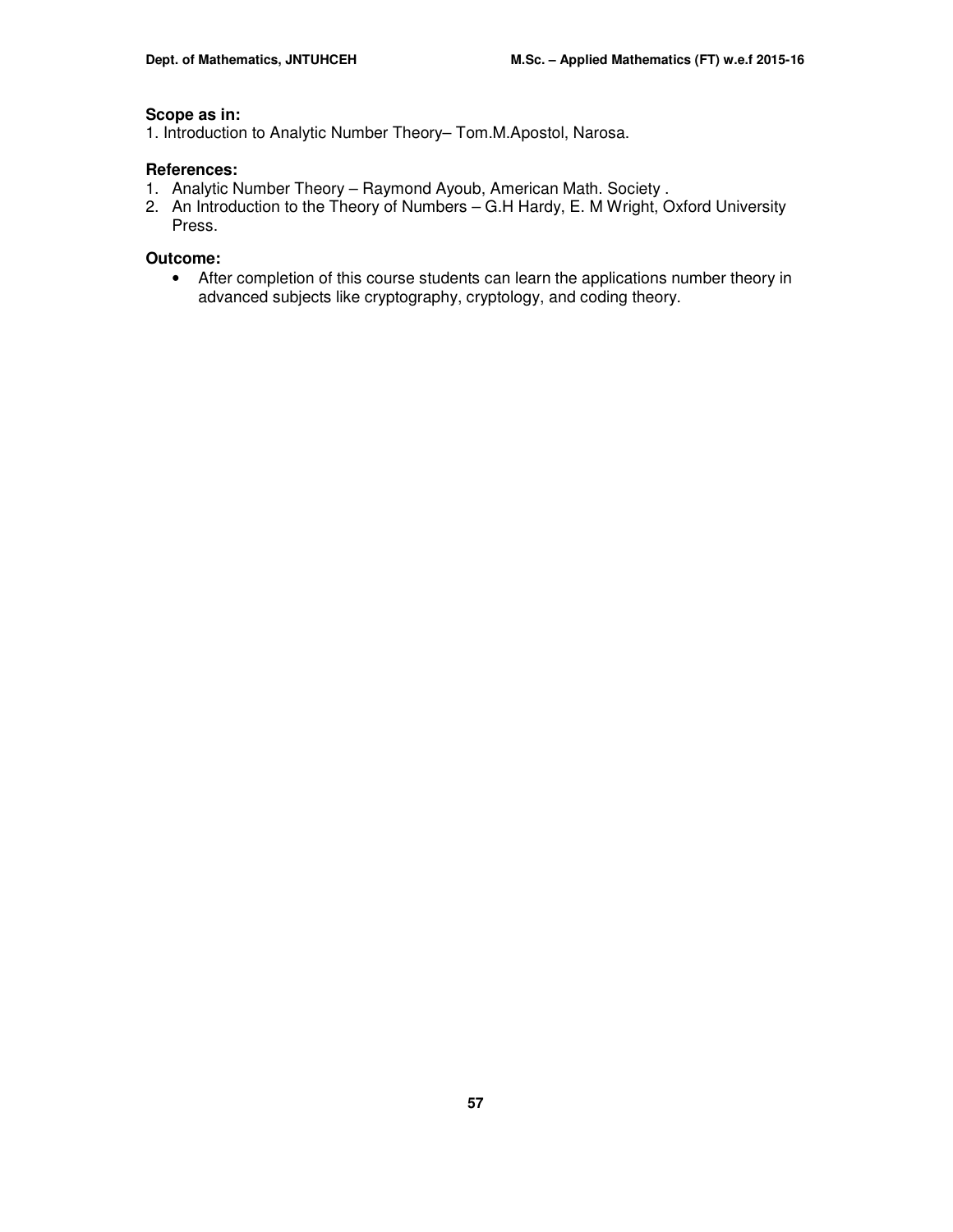**Scope as in:**

1. Introduction to Analytic Number Theory– Tom.M.Apostol, Narosa.

**References:**

1. Analytic Number Theory – Raymond Ayoub, American Math. Society .
2. An Introduction to the Theory of Numbers – G.H Hardy, E. M Wright, Oxford University Press.

**Outcome:**

- After completion of this course students can learn the applications number theory in advanced subjects like cryptography, cryptology, and coding theory.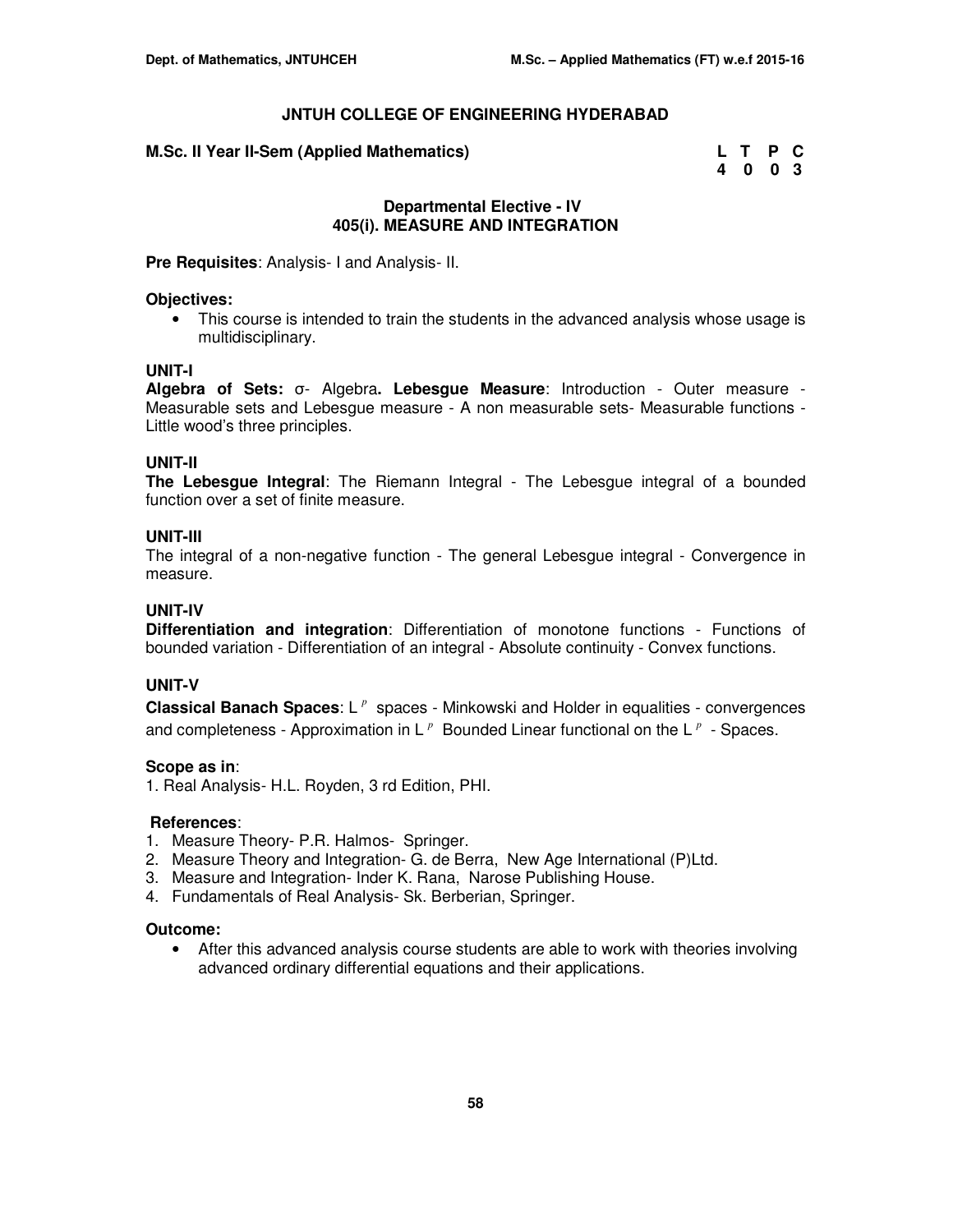# JNTUH COLLEGE OF ENGINEERING HYDERABAD

**M.Sc. II Year II-Sem (Applied Mathematics)**

| L | T | P | C |
|---|---|---|---|
| 4 | 0 | 0 | 3 |

## Departmental Elective - IV
## 405(i). MEASURE AND INTEGRATION

**Pre Requisites**: Analysis- I and Analysis- II.

**Objectives:**

- This course is intended to train the students in the advanced analysis whose usage is multidisciplinary.

**UNIT-I**

**Algebra of Sets:** σ- Algebra**. Lebesgue Measure**: Introduction - Outer measure - Measurable sets and Lebesgue measure - A non measurable sets- Measurable functions - Little wood's three principles.

**UNIT-II**

**The Lebesgue Integral**: The Riemann Integral - The Lebesgue integral of a bounded function over a set of finite measure.

**UNIT-III**

The integral of a non-negative function - The general Lebesgue integral - Convergence in measure.

**UNIT-IV**

**Differentiation and integration**: Differentiation of monotone functions - Functions of bounded variation - Differentiation of an integral - Absolute continuity - Convex functions.

**UNIT-V**

**Classical Banach Spaces**: $L^p$ spaces - Minkowski and Holder in equalities - convergences and completeness - Approximation in $L^p$ Bounded Linear functional on the $L^p$ - Spaces.

**Scope as in**:

1. Real Analysis- H.L. Royden, 3 rd Edition, PHI.

**References**:

1. Measure Theory- P.R. Halmos- Springer.
2. Measure Theory and Integration- G. de Berra, New Age International (P)Ltd.
3. Measure and Integration- Inder K. Rana, Narose Publishing House.
4. Fundamentals of Real Analysis- Sk. Berberian, Springer.

**Outcome:**

- After this advanced analysis course students are able to work with theories involving advanced ordinary differential equations and their applications.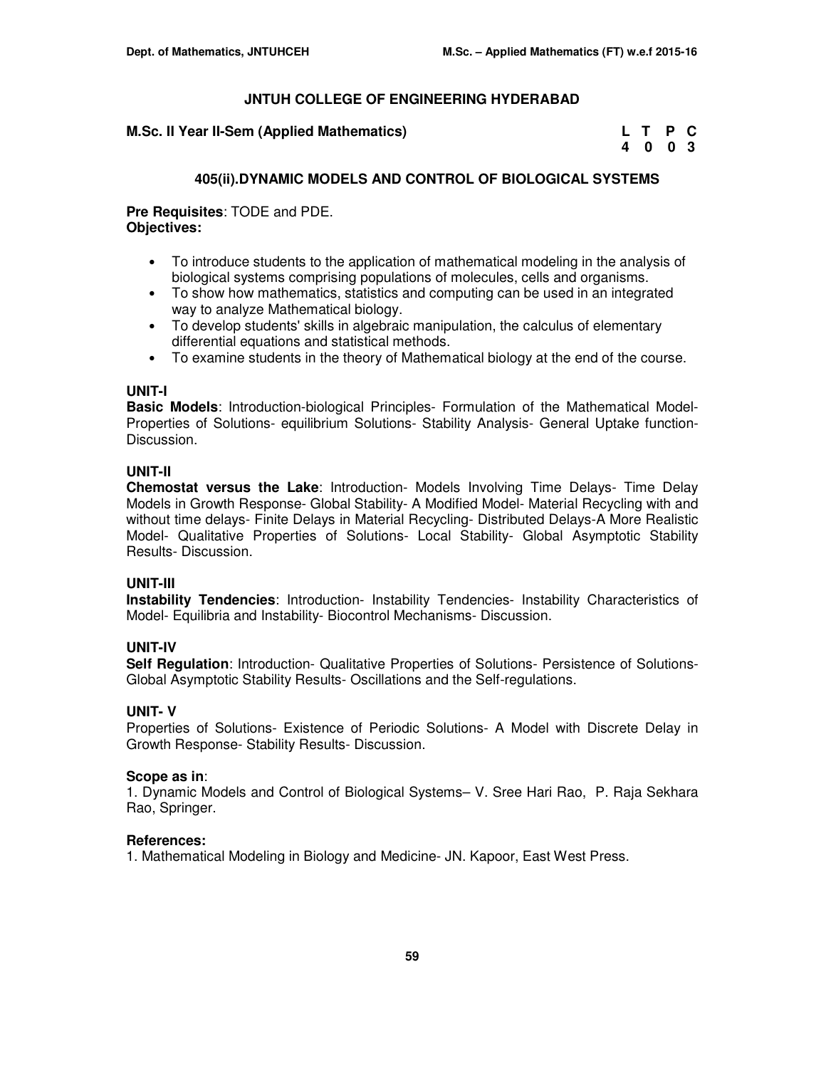# JNTUH COLLEGE OF ENGINEERING HYDERABAD

**M.Sc. II Year II-Sem (Applied Mathematics)**

| L | T | P | C |
|---|---|---|---|
| 4 | 0 | 0 | 3 |

## 405(ii).DYNAMIC MODELS AND CONTROL OF BIOLOGICAL SYSTEMS

**Pre Requisites**: TODE and PDE.

**Objectives:**

- To introduce students to the application of mathematical modeling in the analysis of biological systems comprising populations of molecules, cells and organisms.
- To show how mathematics, statistics and computing can be used in an integrated way to analyze Mathematical biology.
- To develop students' skills in algebraic manipulation, the calculus of elementary differential equations and statistical methods.
- To examine students in the theory of Mathematical biology at the end of the course.

### UNIT-I

**Basic Models**: Introduction-biological Principles- Formulation of the Mathematical Model- Properties of Solutions- equilibrium Solutions- Stability Analysis- General Uptake function- Discussion.

### UNIT-II

**Chemostat versus the Lake**: Introduction- Models Involving Time Delays- Time Delay Models in Growth Response- Global Stability- A Modified Model- Material Recycling with and without time delays- Finite Delays in Material Recycling- Distributed Delays-A More Realistic Model- Qualitative Properties of Solutions- Local Stability- Global Asymptotic Stability Results- Discussion.

### UNIT-III

**Instability Tendencies**: Introduction- Instability Tendencies- Instability Characteristics of Model- Equilibria and Instability- Biocontrol Mechanisms- Discussion.

### UNIT-IV

**Self Regulation**: Introduction- Qualitative Properties of Solutions- Persistence of Solutions- Global Asymptotic Stability Results- Oscillations and the Self-regulations.

### UNIT- V

Properties of Solutions- Existence of Periodic Solutions- A Model with Discrete Delay in Growth Response- Stability Results- Discussion.

**Scope as in**:

1. Dynamic Models and Control of Biological Systems– V. Sree Hari Rao, P. Raja Sekhara Rao, Springer.

**References:**

1. Mathematical Modeling in Biology and Medicine- JN. Kapoor, East West Press.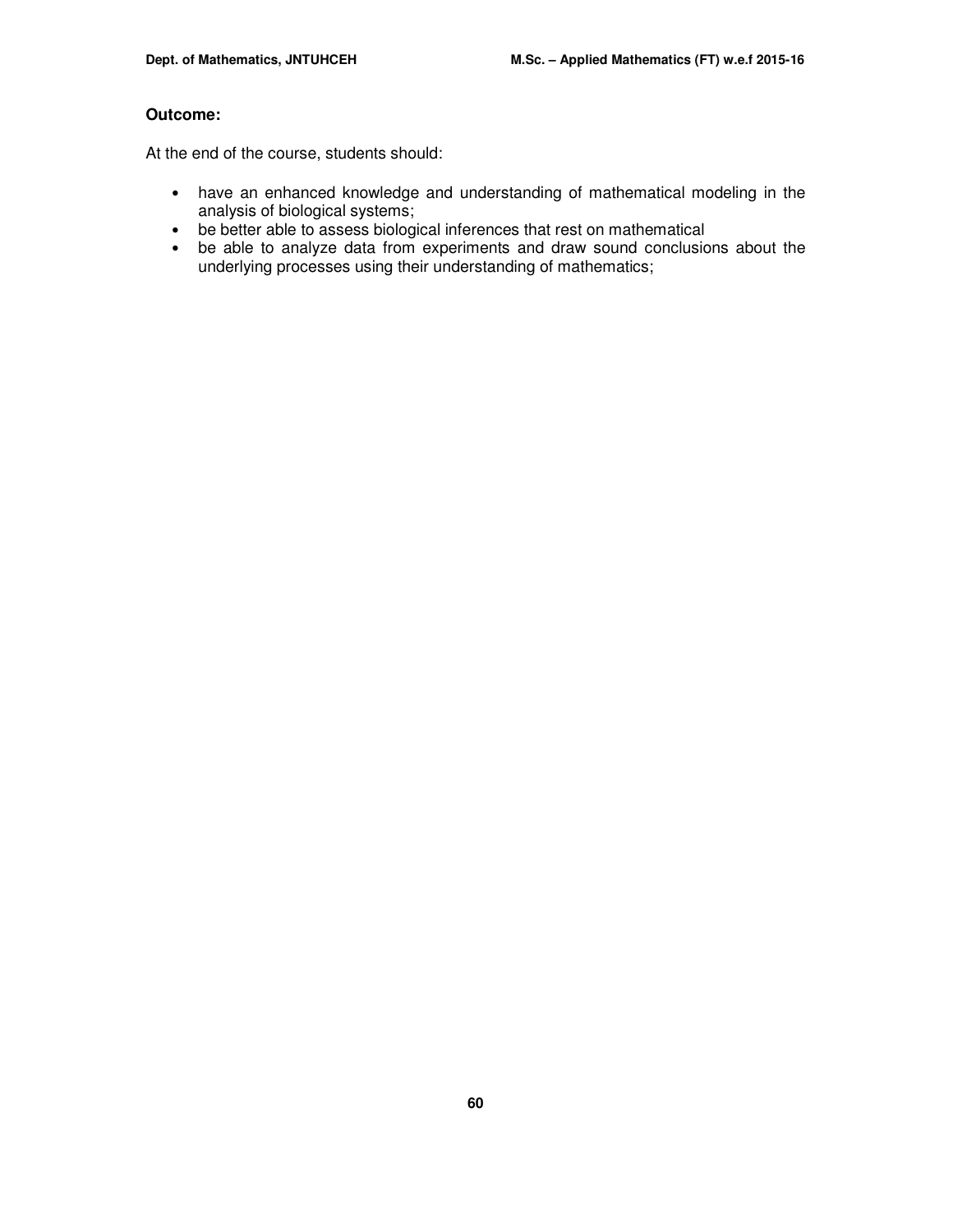**Outcome:**

At the end of the course, students should:

- have an enhanced knowledge and understanding of mathematical modeling in the analysis of biological systems;
- be better able to assess biological inferences that rest on mathematical
- be able to analyze data from experiments and draw sound conclusions about the underlying processes using their understanding of mathematics;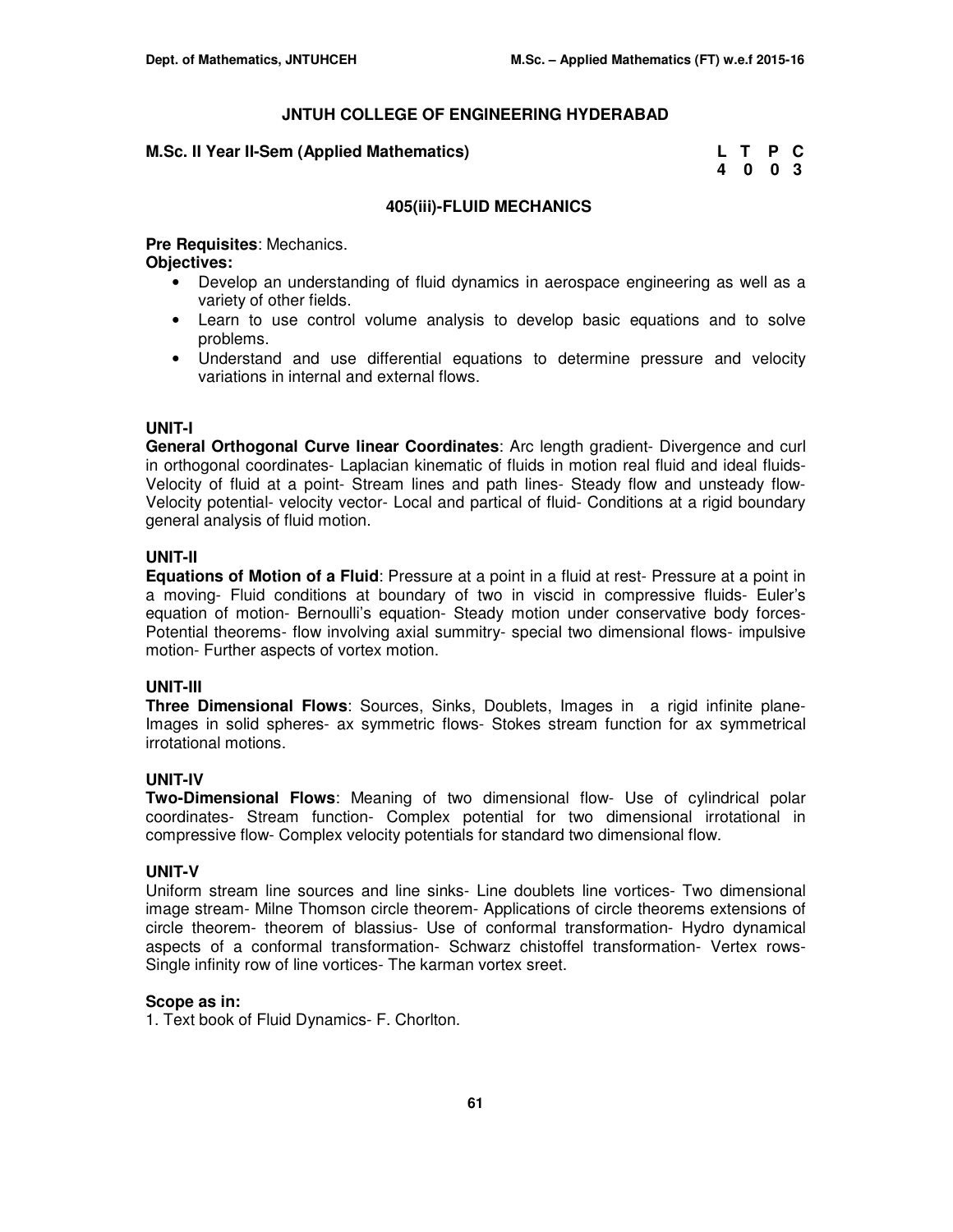## JNTUH COLLEGE OF ENGINEERING HYDERABAD

**M.Sc. II Year II-Sem (Applied Mathematics)**

| L | T | P | C |
|---|---|---|---|
| 4 | 0 | 0 | 3 |

### 405(iii)-FLUID MECHANICS

**Pre Requisites**: Mechanics.

**Objectives:**

- Develop an understanding of fluid dynamics in aerospace engineering as well as a variety of other fields.
- Learn to use control volume analysis to develop basic equations and to solve problems.
- Understand and use differential equations to determine pressure and velocity variations in internal and external flows.

**UNIT-I**

**General Orthogonal Curve linear Coordinates**: Arc length gradient- Divergence and curl in orthogonal coordinates- Laplacian kinematic of fluids in motion real fluid and ideal fluids- Velocity of fluid at a point- Stream lines and path lines- Steady flow and unsteady flow- Velocity potential- velocity vector- Local and partical of fluid- Conditions at a rigid boundary general analysis of fluid motion.

**UNIT-II**

**Equations of Motion of a Fluid**: Pressure at a point in a fluid at rest- Pressure at a point in a moving- Fluid conditions at boundary of two in viscid in compressive fluids- Euler's equation of motion- Bernoulli's equation- Steady motion under conservative body forces- Potential theorems- flow involving axial summitry- special two dimensional flows- impulsive motion- Further aspects of vortex motion.

**UNIT-III**

**Three Dimensional Flows**: Sources, Sinks, Doublets, Images in a rigid infinite plane- Images in solid spheres- ax symmetric flows- Stokes stream function for ax symmetrical irrotational motions.

**UNIT-IV**

**Two-Dimensional Flows**: Meaning of two dimensional flow- Use of cylindrical polar coordinates- Stream function- Complex potential for two dimensional irrotational in compressive flow- Complex velocity potentials for standard two dimensional flow.

**UNIT-V**

Uniform stream line sources and line sinks- Line doublets line vortices- Two dimensional image stream- Milne Thomson circle theorem- Applications of circle theorems extensions of circle theorem- theorem of blassius- Use of conformal transformation- Hydro dynamical aspects of a conformal transformation- Schwarz chistoffel transformation- Vertex rows- Single infinity row of line vortices- The karman vortex sreet.

**Scope as in:**

1. Text book of Fluid Dynamics- F. Chorlton.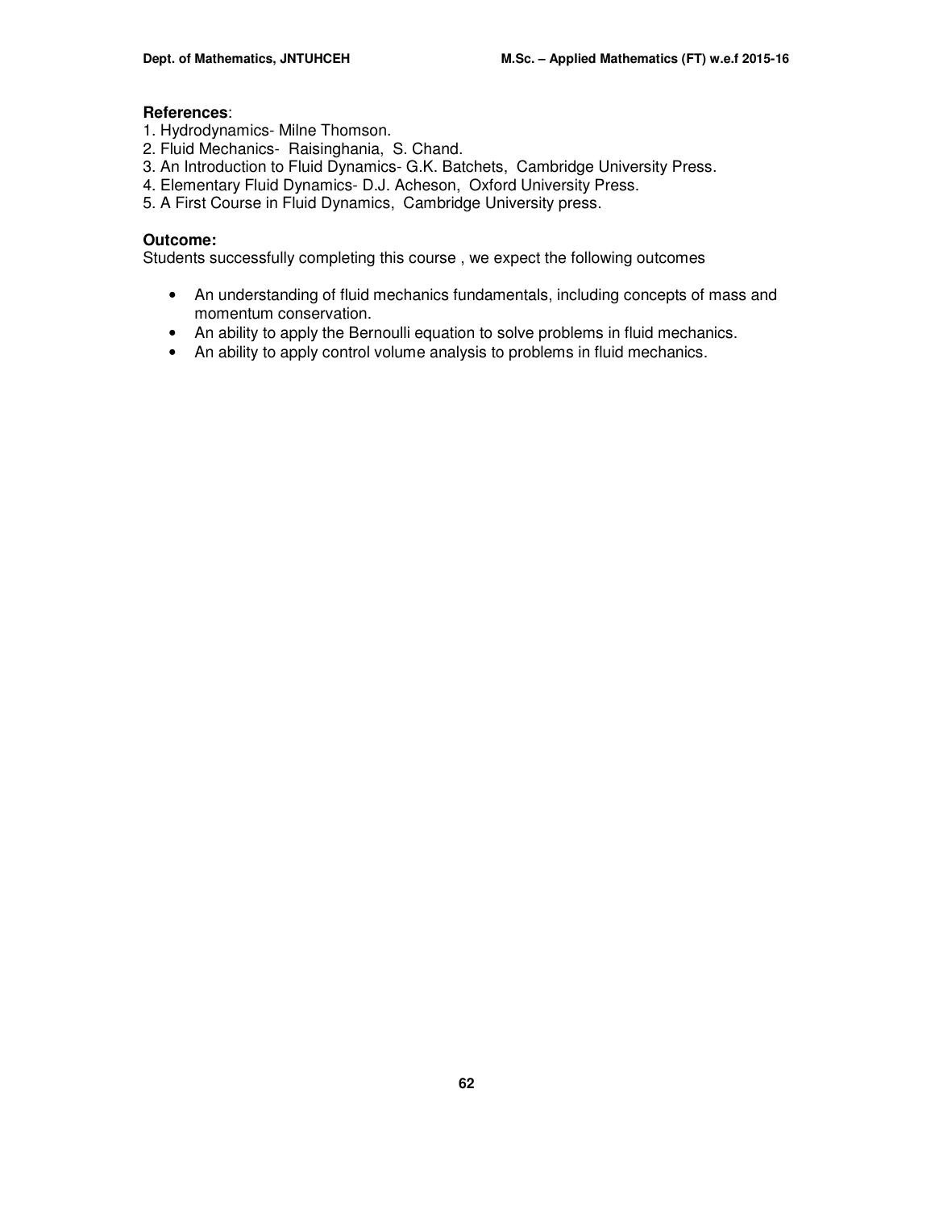**References**:
1. Hydrodynamics- Milne Thomson.
2. Fluid Mechanics- Raisinghania, S. Chand.
3. An Introduction to Fluid Dynamics- G.K. Batchets, Cambridge University Press.
4. Elementary Fluid Dynamics- D.J. Acheson, Oxford University Press.
5. A First Course in Fluid Dynamics, Cambridge University press.

**Outcome:**
Students successfully completing this course , we expect the following outcomes

- An understanding of fluid mechanics fundamentals, including concepts of mass and momentum conservation.
- An ability to apply the Bernoulli equation to solve problems in fluid mechanics.
- An ability to apply control volume analysis to problems in fluid mechanics.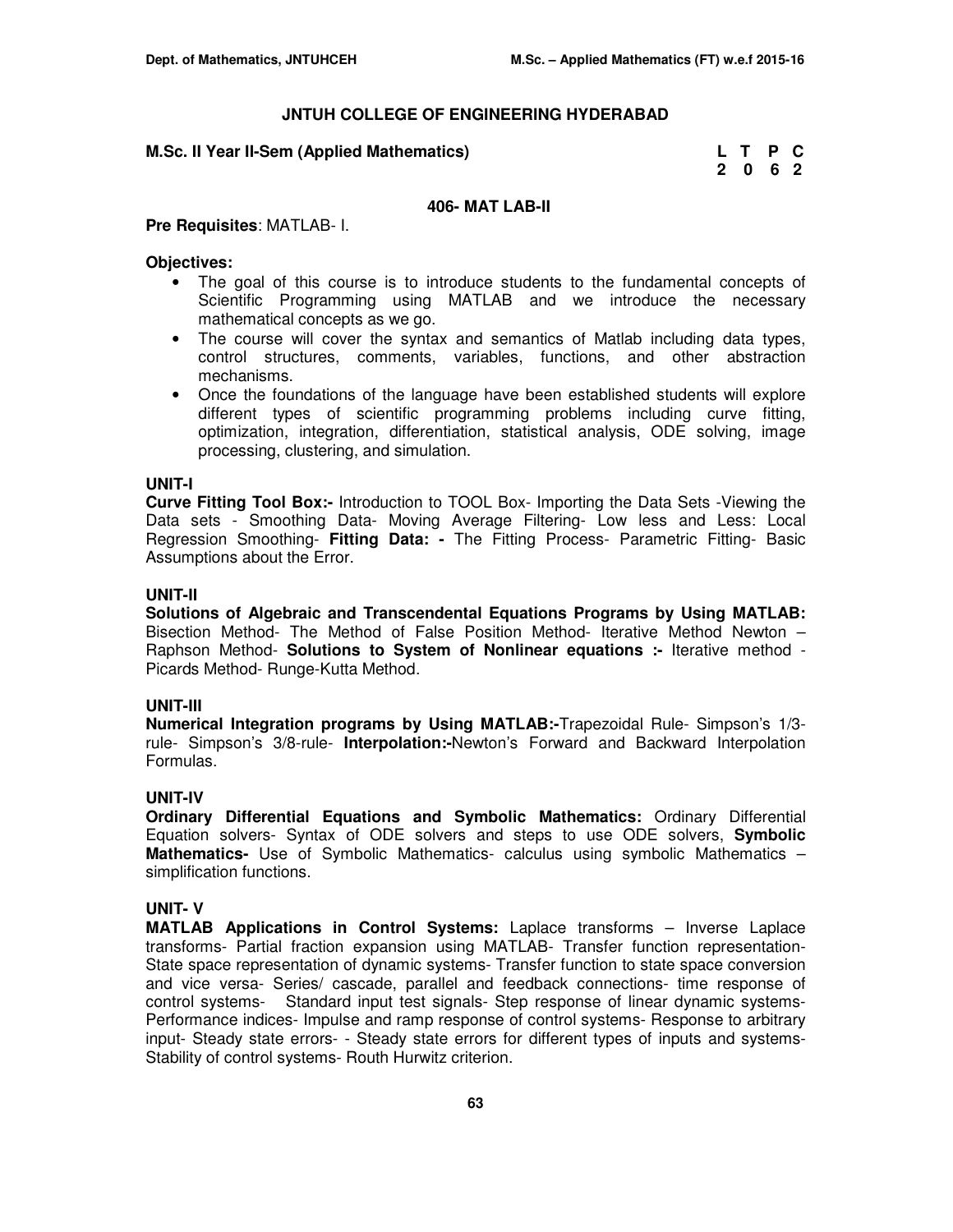## JNTUH COLLEGE OF ENGINEERING HYDERABAD

**M.Sc. II Year II-Sem (Applied Mathematics)**

| L | T | P | C |
|---|---|---|---|
| 2 | 0 | 6 | 2 |

### 406- MAT LAB-II

**Pre Requisites**: MATLAB- I.

**Objectives:**

- The goal of this course is to introduce students to the fundamental concepts of Scientific Programming using MATLAB and we introduce the necessary mathematical concepts as we go.
- The course will cover the syntax and semantics of Matlab including data types, control structures, comments, variables, functions, and other abstraction mechanisms.
- Once the foundations of the language have been established students will explore different types of scientific programming problems including curve fitting, optimization, integration, differentiation, statistical analysis, ODE solving, image processing, clustering, and simulation.

**UNIT-I**

**Curve Fitting Tool Box:-** Introduction to TOOL Box- Importing the Data Sets -Viewing the Data sets - Smoothing Data- Moving Average Filtering- Low less and Less: Local Regression Smoothing- **Fitting Data: -** The Fitting Process- Parametric Fitting- Basic Assumptions about the Error.

**UNIT-II**

**Solutions of Algebraic and Transcendental Equations Programs by Using MATLAB:** Bisection Method- The Method of False Position Method- Iterative Method Newton – Raphson Method- **Solutions to System of Nonlinear equations :-** Iterative method - Picards Method- Runge-Kutta Method.

**UNIT-III**

**Numerical Integration programs by Using MATLAB:-**Trapezoidal Rule- Simpson's 1/3-rule- Simpson's 3/8-rule- **Interpolation:-**Newton's Forward and Backward Interpolation Formulas.

**UNIT-IV**

**Ordinary Differential Equations and Symbolic Mathematics:** Ordinary Differential Equation solvers- Syntax of ODE solvers and steps to use ODE solvers, **Symbolic Mathematics-** Use of Symbolic Mathematics- calculus using symbolic Mathematics – simplification functions.

**UNIT- V**

**MATLAB Applications in Control Systems:** Laplace transforms – Inverse Laplace transforms- Partial fraction expansion using MATLAB- Transfer function representation- State space representation of dynamic systems- Transfer function to state space conversion and vice versa- Series/ cascade, parallel and feedback connections- time response of control systems- Standard input test signals- Step response of linear dynamic systems- Performance indices- Impulse and ramp response of control systems- Response to arbitrary input- Steady state errors- - Steady state errors for different types of inputs and systems- Stability of control systems- Routh Hurwitz criterion.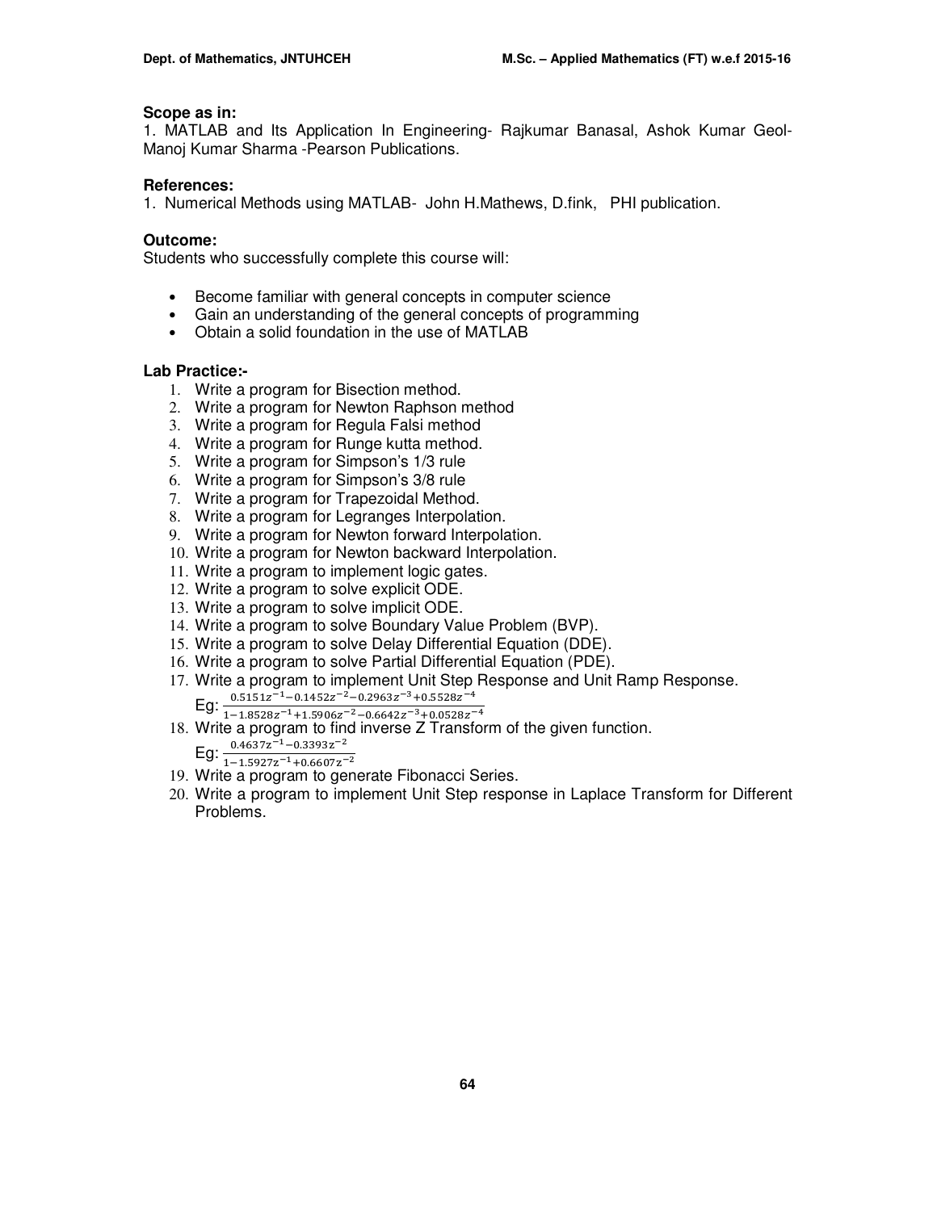**Scope as in:**

1. MATLAB and Its Application In Engineering- Rajkumar Banasal, Ashok Kumar Geol-Manoj Kumar Sharma -Pearson Publications.

**References:**

1. Numerical Methods using MATLAB- John H.Mathews, D.fink, PHI publication.

**Outcome:**

Students who successfully complete this course will:

- Become familiar with general concepts in computer science
- Gain an understanding of the general concepts of programming
- Obtain a solid foundation in the use of MATLAB

**Lab Practice:-**

1. Write a program for Bisection method.
2. Write a program for Newton Raphson method
3. Write a program for Regula Falsi method
4. Write a program for Runge kutta method.
5. Write a program for Simpson's 1/3 rule
6. Write a program for Simpson's 3/8 rule
7. Write a program for Trapezoidal Method.
8. Write a program for Legranges Interpolation.
9. Write a program for Newton forward Interpolation.
10. Write a program for Newton backward Interpolation.
11. Write a program to implement logic gates.
12. Write a program to solve explicit ODE.
13. Write a program to solve implicit ODE.
14. Write a program to solve Boundary Value Problem (BVP).
15. Write a program to solve Delay Differential Equation (DDE).
16. Write a program to solve Partial Differential Equation (PDE).
17. Write a program to implement Unit Step Response and Unit Ramp Response.
    Eg: $\frac{0.5151z^{-1}-0.1452z^{-2}-0.2963z^{-3}+0.5528z^{-4}}{1-1.8528z^{-1}+1.5906z^{-2}-0.6642z^{-3}+0.0528z^{-4}}$
18. Write a program to find inverse Z Transform of the given function.
    Eg: $\frac{0.4637z^{-1}-0.3393z^{-2}}{1-1.5927z^{-1}+0.6607z^{-2}}$
19. Write a program to generate Fibonacci Series.
20. Write a program to implement Unit Step response in Laplace Transform for Different Problems.